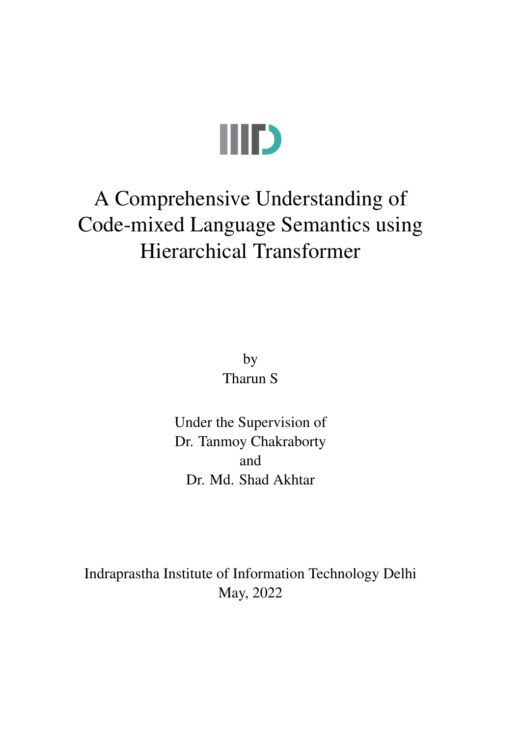# A Comprehensive Understanding of Code-mixed Language Semantics using Hierarchical Transformer

by
Tharun S

Under the Supervision of
Dr. Tanmoy Chakraborty
and
Dr. Md. Shad Akhtar

Indraprastha Institute of Information Technology Delhi
May, 2022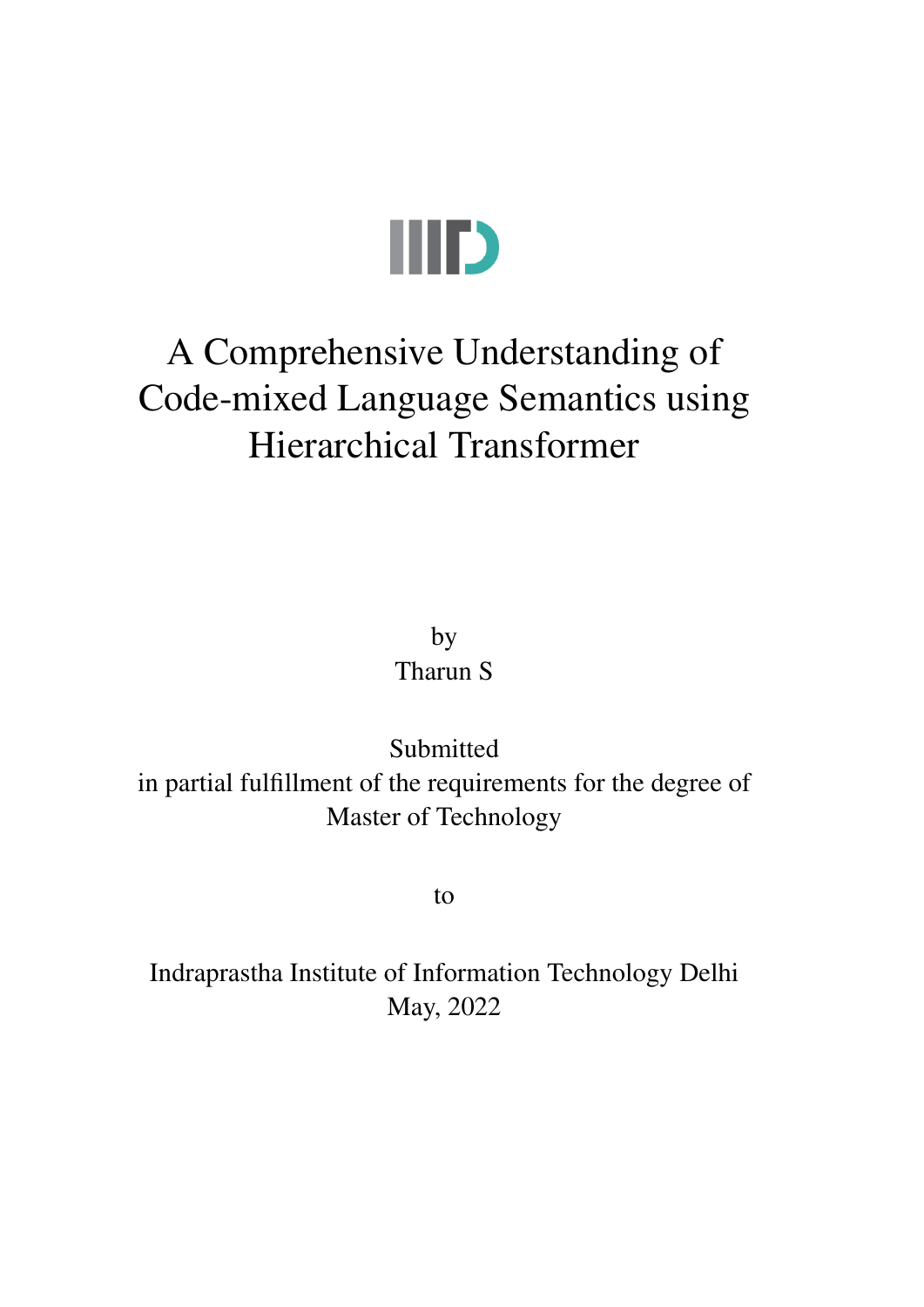# A Comprehensive Understanding of Code-mixed Language Semantics using Hierarchical Transformer

by

Tharun S

Submitted

in partial fulfillment of the requirements for the degree of

Master of Technology

to

Indraprastha Institute of Information Technology Delhi

May, 2022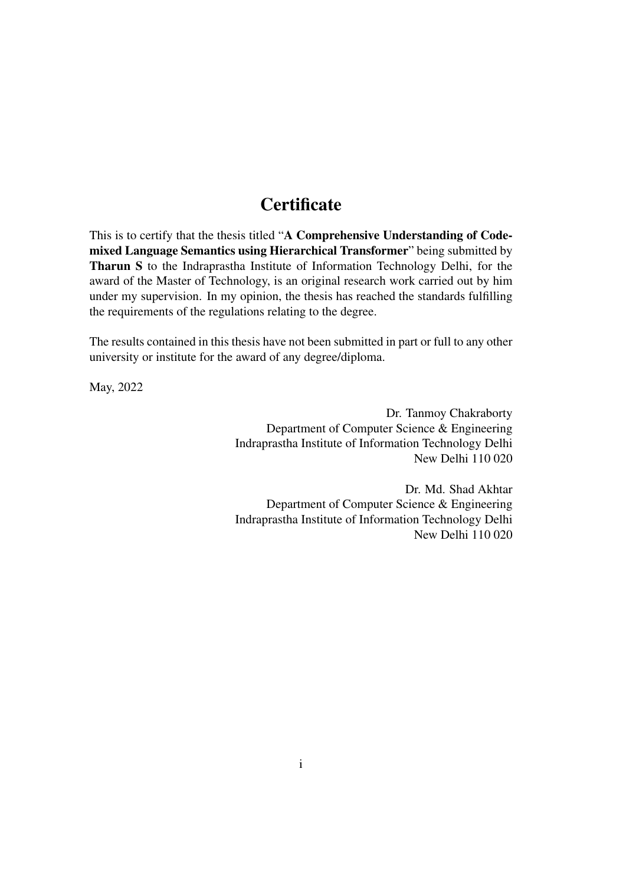# Certificate

This is to certify that the thesis titled "**A Comprehensive Understanding of Code-mixed Language Semantics using Hierarchical Transformer**" being submitted by **Tharun S** to the Indraprastha Institute of Information Technology Delhi, for the award of the Master of Technology, is an original research work carried out by him under my supervision. In my opinion, the thesis has reached the standards fulfilling the requirements of the regulations relating to the degree.

The results contained in this thesis have not been submitted in part or full to any other university or institute for the award of any degree/diploma.

May, 2022

Dr. Tanmoy Chakraborty
Department of Computer Science & Engineering
Indraprastha Institute of Information Technology Delhi
New Delhi 110 020

Dr. Md. Shad Akhtar
Department of Computer Science & Engineering
Indraprastha Institute of Information Technology Delhi
New Delhi 110 020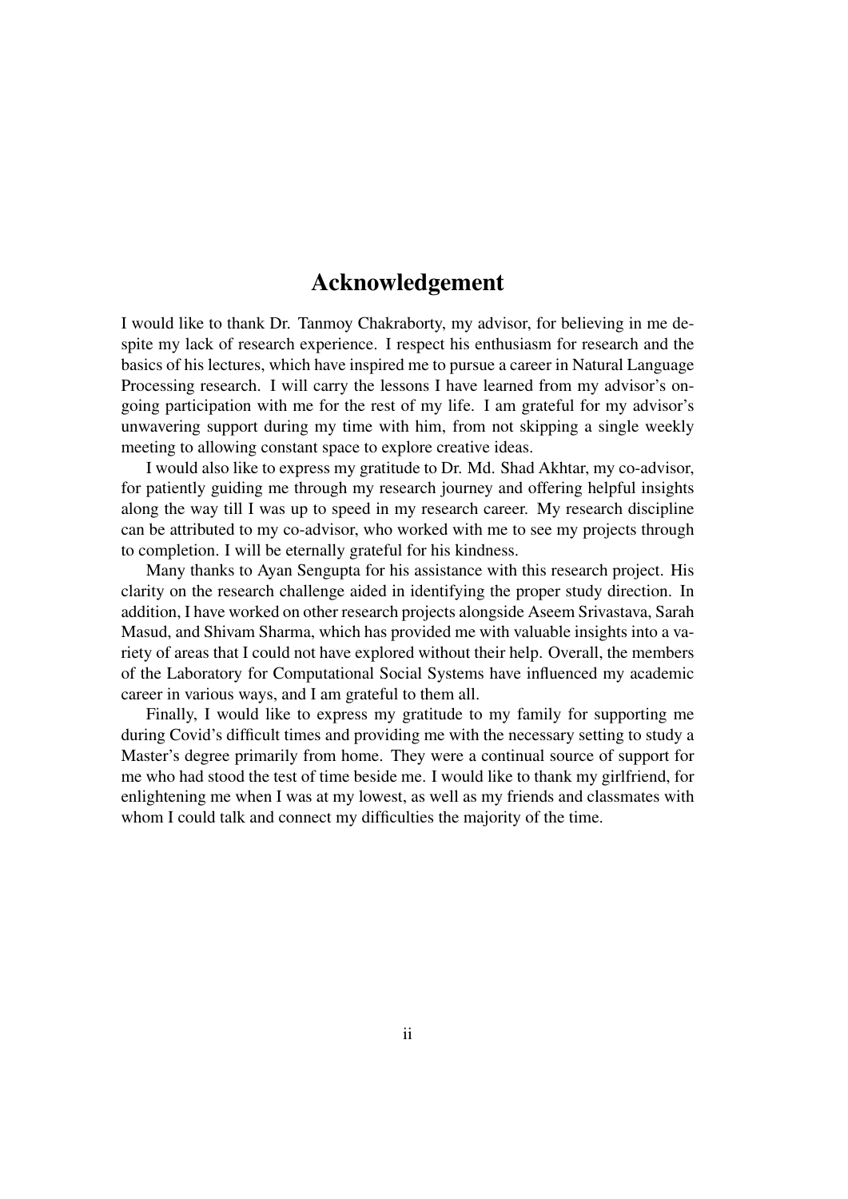# Acknowledgement

I would like to thank Dr. Tanmoy Chakraborty, my advisor, for believing in me despite my lack of research experience. I respect his enthusiasm for research and the basics of his lectures, which have inspired me to pursue a career in Natural Language Processing research. I will carry the lessons I have learned from my advisor's ongoing participation with me for the rest of my life. I am grateful for my advisor's unwavering support during my time with him, from not skipping a single weekly meeting to allowing constant space to explore creative ideas.

I would also like to express my gratitude to Dr. Md. Shad Akhtar, my co-advisor, for patiently guiding me through my research journey and offering helpful insights along the way till I was up to speed in my research career. My research discipline can be attributed to my co-advisor, who worked with me to see my projects through to completion. I will be eternally grateful for his kindness.

Many thanks to Ayan Sengupta for his assistance with this research project. His clarity on the research challenge aided in identifying the proper study direction. In addition, I have worked on other research projects alongside Aseem Srivastava, Sarah Masud, and Shivam Sharma, which has provided me with valuable insights into a variety of areas that I could not have explored without their help. Overall, the members of the Laboratory for Computational Social Systems have influenced my academic career in various ways, and I am grateful to them all.

Finally, I would like to express my gratitude to my family for supporting me during Covid's difficult times and providing me with the necessary setting to study a Master's degree primarily from home. They were a continual source of support for me who had stood the test of time beside me. I would like to thank my girlfriend, for enlightening me when I was at my lowest, as well as my friends and classmates with whom I could talk and connect my difficulties the majority of the time.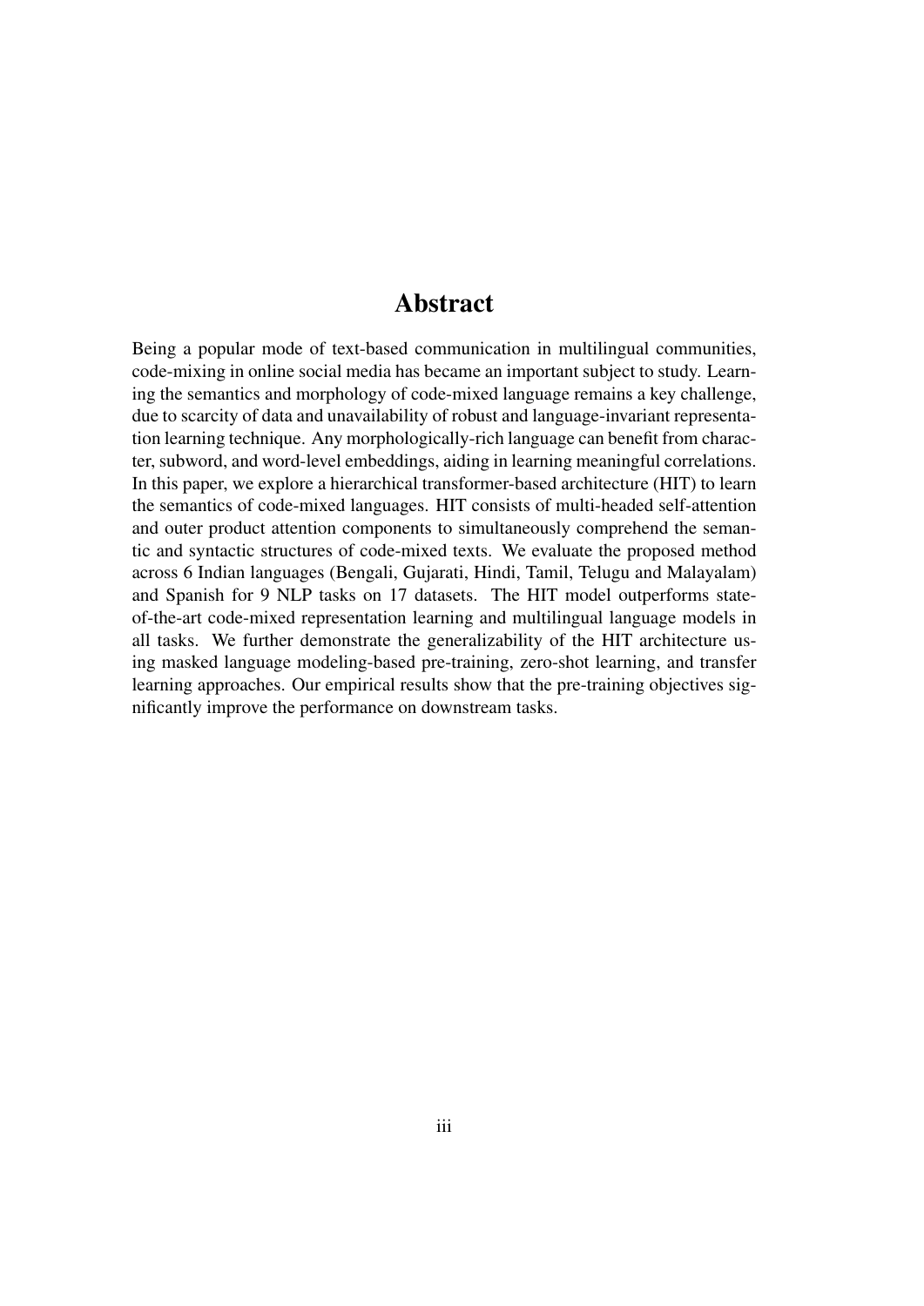# Abstract

Being a popular mode of text-based communication in multilingual communities, code-mixing in online social media has became an important subject to study. Learning the semantics and morphology of code-mixed language remains a key challenge, due to scarcity of data and unavailability of robust and language-invariant representation learning technique. Any morphologically-rich language can benefit from character, subword, and word-level embeddings, aiding in learning meaningful correlations. In this paper, we explore a hierarchical transformer-based architecture (HIT) to learn the semantics of code-mixed languages. HIT consists of multi-headed self-attention and outer product attention components to simultaneously comprehend the semantic and syntactic structures of code-mixed texts. We evaluate the proposed method across 6 Indian languages (Bengali, Gujarati, Hindi, Tamil, Telugu and Malayalam) and Spanish for 9 NLP tasks on 17 datasets. The HIT model outperforms state-of-the-art code-mixed representation learning and multilingual language models in all tasks. We further demonstrate the generalizability of the HIT architecture using masked language modeling-based pre-training, zero-shot learning, and transfer learning approaches. Our empirical results show that the pre-training objectives significantly improve the performance on downstream tasks.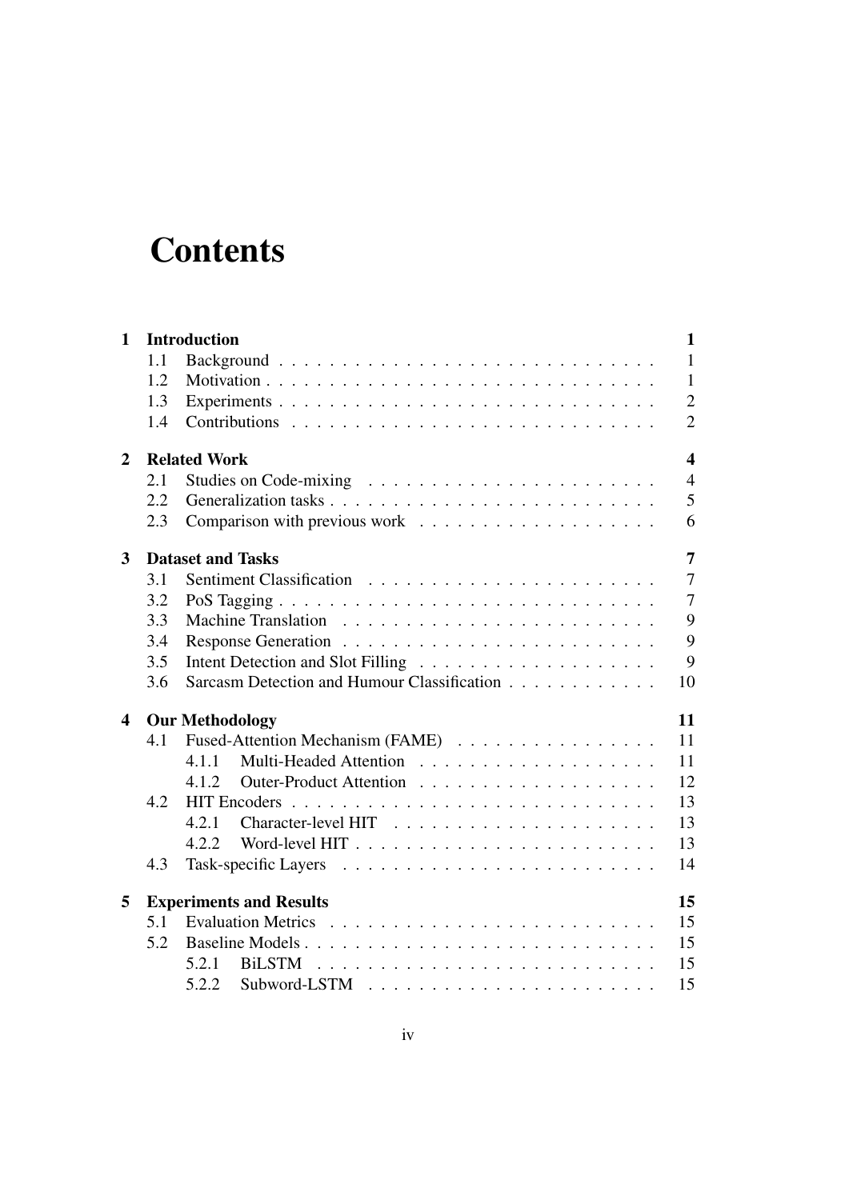# Contents

| | | |
|---|---|---|
| **1** | **Introduction** | **1** |
| 1.1 | Background | 1 |
| 1.2 | Motivation | 1 |
| 1.3 | Experiments | 2 |
| 1.4 | Contributions | 2 |
| **2** | **Related Work** | **4** |
| 2.1 | Studies on Code-mixing | 4 |
| 2.2 | Generalization tasks | 5 |
| 2.3 | Comparison with previous work | 6 |
| **3** | **Dataset and Tasks** | **7** |
| 3.1 | Sentiment Classification | 7 |
| 3.2 | PoS Tagging | 7 |
| 3.3 | Machine Translation | 9 |
| 3.4 | Response Generation | 9 |
| 3.5 | Intent Detection and Slot Filling | 9 |
| 3.6 | Sarcasm Detection and Humour Classification | 10 |
| **4** | **Our Methodology** | **11** |
| 4.1 | Fused-Attention Mechanism (FAME) | 11 |
| 4.1.1 | Multi-Headed Attention | 11 |
| 4.1.2 | Outer-Product Attention | 12 |
| 4.2 | HIT Encoders | 13 |
| 4.2.1 | Character-level HIT | 13 |
| 4.2.2 | Word-level HIT | 13 |
| 4.3 | Task-specific Layers | 14 |
| **5** | **Experiments and Results** | **15** |
| 5.1 | Evaluation Metrics | 15 |
| 5.2 | Baseline Models | 15 |
| 5.2.1 | BiLSTM | 15 |
| 5.2.2 | Subword-LSTM | 15 |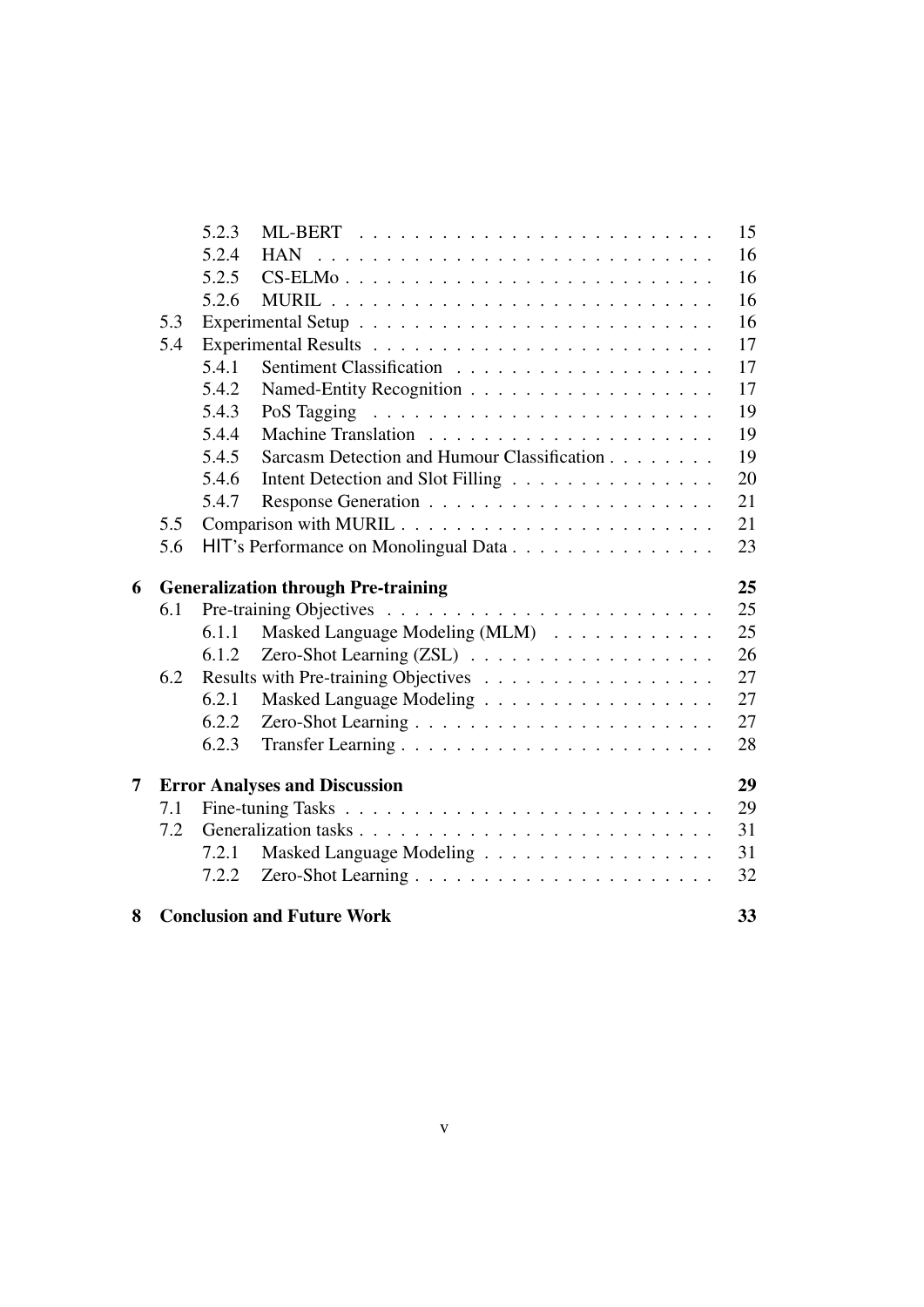- 5.2.3 ML-BERT ... 15
- 5.2.4 HAN ... 16
- 5.2.5 CS-ELMo ... 16
- 5.2.6 MURIL ... 16
- 5.3 Experimental Setup ... 16
- 5.4 Experimental Results ... 17
  - 5.4.1 Sentiment Classification ... 17
  - 5.4.2 Named-Entity Recognition ... 17
  - 5.4.3 PoS Tagging ... 19
  - 5.4.4 Machine Translation ... 19
  - 5.4.5 Sarcasm Detection and Humour Classification ... 19
  - 5.4.6 Intent Detection and Slot Filling ... 20
  - 5.4.7 Response Generation ... 21
- 5.5 Comparison with MURIL ... 21
- 5.6 HIT's Performance on Monolingual Data ... 23

**6 Generalization through Pre-training ... 25**
- 6.1 Pre-training Objectives ... 25
  - 6.1.1 Masked Language Modeling (MLM) ... 25
  - 6.1.2 Zero-Shot Learning (ZSL) ... 26
- 6.2 Results with Pre-training Objectives ... 27
  - 6.2.1 Masked Language Modeling ... 27
  - 6.2.2 Zero-Shot Learning ... 27
  - 6.2.3 Transfer Learning ... 28

**7 Error Analyses and Discussion ... 29**
- 7.1 Fine-tuning Tasks ... 29
- 7.2 Generalization tasks ... 31
  - 7.2.1 Masked Language Modeling ... 31
  - 7.2.2 Zero-Shot Learning ... 32

**8 Conclusion and Future Work ... 33**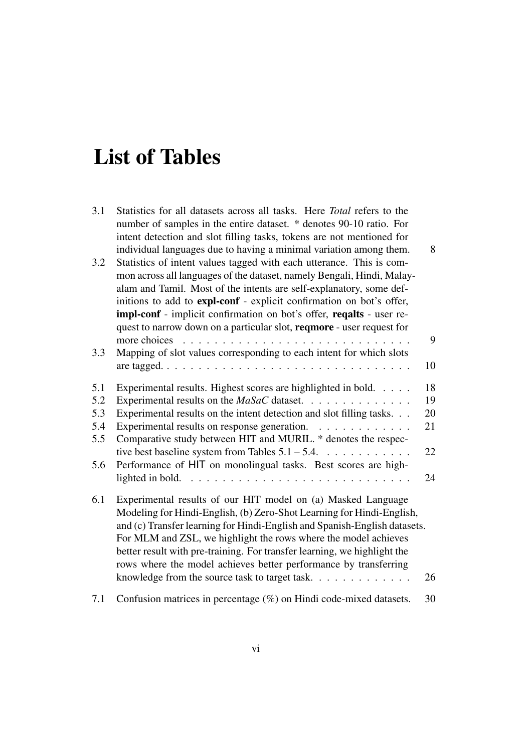# List of Tables

| | | |
|---|---|---|
| 3.1 | Statistics for all datasets across all tasks. Here *Total* refers to the number of samples in the entire dataset. * denotes 90-10 ratio. For intent detection and slot filling tasks, tokens are not mentioned for individual languages due to having a minimal variation among them. | 8 |
| 3.2 | Statistics of intent values tagged with each utterance. This is common across all languages of the dataset, namely Bengali, Hindi, Malayalam and Tamil. Most of the intents are self-explanatory, some definitions to add to **expl-conf** - explicit confirmation on bot's offer, **impl-conf** - implicit confirmation on bot's offer, **reqalts** - user request to narrow down on a particular slot, **reqmore** - user request for more choices | 9 |
| 3.3 | Mapping of slot values corresponding to each intent for which slots are tagged. | 10 |
| 5.1 | Experimental results. Highest scores are highlighted in bold. | 18 |
| 5.2 | Experimental results on the *MaSaC* dataset. | 19 |
| 5.3 | Experimental results on the intent detection and slot filling tasks. | 20 |
| 5.4 | Experimental results on response generation. | 21 |
| 5.5 | Comparative study between HIT and MURIL. * denotes the respective best baseline system from Tables 5.1 – 5.4. | 22 |
| 5.6 | Performance of HIT on monolingual tasks. Best scores are highlighted in bold. | 24 |
| 6.1 | Experimental results of our HIT model on (a) Masked Language Modeling for Hindi-English, (b) Zero-Shot Learning for Hindi-English, and (c) Transfer learning for Hindi-English and Spanish-English datasets. For MLM and ZSL, we highlight the rows where the model achieves better result with pre-training. For transfer learning, we highlight the rows where the model achieves better performance by transferring knowledge from the source task to target task. | 26 |
| 7.1 | Confusion matrices in percentage (%) on Hindi code-mixed datasets. | 30 |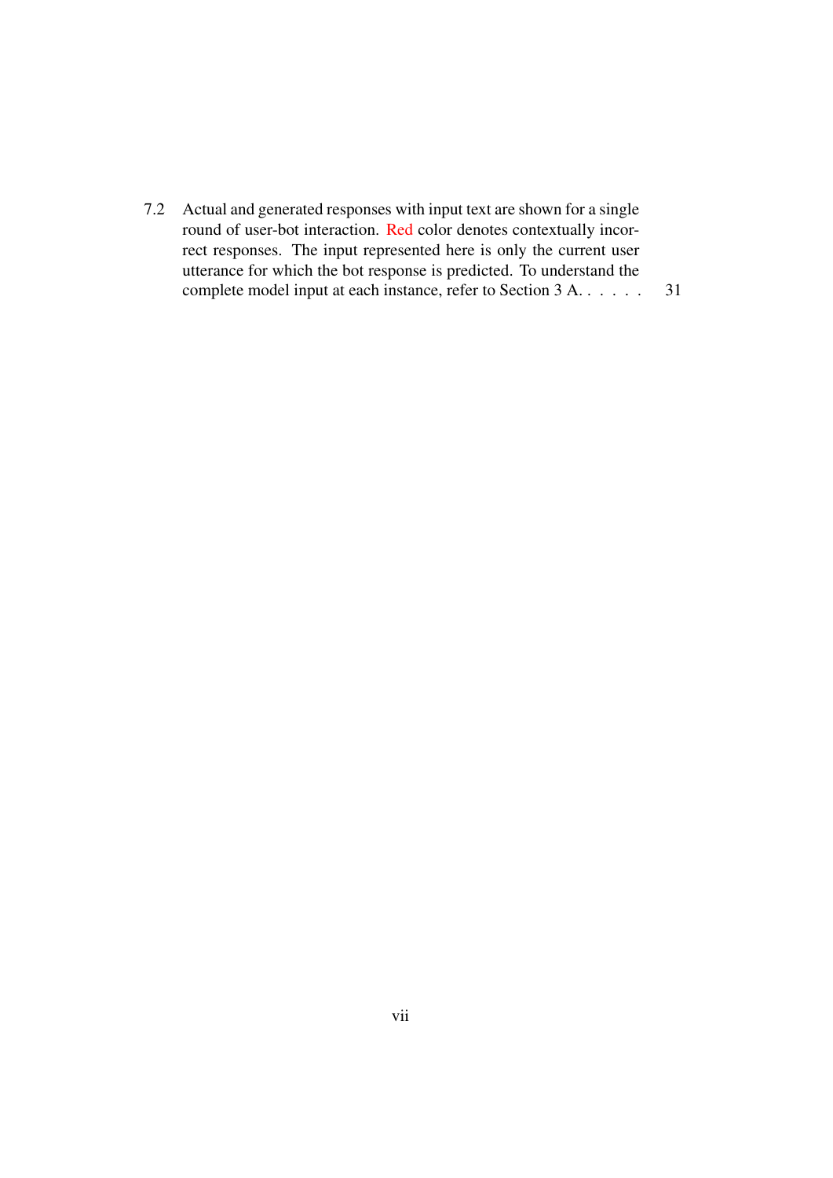7.2 Actual and generated responses with input text are shown for a single round of user-bot interaction. Red color denotes contextually incorrect responses. The input represented here is only the current user utterance for which the bot response is predicted. To understand the complete model input at each instance, refer to Section 3 A. . . . . . . 31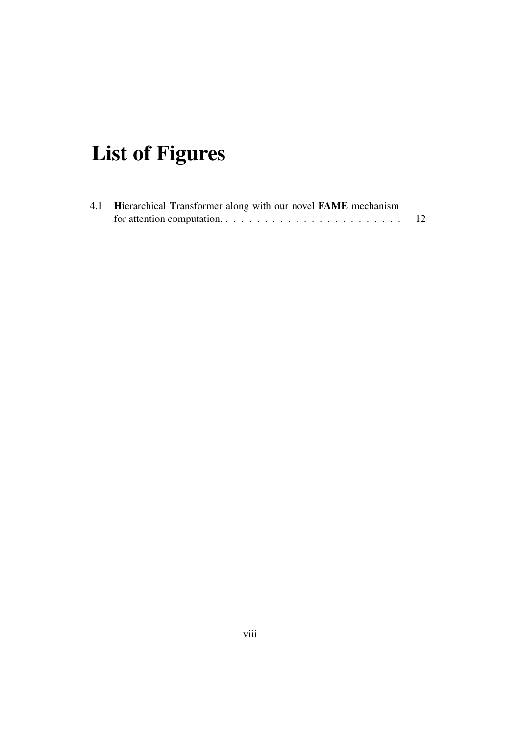# List of Figures

4.1 **Hi**erarchical **T**ransformer along with our novel **FAME** mechanism for attention computation. . . . . . . . . . . . . . . . . . . . . . . . . 12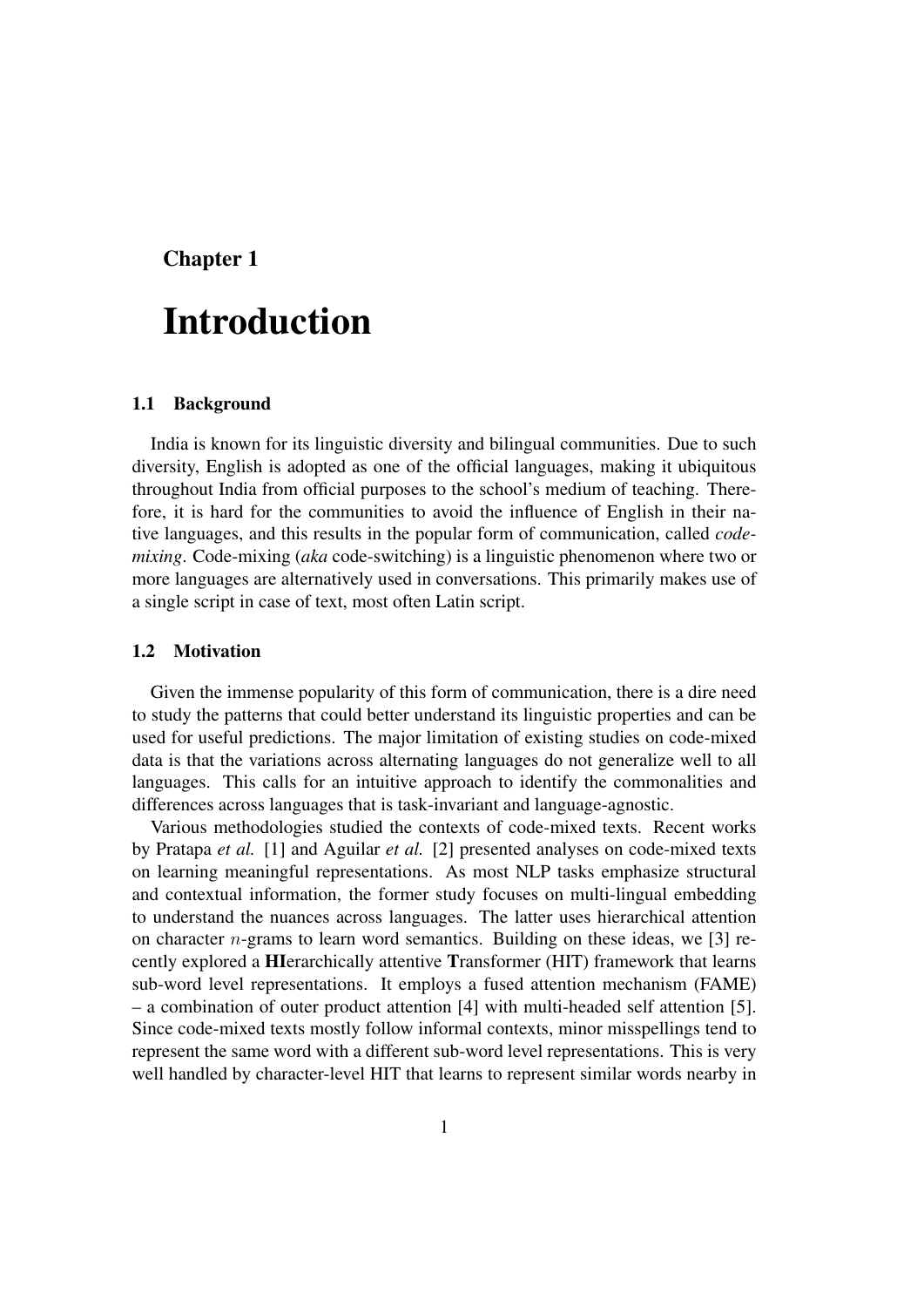Chapter 1

# Introduction

## 1.1 Background

India is known for its linguistic diversity and bilingual communities. Due to such diversity, English is adopted as one of the official languages, making it ubiquitous throughout India from official purposes to the school's medium of teaching. Therefore, it is hard for the communities to avoid the influence of English in their native languages, and this results in the popular form of communication, called *code-mixing*. Code-mixing (*aka* code-switching) is a linguistic phenomenon where two or more languages are alternatively used in conversations. This primarily makes use of a single script in case of text, most often Latin script.

## 1.2 Motivation

Given the immense popularity of this form of communication, there is a dire need to study the patterns that could better understand its linguistic properties and can be used for useful predictions. The major limitation of existing studies on code-mixed data is that the variations across alternating languages do not generalize well to all languages. This calls for an intuitive approach to identify the commonalities and differences across languages that is task-invariant and language-agnostic.

Various methodologies studied the contexts of code-mixed texts. Recent works by Pratapa *et al.* [1] and Aguilar *et al.* [2] presented analyses on code-mixed texts on learning meaningful representations. As most NLP tasks emphasize structural and contextual information, the former study focuses on multi-lingual embedding to understand the nuances across languages. The latter uses hierarchical attention on character $n$-grams to learn word semantics. Building on these ideas, we [3] recently explored a **HI**erarchically attentive **T**ransformer (HIT) framework that learns sub-word level representations. It employs a fused attention mechanism (FAME) – a combination of outer product attention [4] with multi-headed self attention [5]. Since code-mixed texts mostly follow informal contexts, minor misspellings tend to represent the same word with a different sub-word level representations. This is very well handled by character-level HIT that learns to represent similar words nearby in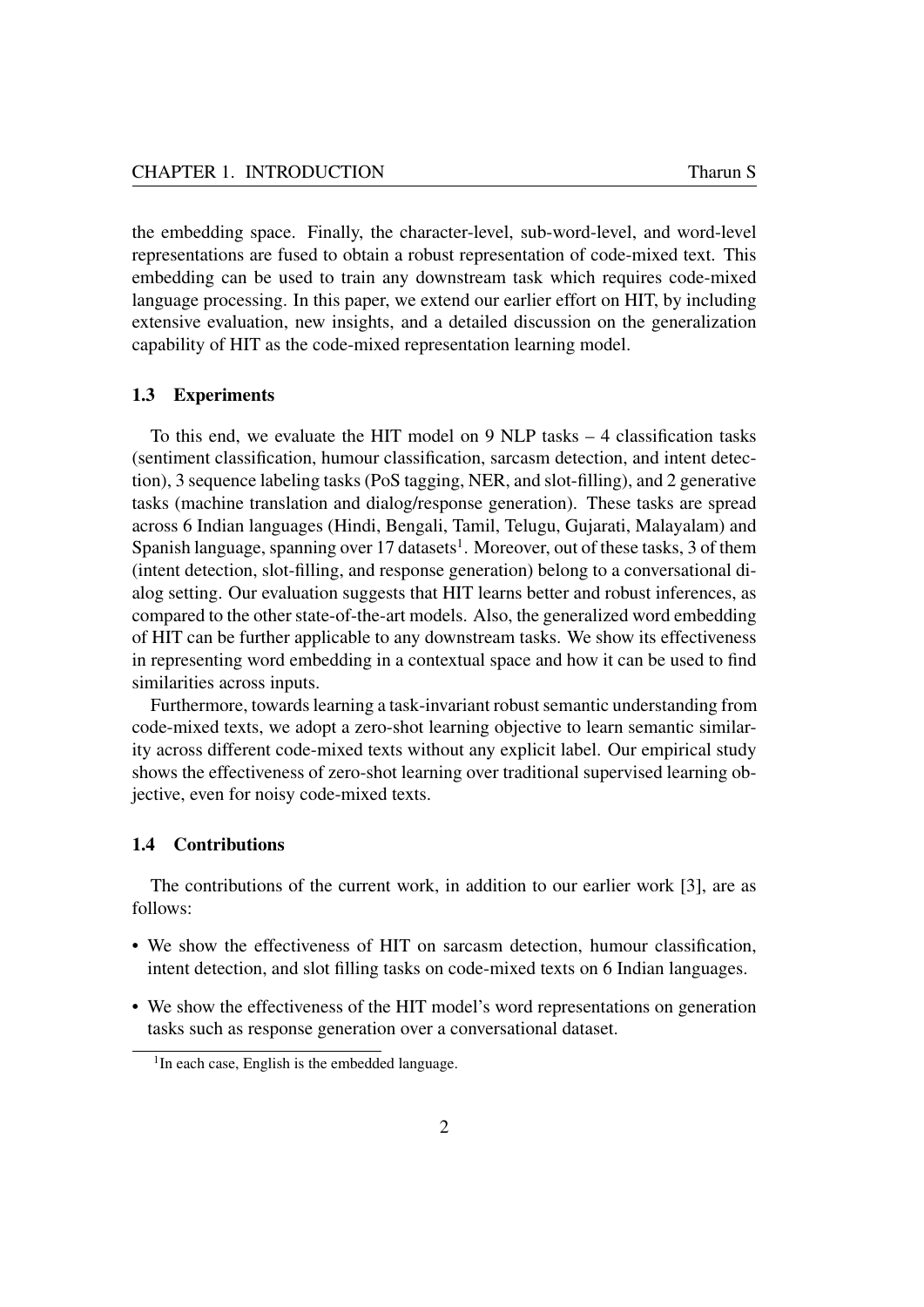the embedding space. Finally, the character-level, sub-word-level, and word-level representations are fused to obtain a robust representation of code-mixed text. This embedding can be used to train any downstream task which requires code-mixed language processing. In this paper, we extend our earlier effort on HIT, by including extensive evaluation, new insights, and a detailed discussion on the generalization capability of HIT as the code-mixed representation learning model.

### 1.3 Experiments

To this end, we evaluate the HIT model on 9 NLP tasks – 4 classification tasks (sentiment classification, humour classification, sarcasm detection, and intent detection), 3 sequence labeling tasks (PoS tagging, NER, and slot-filling), and 2 generative tasks (machine translation and dialog/response generation). These tasks are spread across 6 Indian languages (Hindi, Bengali, Tamil, Telugu, Gujarati, Malayalam) and Spanish language, spanning over 17 datasets[1]. Moreover, out of these tasks, 3 of them (intent detection, slot-filling, and response generation) belong to a conversational dialog setting. Our evaluation suggests that HIT learns better and robust inferences, as compared to the other state-of-the-art models. Also, the generalized word embedding of HIT can be further applicable to any downstream tasks. We show its effectiveness in representing word embedding in a contextual space and how it can be used to find similarities across inputs.

Furthermore, towards learning a task-invariant robust semantic understanding from code-mixed texts, we adopt a zero-shot learning objective to learn semantic similarity across different code-mixed texts without any explicit label. Our empirical study shows the effectiveness of zero-shot learning over traditional supervised learning objective, even for noisy code-mixed texts.

### 1.4 Contributions

The contributions of the current work, in addition to our earlier work [3], are as follows:

- We show the effectiveness of HIT on sarcasm detection, humour classification, intent detection, and slot filling tasks on code-mixed texts on 6 Indian languages.
- We show the effectiveness of the HIT model's word representations on generation tasks such as response generation over a conversational dataset.

[1] In each case, English is the embedded language.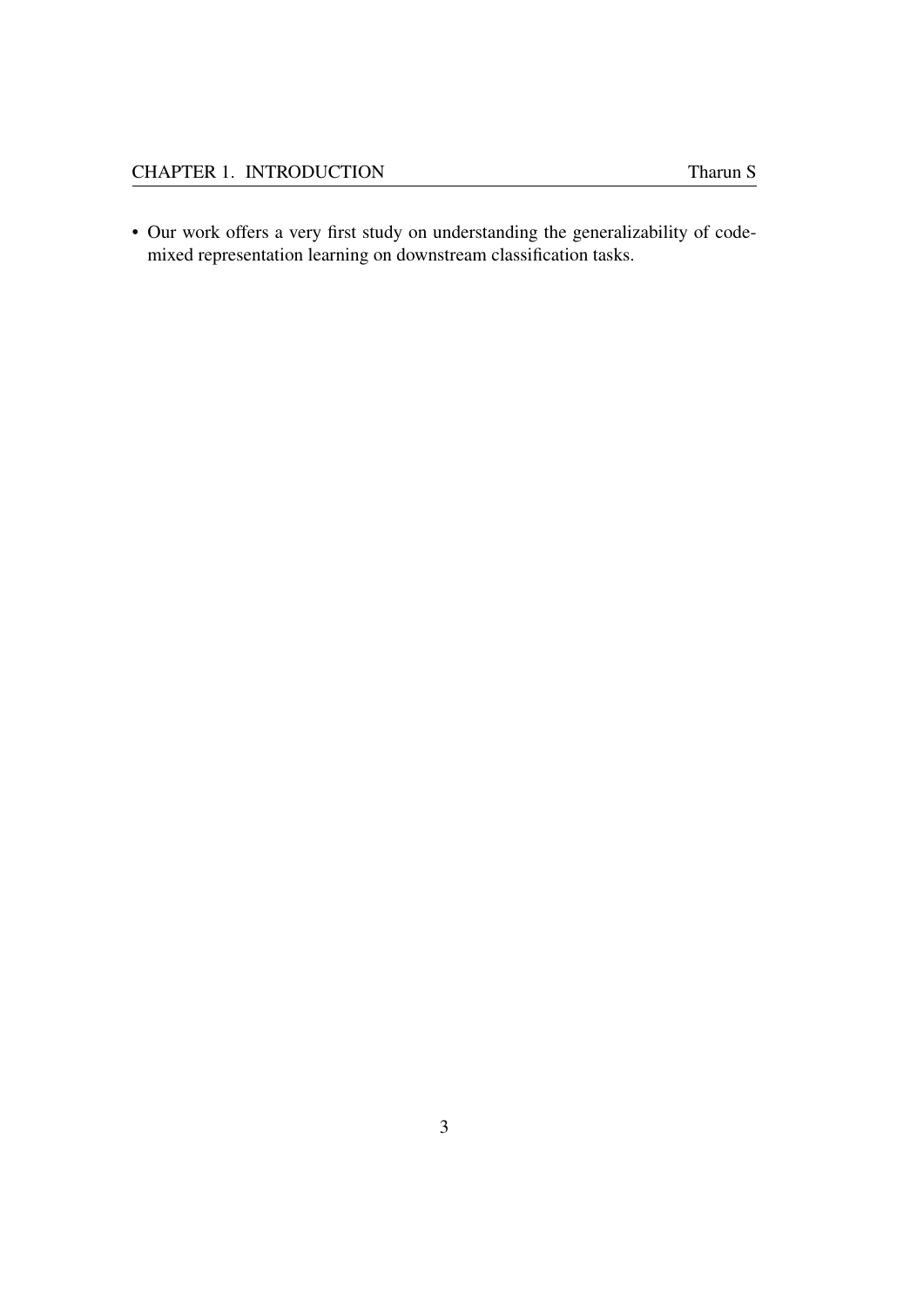- Our work offers a very first study on understanding the generalizability of code-mixed representation learning on downstream classification tasks.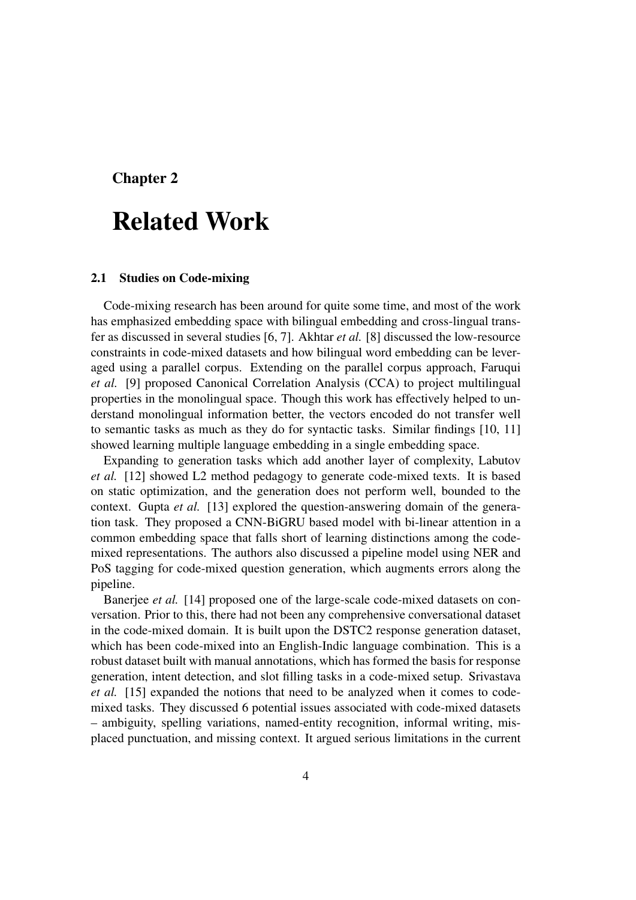Chapter 2

# Related Work

### 2.1 Studies on Code-mixing

Code-mixing research has been around for quite some time, and most of the work has emphasized embedding space with bilingual embedding and cross-lingual transfer as discussed in several studies [6, 7]. Akhtar *et al.* [8] discussed the low-resource constraints in code-mixed datasets and how bilingual word embedding can be leveraged using a parallel corpus. Extending on the parallel corpus approach, Faruqui *et al.* [9] proposed Canonical Correlation Analysis (CCA) to project multilingual properties in the monolingual space. Though this work has effectively helped to understand monolingual information better, the vectors encoded do not transfer well to semantic tasks as much as they do for syntactic tasks. Similar findings [10, 11] showed learning multiple language embedding in a single embedding space.

Expanding to generation tasks which add another layer of complexity, Labutov *et al.* [12] showed L2 method pedagogy to generate code-mixed texts. It is based on static optimization, and the generation does not perform well, bounded to the context. Gupta *et al.* [13] explored the question-answering domain of the generation task. They proposed a CNN-BiGRU based model with bi-linear attention in a common embedding space that falls short of learning distinctions among the code-mixed representations. The authors also discussed a pipeline model using NER and PoS tagging for code-mixed question generation, which augments errors along the pipeline.

Banerjee *et al.* [14] proposed one of the large-scale code-mixed datasets on conversation. Prior to this, there had not been any comprehensive conversational dataset in the code-mixed domain. It is built upon the DSTC2 response generation dataset, which has been code-mixed into an English-Indic language combination. This is a robust dataset built with manual annotations, which has formed the basis for response generation, intent detection, and slot filling tasks in a code-mixed setup. Srivastava *et al.* [15] expanded the notions that need to be analyzed when it comes to code-mixed tasks. They discussed 6 potential issues associated with code-mixed datasets – ambiguity, spelling variations, named-entity recognition, informal writing, misplaced punctuation, and missing context. It argued serious limitations in the current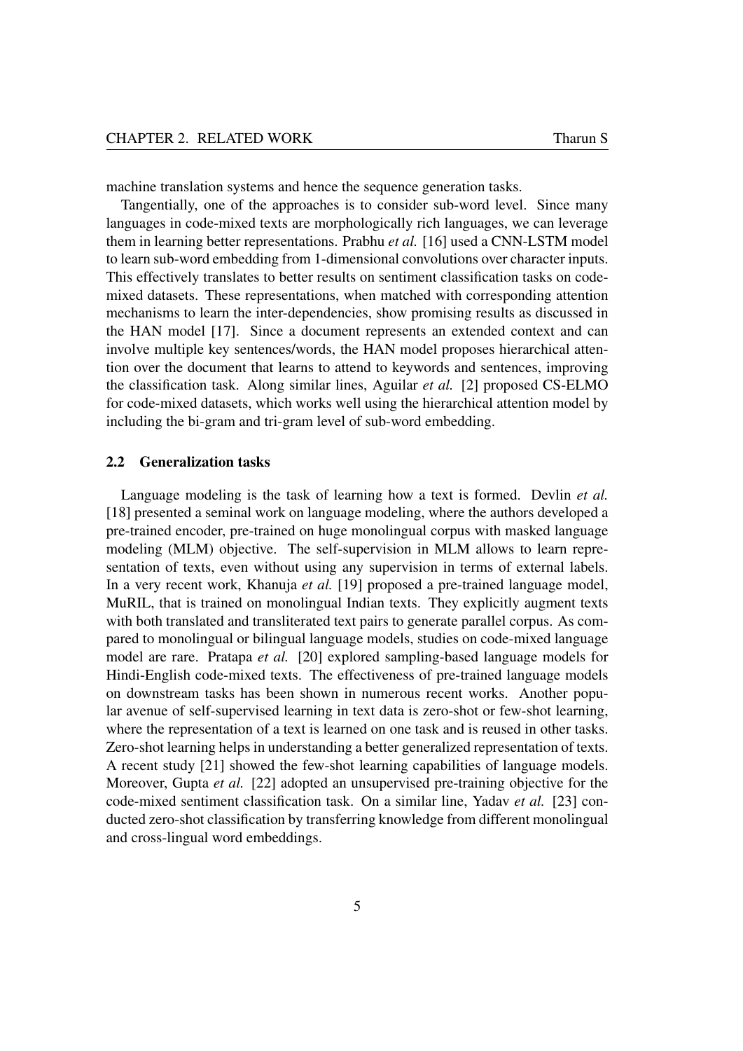machine translation systems and hence the sequence generation tasks.

Tangentially, one of the approaches is to consider sub-word level. Since many languages in code-mixed texts are morphologically rich languages, we can leverage them in learning better representations. Prabhu *et al.* [16] used a CNN-LSTM model to learn sub-word embedding from 1-dimensional convolutions over character inputs. This effectively translates to better results on sentiment classification tasks on code-mixed datasets. These representations, when matched with corresponding attention mechanisms to learn the inter-dependencies, show promising results as discussed in the HAN model [17]. Since a document represents an extended context and can involve multiple key sentences/words, the HAN model proposes hierarchical attention over the document that learns to attend to keywords and sentences, improving the classification task. Along similar lines, Aguilar *et al.* [2] proposed CS-ELMO for code-mixed datasets, which works well using the hierarchical attention model by including the bi-gram and tri-gram level of sub-word embedding.

## 2.2 Generalization tasks

Language modeling is the task of learning how a text is formed. Devlin *et al.* [18] presented a seminal work on language modeling, where the authors developed a pre-trained encoder, pre-trained on huge monolingual corpus with masked language modeling (MLM) objective. The self-supervision in MLM allows to learn representation of texts, even without using any supervision in terms of external labels. In a very recent work, Khanuja *et al.* [19] proposed a pre-trained language model, MuRIL, that is trained on monolingual Indian texts. They explicitly augment texts with both translated and transliterated text pairs to generate parallel corpus. As compared to monolingual or bilingual language models, studies on code-mixed language model are rare. Pratapa *et al.* [20] explored sampling-based language models for Hindi-English code-mixed texts. The effectiveness of pre-trained language models on downstream tasks has been shown in numerous recent works. Another popular avenue of self-supervised learning in text data is zero-shot or few-shot learning, where the representation of a text is learned on one task and is reused in other tasks. Zero-shot learning helps in understanding a better generalized representation of texts. A recent study [21] showed the few-shot learning capabilities of language models. Moreover, Gupta *et al.* [22] adopted an unsupervised pre-training objective for the code-mixed sentiment classification task. On a similar line, Yadav *et al.* [23] conducted zero-shot classification by transferring knowledge from different monolingual and cross-lingual word embeddings.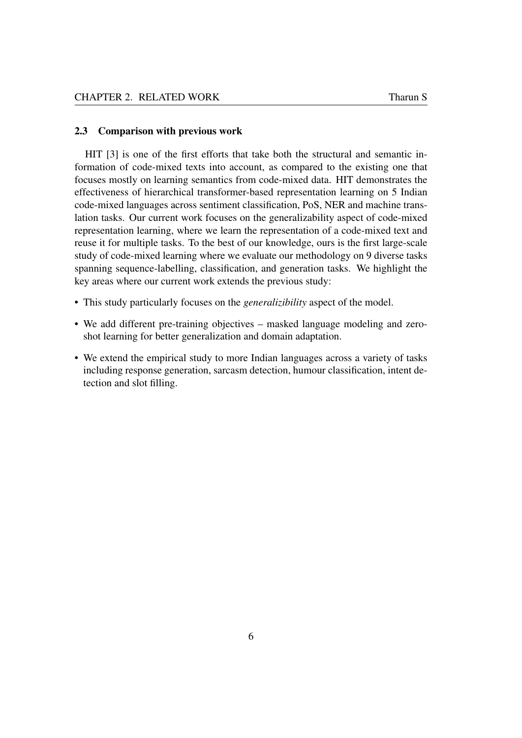### 2.3 Comparison with previous work

HIT [3] is one of the first efforts that take both the structural and semantic information of code-mixed texts into account, as compared to the existing one that focuses mostly on learning semantics from code-mixed data. HIT demonstrates the effectiveness of hierarchical transformer-based representation learning on 5 Indian code-mixed languages across sentiment classification, PoS, NER and machine translation tasks. Our current work focuses on the generalizability aspect of code-mixed representation learning, where we learn the representation of a code-mixed text and reuse it for multiple tasks. To the best of our knowledge, ours is the first large-scale study of code-mixed learning where we evaluate our methodology on 9 diverse tasks spanning sequence-labelling, classification, and generation tasks. We highlight the key areas where our current work extends the previous study:

- This study particularly focuses on the *generalizibility* aspect of the model.
- We add different pre-training objectives – masked language modeling and zero-shot learning for better generalization and domain adaptation.
- We extend the empirical study to more Indian languages across a variety of tasks including response generation, sarcasm detection, humour classification, intent detection and slot filling.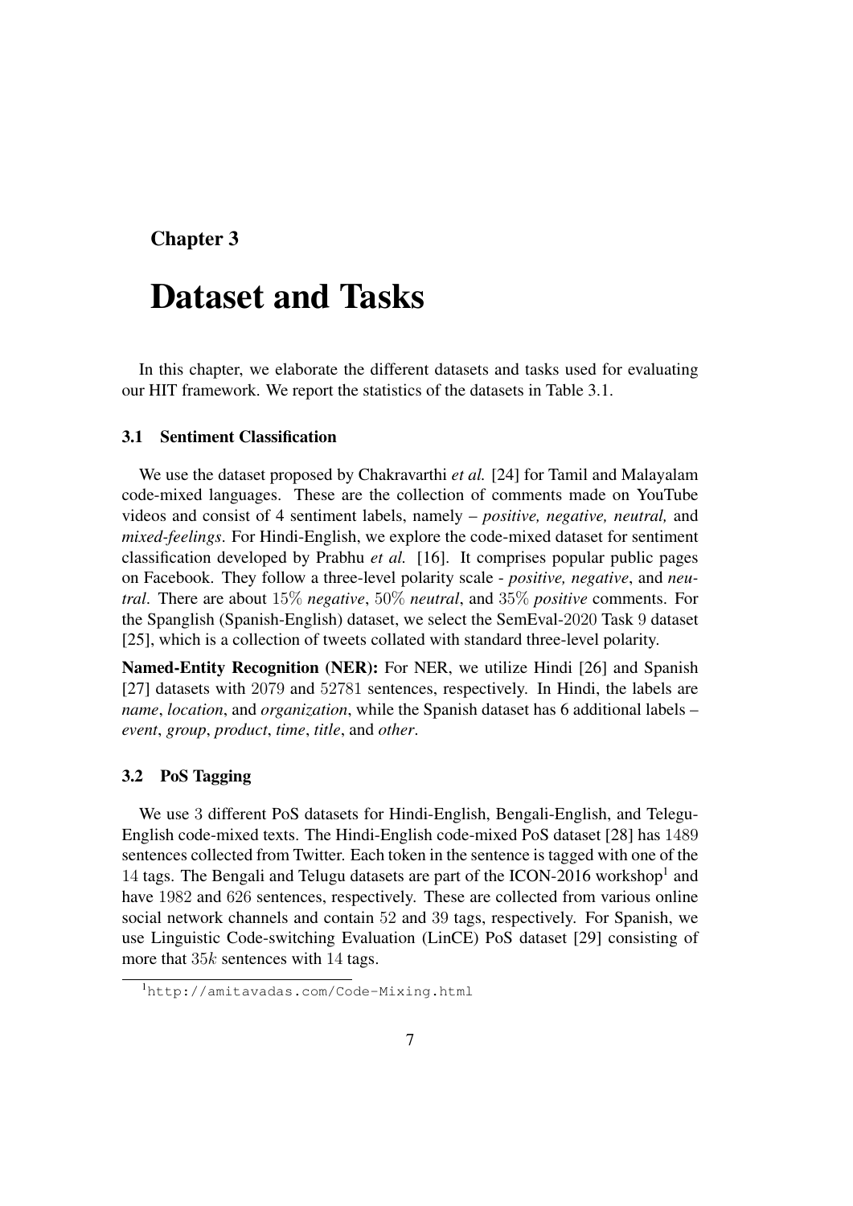Chapter 3

# Dataset and Tasks

In this chapter, we elaborate the different datasets and tasks used for evaluating our HIT framework. We report the statistics of the datasets in Table 3.1.

## 3.1 Sentiment Classification

We use the dataset proposed by Chakravarthi *et al.* [24] for Tamil and Malayalam code-mixed languages. These are the collection of comments made on YouTube videos and consist of 4 sentiment labels, namely – *positive, negative, neutral,* and *mixed-feelings*. For Hindi-English, we explore the code-mixed dataset for sentiment classification developed by Prabhu *et al.* [16]. It comprises popular public pages on Facebook. They follow a three-level polarity scale - *positive, negative*, and *neutral*. There are about $15\%$ *negative*, $50\%$ *neutral*, and $35\%$ *positive* comments. For the Spanglish (Spanish-English) dataset, we select the SemEval-2020 Task 9 dataset [25], which is a collection of tweets collated with standard three-level polarity.

**Named-Entity Recognition (NER):** For NER, we utilize Hindi [26] and Spanish [27] datasets with $2079$ and $52781$ sentences, respectively. In Hindi, the labels are *name*, *location*, and *organization*, while the Spanish dataset has 6 additional labels – *event*, *group*, *product*, *time*, *title*, and *other*.

## 3.2 PoS Tagging

We use $3$ different PoS datasets for Hindi-English, Bengali-English, and Telegu-English code-mixed texts. The Hindi-English code-mixed PoS dataset [28] has $1489$ sentences collected from Twitter. Each token in the sentence is tagged with one of the $14$ tags. The Bengali and Telugu datasets are part of the ICON-2016 workshop[1] and have $1982$ and $626$ sentences, respectively. These are collected from various online social network channels and contain $52$ and $39$ tags, respectively. For Spanish, we use Linguistic Code-switching Evaluation (LinCE) PoS dataset [29] consisting of more that $35k$ sentences with $14$ tags.

[1] http://amitavadas.com/Code-Mixing.html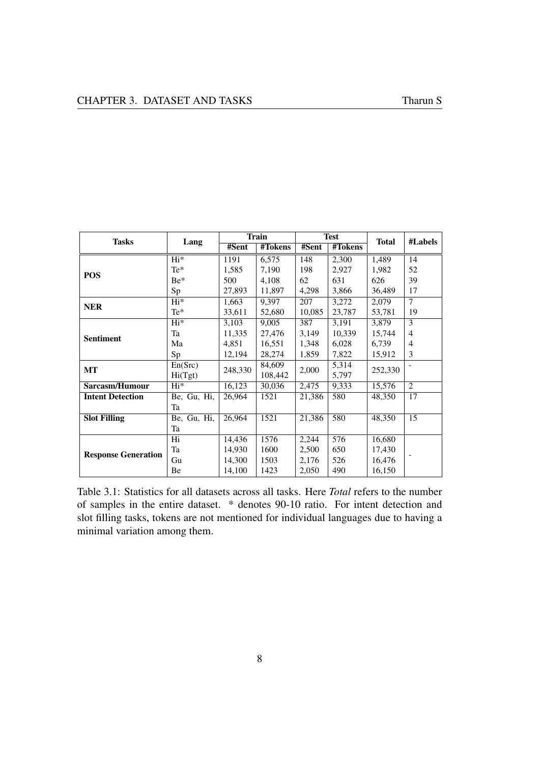| Tasks | Lang | Train | | Test | | Total | #Labels |
|---|---|---|---|---|---|---|---|
| | | #Sent | #Tokens | #Sent | #Tokens | | |
| **POS** | Hi* | 1191 | 6,575 | 148 | 2,300 | 1,489 | 14 |
| | Te* | 1,585 | 7,190 | 198 | 2,927 | 1,982 | 52 |
| | Be* | 500 | 4,108 | 62 | 631 | 626 | 39 |
| | Sp | 27,893 | 11,897 | 4,298 | 3,866 | 36,489 | 17 |
| **NER** | Hi* | 1,663 | 9,397 | 207 | 3,272 | 2,079 | 7 |
| | Te* | 33,611 | 52,680 | 10,085 | 23,787 | 53,781 | 19 |
| **Sentiment** | Hi* | 3,103 | 9,005 | 387 | 3,191 | 3,879 | 3 |
| | Ta | 11,335 | 27,476 | 3,149 | 10,339 | 15,744 | 4 |
| | Ma | 4,851 | 16,551 | 1,348 | 6,028 | 6,739 | 4 |
| | Sp | 12,194 | 28,274 | 1,859 | 7,822 | 15,912 | 3 |
| **MT** | En(Src) | 248,330 | 84,609 | 2,000 | 5,314 | 252,330 | - |
| | Hi(Tgt) | | 108,442 | | 5,797 | | |
| **Sarcasm/Humour** | Hi* | 16,123 | 30,036 | 2,475 | 9,333 | 15,576 | 2 |
| **Intent Detection** | Be, Gu, Hi, Ta | 26,964 | 1521 | 21,386 | 580 | 48,350 | 17 |
| **Slot Filling** | Be, Gu, Hi, Ta | 26,964 | 1521 | 21,386 | 580 | 48,350 | 15 |
| **Response Generation** | Hi | 14,436 | 1576 | 2,244 | 576 | 16,680 | - |
| | Ta | 14,930 | 1600 | 2,500 | 650 | 17,430 | |
| | Gu | 14,300 | 1503 | 2,176 | 526 | 16,476 | |
| | Be | 14,100 | 1423 | 2,050 | 490 | 16,150 | |

Table 3.1: Statistics for all datasets across all tasks. Here *Total* refers to the number of samples in the entire dataset. * denotes 90-10 ratio. For intent detection and slot filling tasks, tokens are not mentioned for individual languages due to having a minimal variation among them.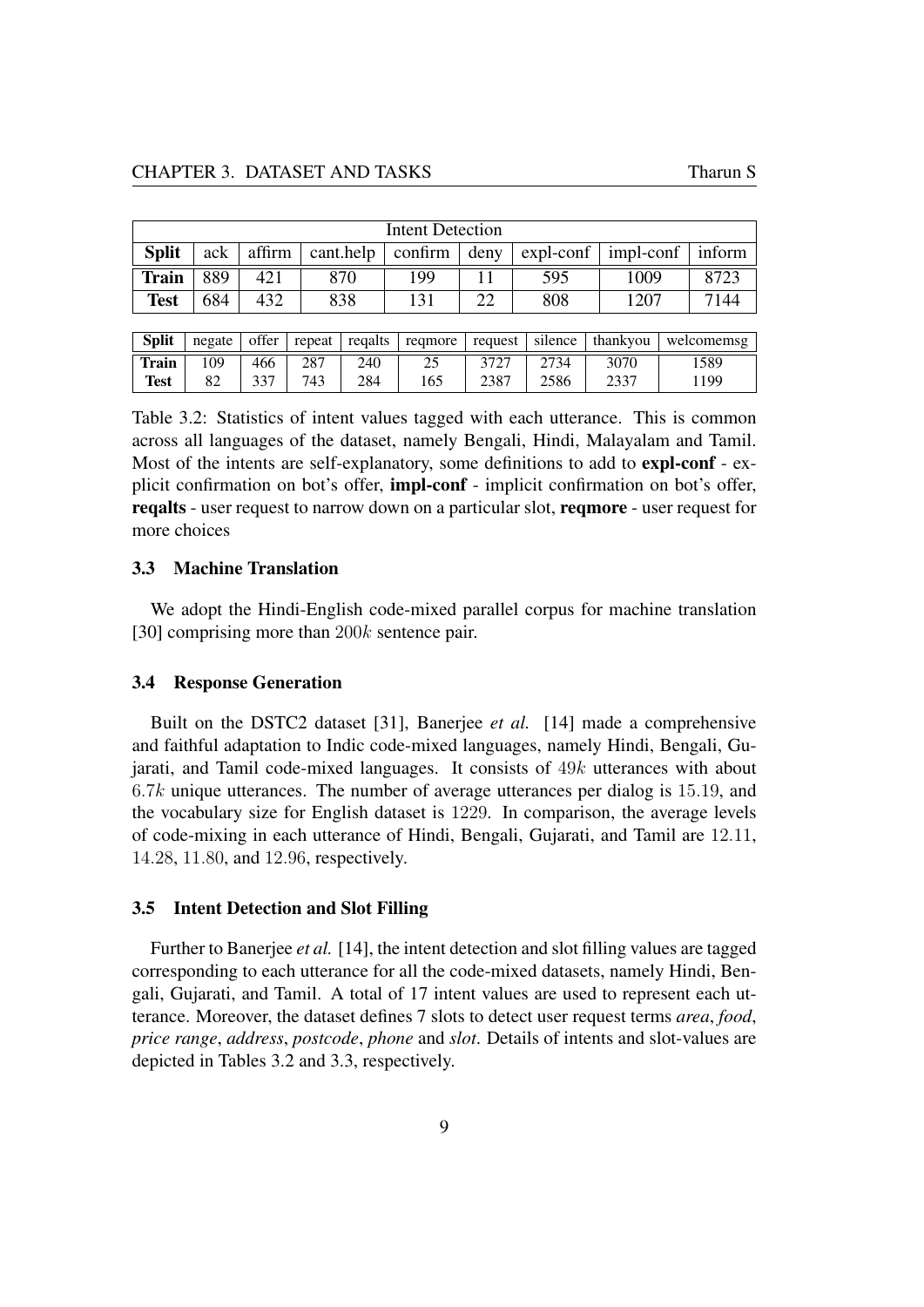| Intent Detection | | | | | | | | |
|---|---|---|---|---|---|---|---|---|
| **Split** | ack | affirm | cant.help | confirm | deny | expl-conf | impl-conf | inform |
| **Train** | 889 | 421 | 870 | 199 | 11 | 595 | 1009 | 8723 |
| **Test** | 684 | 432 | 838 | 131 | 22 | 808 | 1207 | 7144 |

| **Split** | negate | offer | repeat | reqalts | reqmore | request | silence | thankyou | welcomemsg |
|---|---|---|---|---|---|---|---|---|---|
| **Train** | 109 | 466 | 287 | 240 | 25 | 3727 | 2734 | 3070 | 1589 |
| **Test** | 82 | 337 | 743 | 284 | 165 | 2387 | 2586 | 2337 | 1199 |

Table 3.2: Statistics of intent values tagged with each utterance. This is common across all languages of the dataset, namely Bengali, Hindi, Malayalam and Tamil. Most of the intents are self-explanatory, some definitions to add to **expl-conf** - explicit confirmation on bot's offer, **impl-conf** - implicit confirmation on bot's offer, **reqalts** - user request to narrow down on a particular slot, **reqmore** - user request for more choices

### 3.3 Machine Translation

We adopt the Hindi-English code-mixed parallel corpus for machine translation [30] comprising more than $200k$ sentence pair.

### 3.4 Response Generation

Built on the DSTC2 dataset [31], Banerjee *et al.* [14] made a comprehensive and faithful adaptation to Indic code-mixed languages, namely Hindi, Bengali, Gujarati, and Tamil code-mixed languages. It consists of $49k$ utterances with about $6.7k$ unique utterances. The number of average utterances per dialog is $15.19$, and the vocabulary size for English dataset is $1229$. In comparison, the average levels of code-mixing in each utterance of Hindi, Bengali, Gujarati, and Tamil are $12.11$, $14.28$, $11.80$, and $12.96$, respectively.

### 3.5 Intent Detection and Slot Filling

Further to Banerjee *et al.* [14], the intent detection and slot filling values are tagged corresponding to each utterance for all the code-mixed datasets, namely Hindi, Bengali, Gujarati, and Tamil. A total of 17 intent values are used to represent each utterance. Moreover, the dataset defines 7 slots to detect user request terms *area*, *food*, *price range*, *address*, *postcode*, *phone* and *slot*. Details of intents and slot-values are depicted in Tables 3.2 and 3.3, respectively.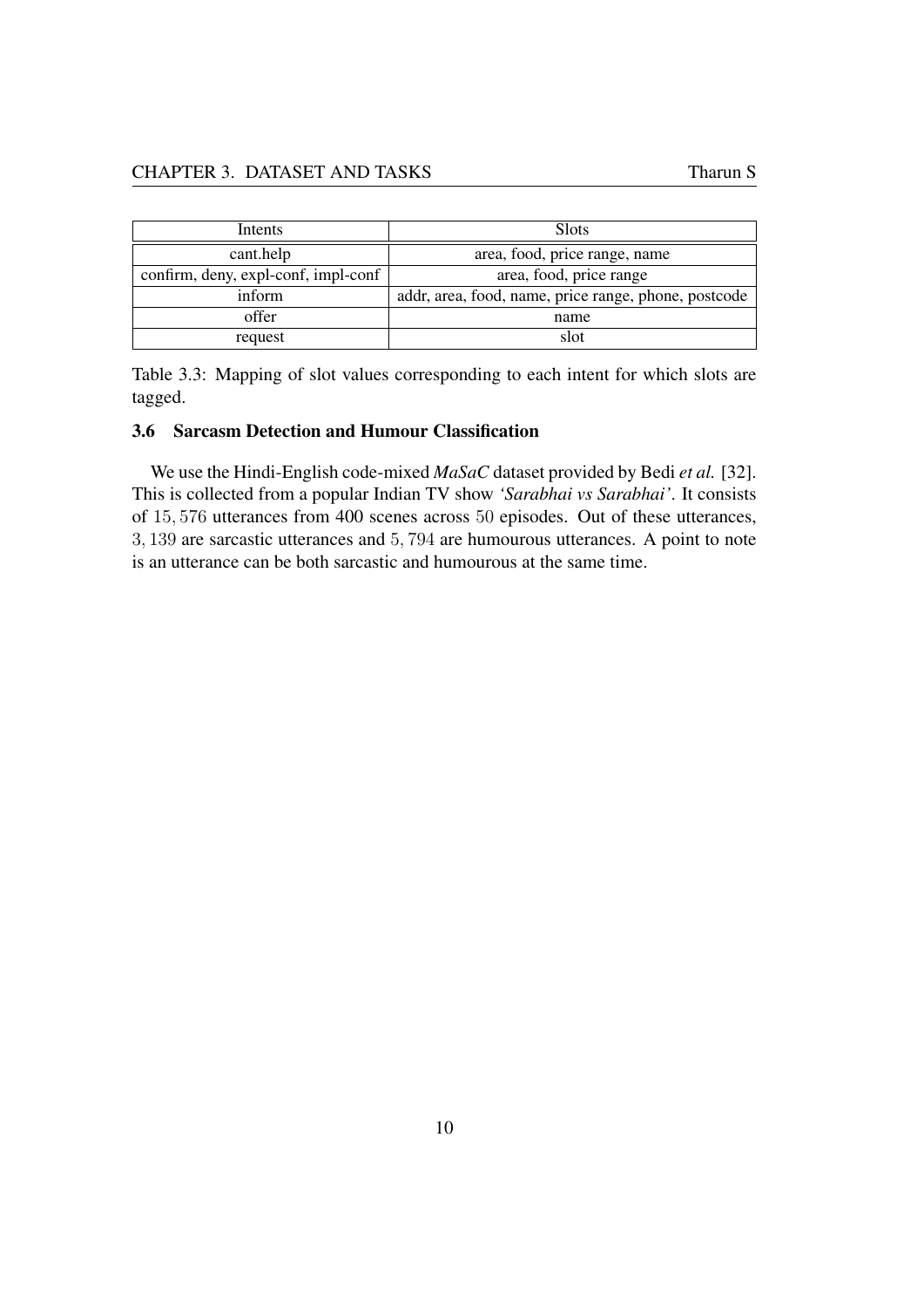| Intents | Slots |
|---|---|
| cant.help | area, food, price range, name |
| confirm, deny, expl-conf, impl-conf | area, food, price range |
| inform | addr, area, food, name, price range, phone, postcode |
| offer | name |
| request | slot |

Table 3.3: Mapping of slot values corresponding to each intent for which slots are tagged.

### 3.6 Sarcasm Detection and Humour Classification

We use the Hindi-English code-mixed *MaSaC* dataset provided by Bedi *et al.* [32]. This is collected from a popular Indian TV show *'Sarabhai vs Sarabhai'*. It consists of $15,576$ utterances from 400 scenes across $50$ episodes. Out of these utterances, $3,139$ are sarcastic utterances and $5,794$ are humourous utterances. A point to note is an utterance can be both sarcastic and humourous at the same time.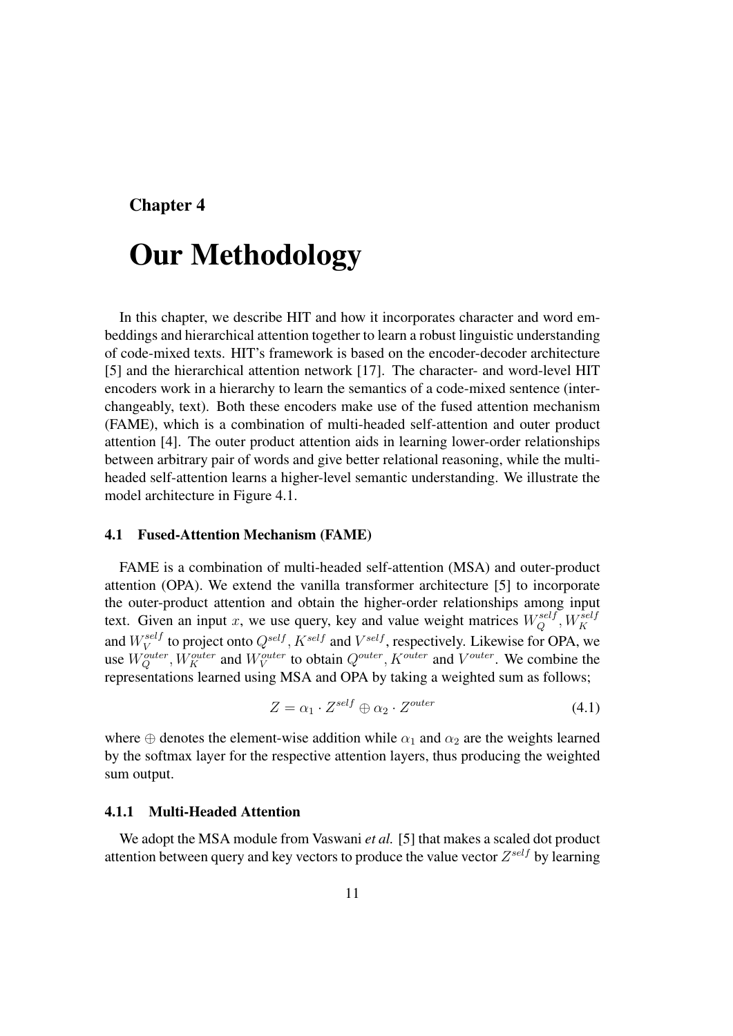# Chapter 4

# Our Methodology

In this chapter, we describe HIT and how it incorporates character and word embeddings and hierarchical attention together to learn a robust linguistic understanding of code-mixed texts. HIT's framework is based on the encoder-decoder architecture [5] and the hierarchical attention network [17]. The character- and word-level HIT encoders work in a hierarchy to learn the semantics of a code-mixed sentence (interchangeably, text). Both these encoders make use of the fused attention mechanism (FAME), which is a combination of multi-headed self-attention and outer product attention [4]. The outer product attention aids in learning lower-order relationships between arbitrary pair of words and give better relational reasoning, while the multi-headed self-attention learns a higher-level semantic understanding. We illustrate the model architecture in Figure 4.1.

## 4.1 Fused-Attention Mechanism (FAME)

FAME is a combination of multi-headed self-attention (MSA) and outer-product attention (OPA). We extend the vanilla transformer architecture [5] to incorporate the outer-product attention and obtain the higher-order relationships among input text. Given an input $x$, we use query, key and value weight matrices $W_Q^{self}, W_K^{self}$ and $W_V^{self}$ to project onto $Q^{self}, K^{self}$ and $V^{self}$, respectively. Likewise for OPA, we use $W_Q^{outer}, W_K^{outer}$ and $W_V^{outer}$ to obtain $Q^{outer}, K^{outer}$ and $V^{outer}$. We combine the representations learned using MSA and OPA by taking a weighted sum as follows;

$$Z = \alpha_1 \cdot Z^{self} \oplus \alpha_2 \cdot Z^{outer} \tag{4.1}$$

where $\oplus$ denotes the element-wise addition while $\alpha_1$ and $\alpha_2$ are the weights learned by the softmax layer for the respective attention layers, thus producing the weighted sum output.

### 4.1.1 Multi-Headed Attention

We adopt the MSA module from Vaswani *et al.* [5] that makes a scaled dot product attention between query and key vectors to produce the value vector $Z^{self}$ by learning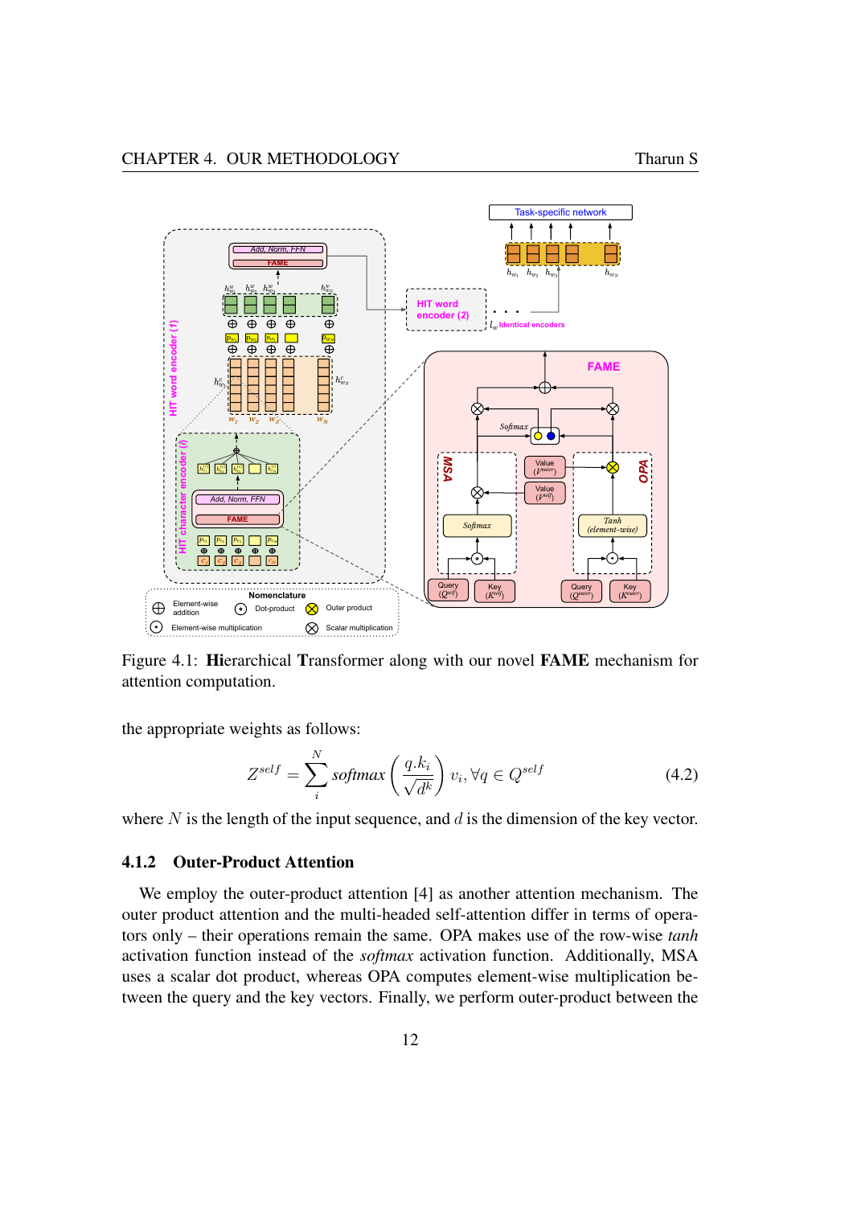Figure 4.1: **Hi**erarchical **T**ransformer along with our novel **FAME** mechanism for attention computation.

the appropriate weights as follows:

$$Z^{self} = \sum_{i}^{N} softmax\left(\frac{q.k_i}{\sqrt{d^k}}\right) v_i, \forall q \in Q^{self} \tag{4.2}$$

where $N$ is the length of the input sequence, and $d$ is the dimension of the key vector.

### 4.1.2 Outer-Product Attention

We employ the outer-product attention [4] as another attention mechanism. The outer product attention and the multi-headed self-attention differ in terms of operators only – their operations remain the same. OPA makes use of the row-wise *tanh* activation function instead of the *softmax* activation function. Additionally, MSA uses a scalar dot product, whereas OPA computes element-wise multiplication between the query and the key vectors. Finally, we perform outer-product between the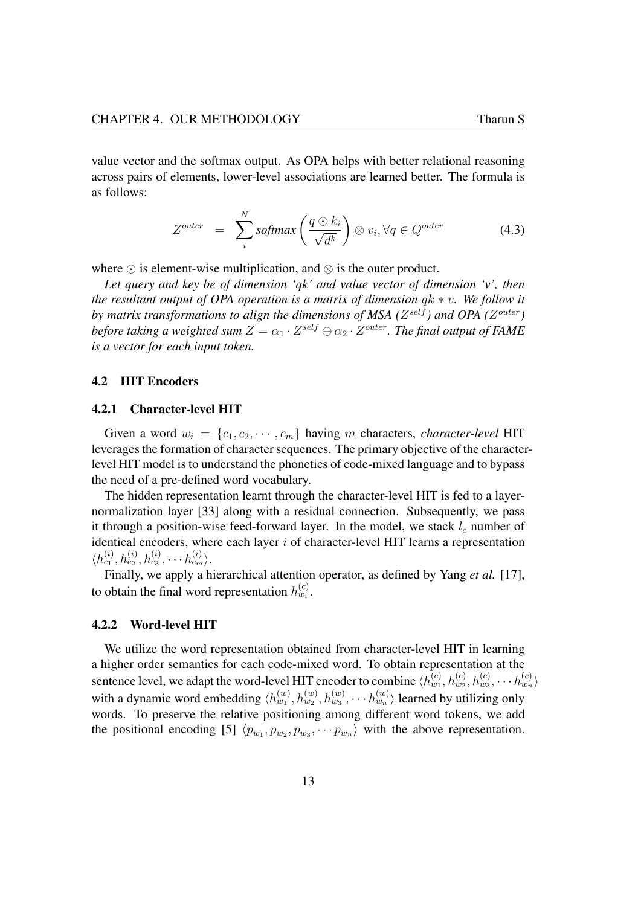value vector and the softmax output. As OPA helps with better relational reasoning across pairs of elements, lower-level associations are learned better. The formula is as follows:

$$Z^{outer} = \sum_{i}^{N} \textit{softmax}\left(\frac{q \odot k_i}{\sqrt{d^k}}\right) \otimes v_i, \forall q \in Q^{outer} \tag{4.3}$$

where $\odot$ is element-wise multiplication, and $\otimes$ is the outer product.

*Let query and key be of dimension 'qk' and value vector of dimension 'v', then the resultant output of OPA operation is a matrix of dimension $qk * v$. We follow it by matrix transformations to align the dimensions of MSA ($Z^{self}$) and OPA ($Z^{outer}$) before taking a weighted sum $Z = \alpha_1 \cdot Z^{self} \oplus \alpha_2 \cdot Z^{outer}$. The final output of FAME is a vector for each input token.*

## 4.2 HIT Encoders

### 4.2.1 Character-level HIT

Given a word $w_i = \{c_1, c_2, \cdots, c_m\}$ having $m$ characters, *character-level* HIT leverages the formation of character sequences. The primary objective of the character-level HIT model is to understand the phonetics of code-mixed language and to bypass the need of a pre-defined word vocabulary.

The hidden representation learnt through the character-level HIT is fed to a layer-normalization layer [33] along with a residual connection. Subsequently, we pass it through a position-wise feed-forward layer. In the model, we stack $l_c$ number of identical encoders, where each layer $i$ of character-level HIT learns a representation $\langle h_{c_1}^{(i)}, h_{c_2}^{(i)}, h_{c_3}^{(i)}, \cdots h_{c_m}^{(i)} \rangle$.

Finally, we apply a hierarchical attention operator, as defined by Yang *et al.* [17], to obtain the final word representation $h_{w_i}^{(c)}$.

### 4.2.2 Word-level HIT

We utilize the word representation obtained from character-level HIT in learning a higher order semantics for each code-mixed word. To obtain representation at the sentence level, we adapt the word-level HIT encoder to combine $\langle h_{w1}^{(c)}, h_{w2}^{(c)}, h_{w3}^{(c)}, \cdots h_{wn}^{(c)} \rangle$ with a dynamic word embedding $\langle h_{w_1}^{(w)}, h_{w_2}^{(w)}, h_{w_3}^{(w)}, \cdots h_{w_n}^{(w)} \rangle$ learned by utilizing only words. To preserve the relative positioning among different word tokens, we add the positional encoding [5] $\langle p_{w_1}, p_{w_2}, p_{w_3}, \cdots p_{w_n} \rangle$ with the above representation.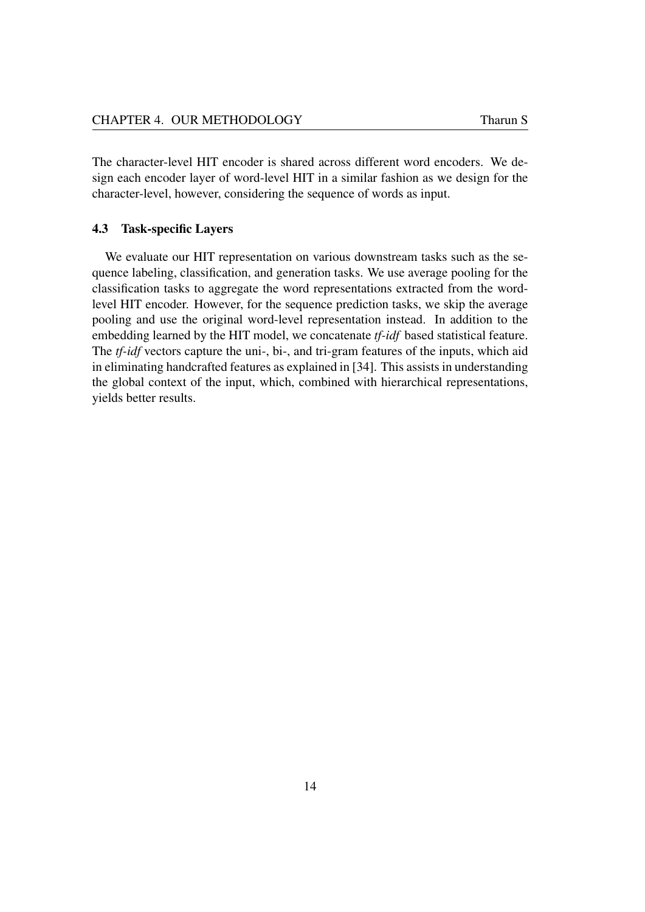The character-level HIT encoder is shared across different word encoders. We design each encoder layer of word-level HIT in a similar fashion as we design for the character-level, however, considering the sequence of words as input.

### 4.3 Task-specific Layers

We evaluate our HIT representation on various downstream tasks such as the sequence labeling, classification, and generation tasks. We use average pooling for the classification tasks to aggregate the word representations extracted from the word-level HIT encoder. However, for the sequence prediction tasks, we skip the average pooling and use the original word-level representation instead. In addition to the embedding learned by the HIT model, we concatenate *tf-idf* based statistical feature. The *tf-idf* vectors capture the uni-, bi-, and tri-gram features of the inputs, which aid in eliminating handcrafted features as explained in [34]. This assists in understanding the global context of the input, which, combined with hierarchical representations, yields better results.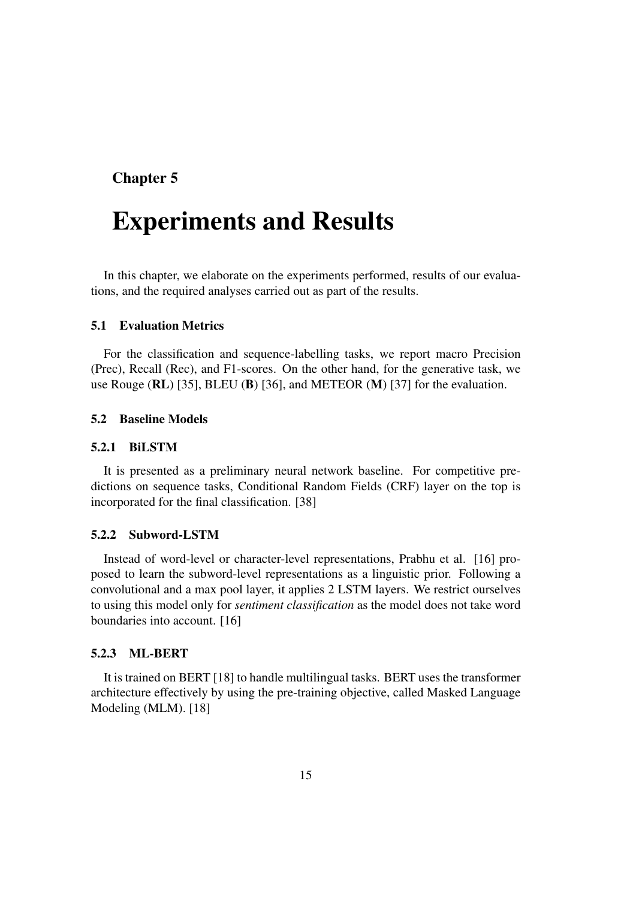Chapter 5

# Experiments and Results

In this chapter, we elaborate on the experiments performed, results of our evaluations, and the required analyses carried out as part of the results.

### 5.1 Evaluation Metrics

For the classification and sequence-labelling tasks, we report macro Precision (Prec), Recall (Rec), and F1-scores. On the other hand, for the generative task, we use Rouge (**RL**) [35], BLEU (**B**) [36], and METEOR (**M**) [37] for the evaluation.

### 5.2 Baseline Models

#### 5.2.1 BiLSTM

It is presented as a preliminary neural network baseline. For competitive predictions on sequence tasks, Conditional Random Fields (CRF) layer on the top is incorporated for the final classification. [38]

#### 5.2.2 Subword-LSTM

Instead of word-level or character-level representations, Prabhu et al. [16] proposed to learn the subword-level representations as a linguistic prior. Following a convolutional and a max pool layer, it applies 2 LSTM layers. We restrict ourselves to using this model only for *sentiment classification* as the model does not take word boundaries into account. [16]

#### 5.2.3 ML-BERT

It is trained on BERT [18] to handle multilingual tasks. BERT uses the transformer architecture effectively by using the pre-training objective, called Masked Language Modeling (MLM). [18]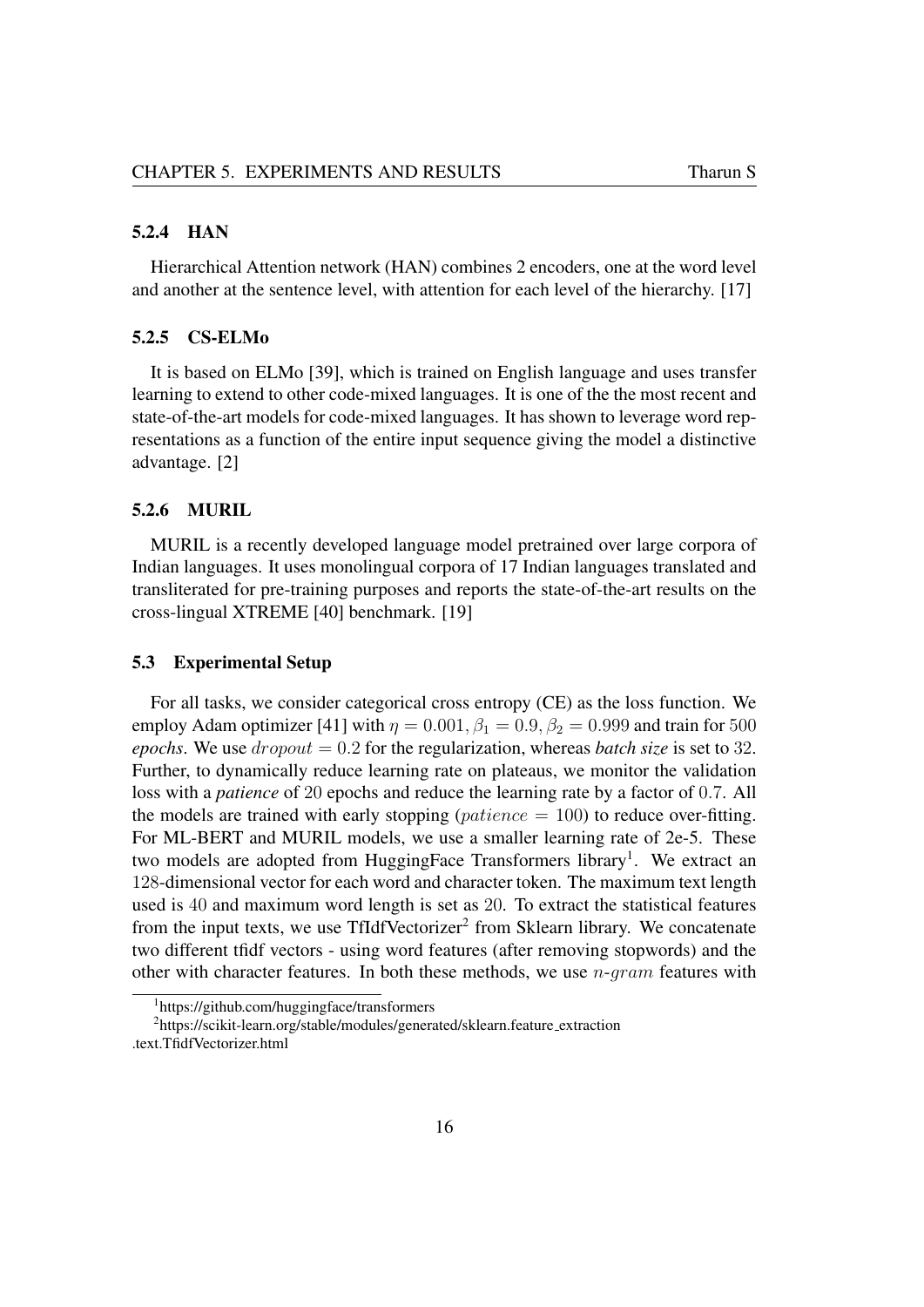### 5.2.4 HAN

Hierarchical Attention network (HAN) combines 2 encoders, one at the word level and another at the sentence level, with attention for each level of the hierarchy. [17]

### 5.2.5 CS-ELMo

It is based on ELMo [39], which is trained on English language and uses transfer learning to extend to other code-mixed languages. It is one of the the most recent and state-of-the-art models for code-mixed languages. It has shown to leverage word representations as a function of the entire input sequence giving the model a distinctive advantage. [2]

### 5.2.6 MURIL

MURIL is a recently developed language model pretrained over large corpora of Indian languages. It uses monolingual corpora of 17 Indian languages translated and transliterated for pre-training purposes and reports the state-of-the-art results on the cross-lingual XTREME [40] benchmark. [19]

## 5.3 Experimental Setup

For all tasks, we consider categorical cross entropy (CE) as the loss function. We employ Adam optimizer [41] with $\eta = 0.001, \beta_1 = 0.9, \beta_2 = 0.999$ and train for $500$ *epochs*. We use $dropout = 0.2$ for the regularization, whereas *batch size* is set to $32$. Further, to dynamically reduce learning rate on plateaus, we monitor the validation loss with a ***patience*** of $20$ epochs and reduce the learning rate by a factor of $0.7$. All the models are trained with early stopping ($patience = 100$) to reduce over-fitting. For ML-BERT and MURIL models, we use a smaller learning rate of 2e-5. These two models are adopted from HuggingFace Transformers library[1]. We extract an $128$-dimensional vector for each word and character token. The maximum text length used is $40$ and maximum word length is set as $20$. To extract the statistical features from the input texts, we use TfIdfVectorizer[2] from Sklearn library. We concatenate two different tfidf vectors - using word features (after removing stopwords) and the other with character features. In both these methods, we use $n$-$gram$ features with

[1] https://github.com/huggingface/transformers

[2] https://scikit-learn.org/stable/modules/generated/sklearn.feature_extraction.text.TfidfVectorizer.html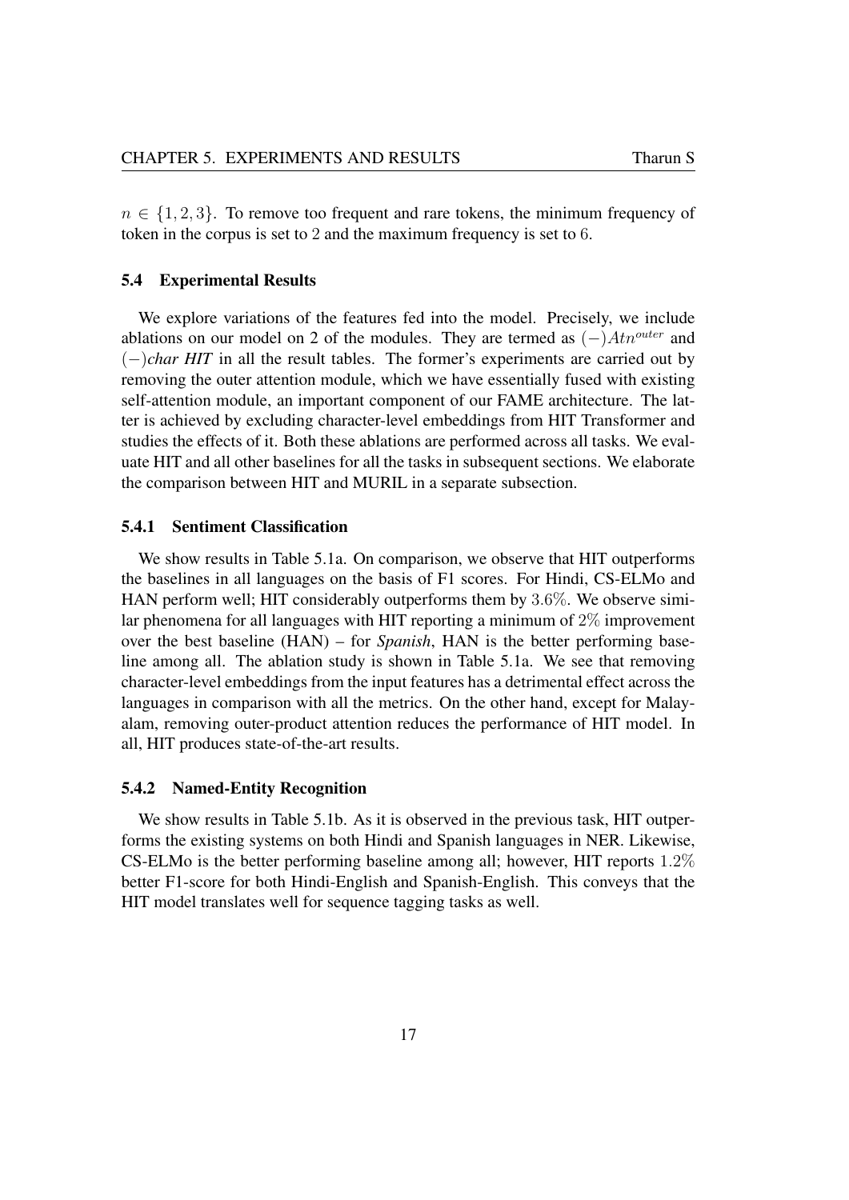$n \in \{1, 2, 3\}$. To remove too frequent and rare tokens, the minimum frequency of token in the corpus is set to 2 and the maximum frequency is set to 6.

### 5.4 Experimental Results

We explore variations of the features fed into the model. Precisely, we include ablations on our model on 2 of the modules. They are termed as $(-)Atn^{outer}$ and $(-)$*char HIT* in all the result tables. The former's experiments are carried out by removing the outer attention module, which we have essentially fused with existing self-attention module, an important component of our FAME architecture. The latter is achieved by excluding character-level embeddings from HIT Transformer and studies the effects of it. Both these ablations are performed across all tasks. We evaluate HIT and all other baselines for all the tasks in subsequent sections. We elaborate the comparison between HIT and MURIL in a separate subsection.

#### 5.4.1 Sentiment Classification

We show results in Table 5.1a. On comparison, we observe that HIT outperforms the baselines in all languages on the basis of F1 scores. For Hindi, CS-ELMo and HAN perform well; HIT considerably outperforms them by $3.6\%$. We observe similar phenomena for all languages with HIT reporting a minimum of $2\%$ improvement over the best baseline (HAN) – for *Spanish*, HAN is the better performing baseline among all. The ablation study is shown in Table 5.1a. We see that removing character-level embeddings from the input features has a detrimental effect across the languages in comparison with all the metrics. On the other hand, except for Malayalam, removing outer-product attention reduces the performance of HIT model. In all, HIT produces state-of-the-art results.

#### 5.4.2 Named-Entity Recognition

We show results in Table 5.1b. As it is observed in the previous task, HIT outperforms the existing systems on both Hindi and Spanish languages in NER. Likewise, CS-ELMo is the better performing baseline among all; however, HIT reports $1.2\%$ better F1-score for both Hindi-English and Spanish-English. This conveys that the HIT model translates well for sequence tagging tasks as well.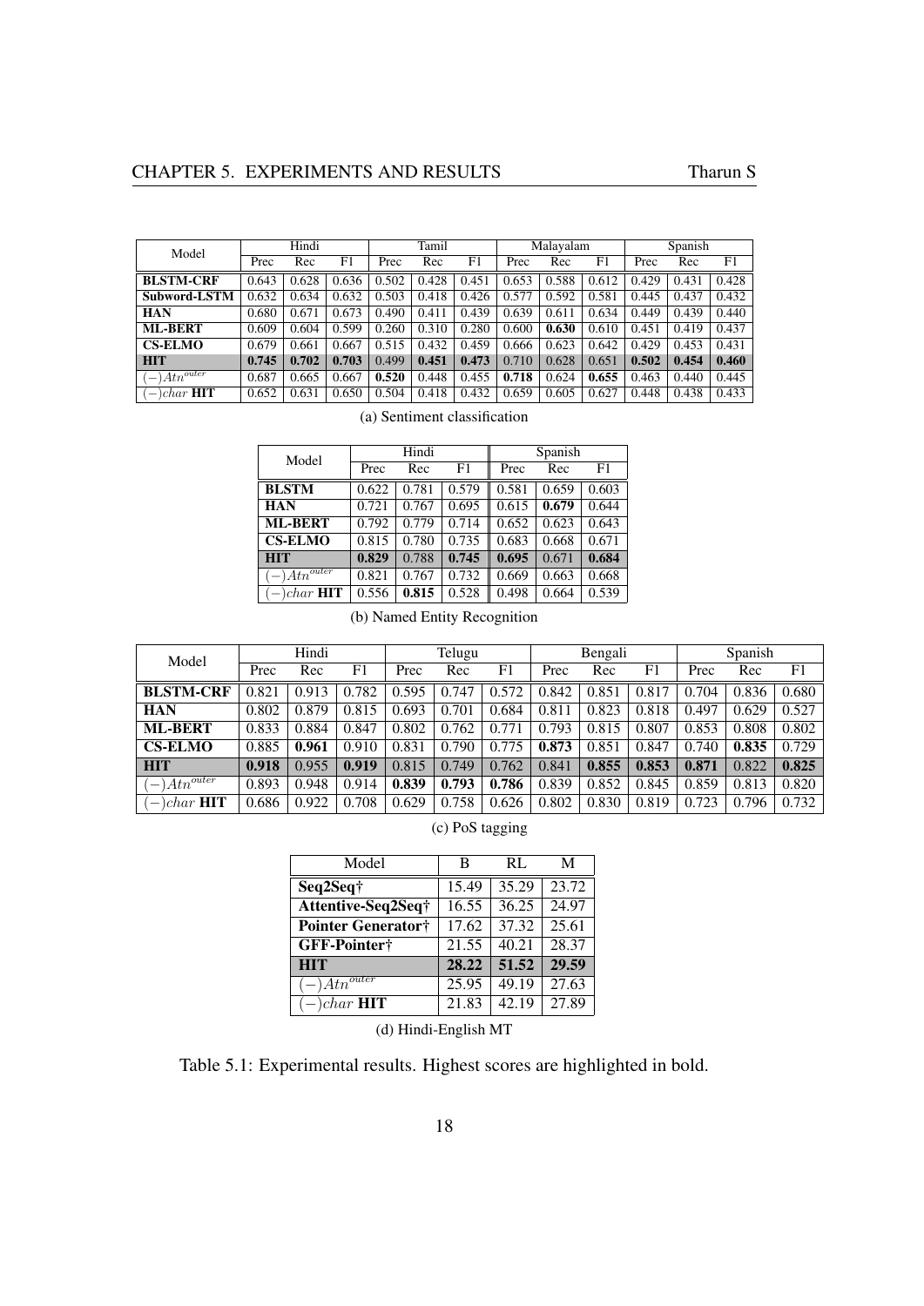| Model | Hindi | | | Tamil | | | Malayalam | | | Spanish | | |
|---|---|---|---|---|---|---|---|---|---|---|---|---|
| | Prec | Rec | F1 | Prec | Rec | F1 | Prec | Rec | F1 | Prec | Rec | F1 |
| **BLSTM-CRF** | 0.643 | 0.628 | 0.636 | 0.502 | 0.428 | 0.451 | 0.653 | 0.588 | 0.612 | 0.429 | 0.431 | 0.428 |
| **Subword-LSTM** | 0.632 | 0.634 | 0.632 | 0.503 | 0.418 | 0.426 | 0.577 | 0.592 | 0.581 | 0.445 | 0.437 | 0.432 |
| **HAN** | 0.680 | 0.671 | 0.673 | 0.490 | 0.411 | 0.439 | 0.639 | 0.611 | 0.634 | 0.449 | 0.439 | 0.440 |
| **ML-BERT** | 0.609 | 0.604 | 0.599 | 0.260 | 0.310 | 0.280 | 0.600 | **0.630** | 0.610 | 0.451 | 0.419 | 0.437 |
| **CS-ELMO** | 0.679 | 0.661 | 0.667 | 0.515 | 0.432 | 0.459 | 0.666 | 0.623 | 0.642 | 0.429 | 0.453 | 0.431 |
| **HIT** | **0.745** | **0.702** | **0.703** | 0.499 | **0.451** | **0.473** | 0.710 | 0.628 | 0.651 | **0.502** | **0.454** | **0.460** |
| $(-)Atn^{outer}$ | 0.687 | 0.665 | 0.667 | **0.520** | 0.448 | 0.455 | **0.718** | 0.624 | **0.655** | 0.463 | 0.440 | 0.445 |
| $(-)char$ **HIT** | 0.652 | 0.631 | 0.650 | 0.504 | 0.418 | 0.432 | 0.659 | 0.605 | 0.627 | 0.448 | 0.438 | 0.433 |

(a) Sentiment classification

| Model | Hindi | | | Spanish | | |
|---|---|---|---|---|---|---|
| | Prec | Rec | F1 | Prec | Rec | F1 |
| **BLSTM** | 0.622 | 0.781 | 0.579 | 0.581 | 0.659 | 0.603 |
| **HAN** | 0.721 | 0.767 | 0.695 | 0.615 | **0.679** | 0.644 |
| **ML-BERT** | 0.792 | 0.779 | 0.714 | 0.652 | 0.623 | 0.643 |
| **CS-ELMO** | 0.815 | 0.780 | 0.735 | 0.683 | 0.668 | 0.671 |
| **HIT** | **0.829** | 0.788 | **0.745** | **0.695** | 0.671 | **0.684** |
| $(-)Atn^{outer}$ | 0.821 | 0.767 | 0.732 | 0.669 | 0.663 | 0.668 |
| $(-)char$ **HIT** | 0.556 | **0.815** | 0.528 | 0.498 | 0.664 | 0.539 |

(b) Named Entity Recognition

| Model | Hindi | | | Telugu | | | Bengali | | | Spanish | | |
|---|---|---|---|---|---|---|---|---|---|---|---|---|
| | Prec | Rec | F1 | Prec | Rec | F1 | Prec | Rec | F1 | Prec | Rec | F1 |
| **BLSTM-CRF** | 0.821 | 0.913 | 0.782 | 0.595 | 0.747 | 0.572 | 0.842 | 0.851 | 0.817 | 0.704 | 0.836 | 0.680 |
| **HAN** | 0.802 | 0.879 | 0.815 | 0.693 | 0.701 | 0.684 | 0.811 | 0.823 | 0.818 | 0.497 | 0.629 | 0.527 |
| **ML-BERT** | 0.833 | 0.884 | 0.847 | 0.802 | 0.762 | 0.771 | 0.793 | 0.815 | 0.807 | 0.853 | 0.808 | 0.802 |
| **CS-ELMO** | 0.885 | **0.961** | 0.910 | 0.831 | 0.790 | 0.775 | **0.873** | 0.851 | 0.847 | 0.740 | **0.835** | 0.729 |
| **HIT** | **0.918** | 0.955 | **0.919** | 0.815 | 0.749 | 0.762 | 0.841 | **0.855** | **0.853** | **0.871** | 0.822 | **0.825** |
| $(-)Atn^{outer}$ | 0.893 | 0.948 | 0.914 | **0.839** | **0.793** | **0.786** | 0.839 | 0.852 | 0.845 | 0.859 | 0.813 | 0.820 |
| $(-)char$ **HIT** | 0.686 | 0.922 | 0.708 | 0.629 | 0.758 | 0.626 | 0.802 | 0.830 | 0.819 | 0.723 | 0.796 | 0.732 |

(c) PoS tagging

| Model | B | RL | M |
|---|---|---|---|
| **Seq2Seq†** | 15.49 | 35.29 | 23.72 |
| **Attentive-Seq2Seq†** | 16.55 | 36.25 | 24.97 |
| **Pointer Generator†** | 17.62 | 37.32 | 25.61 |
| **GFF-Pointer†** | 21.55 | 40.21 | 28.37 |
| **HIT** | **28.22** | **51.52** | **29.59** |
| $(-)Atn^{outer}$ | 25.95 | 49.19 | 27.63 |
| $(-)char$ **HIT** | 21.83 | 42.19 | 27.89 |

(d) Hindi-English MT

Table 5.1: Experimental results. Highest scores are highlighted in bold.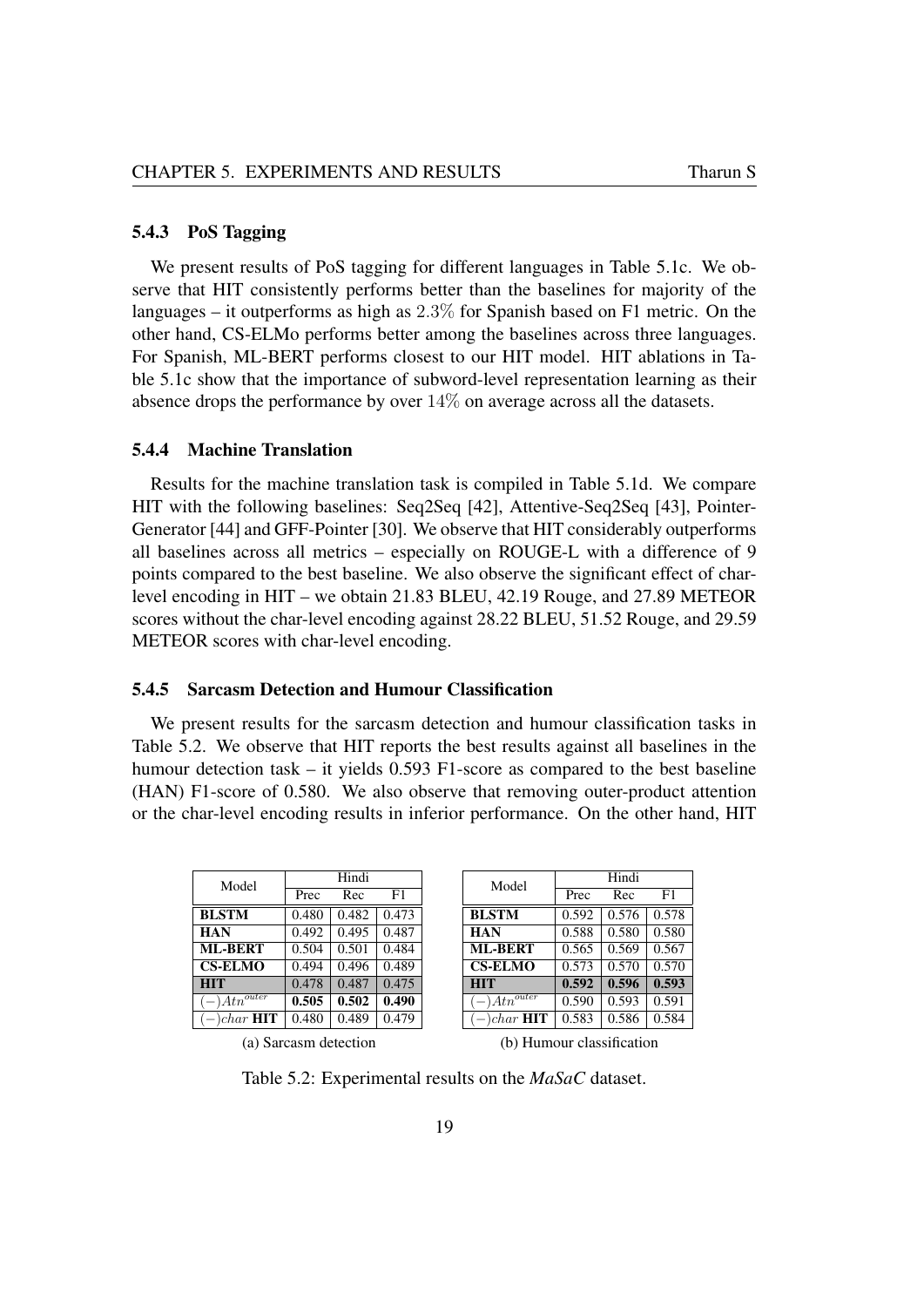### 5.4.3 PoS Tagging

We present results of PoS tagging for different languages in Table 5.1c. We observe that HIT consistently performs better than the baselines for majority of the languages – it outperforms as high as $2.3\%$ for Spanish based on F1 metric. On the other hand, CS-ELMo performs better among the baselines across three languages. For Spanish, ML-BERT performs closest to our HIT model. HIT ablations in Table 5.1c show that the importance of subword-level representation learning as their absence drops the performance by over $14\%$ on average across all the datasets.

### 5.4.4 Machine Translation

Results for the machine translation task is compiled in Table 5.1d. We compare HIT with the following baselines: Seq2Seq [42], Attentive-Seq2Seq [43], Pointer-Generator [44] and GFF-Pointer [30]. We observe that HIT considerably outperforms all baselines across all metrics – especially on ROUGE-L with a difference of 9 points compared to the best baseline. We also observe the significant effect of char-level encoding in HIT – we obtain 21.83 BLEU, 42.19 Rouge, and 27.89 METEOR scores without the char-level encoding against 28.22 BLEU, 51.52 Rouge, and 29.59 METEOR scores with char-level encoding.

### 5.4.5 Sarcasm Detection and Humour Classification

We present results for the sarcasm detection and humour classification tasks in Table 5.2. We observe that HIT reports the best results against all baselines in the humour detection task – it yields 0.593 F1-score as compared to the best baseline (HAN) F1-score of 0.580. We also observe that removing outer-product attention or the char-level encoding results in inferior performance. On the other hand, HIT

| Model | Hindi | | |
|---|---|---|---|
| | Prec | Rec | F1 |
| **BLSTM** | 0.480 | 0.482 | 0.473 |
| **HAN** | 0.492 | 0.495 | 0.487 |
| **ML-BERT** | 0.504 | 0.501 | 0.484 |
| **CS-ELMO** | 0.494 | 0.496 | 0.489 |
| **HIT** | 0.478 | 0.487 | 0.475 |
| $(-)Atn^{outer}$ | **0.505** | **0.502** | **0.490** |
| $(-)char$ **HIT** | 0.480 | 0.489 | 0.479 |

(a) Sarcasm detection

| Model | Hindi | | |
|---|---|---|---|
| | Prec | Rec | F1 |
| **BLSTM** | 0.592 | 0.576 | 0.578 |
| **HAN** | 0.588 | 0.580 | 0.580 |
| **ML-BERT** | 0.565 | 0.569 | 0.567 |
| **CS-ELMO** | 0.573 | 0.570 | 0.570 |
| **HIT** | **0.592** | **0.596** | **0.593** |
| $(-)Atn^{outer}$ | 0.590 | 0.593 | 0.591 |
| $(-)char$ **HIT** | 0.583 | 0.586 | 0.584 |

(b) Humour classification

Table 5.2: Experimental results on the *MaSaC* dataset.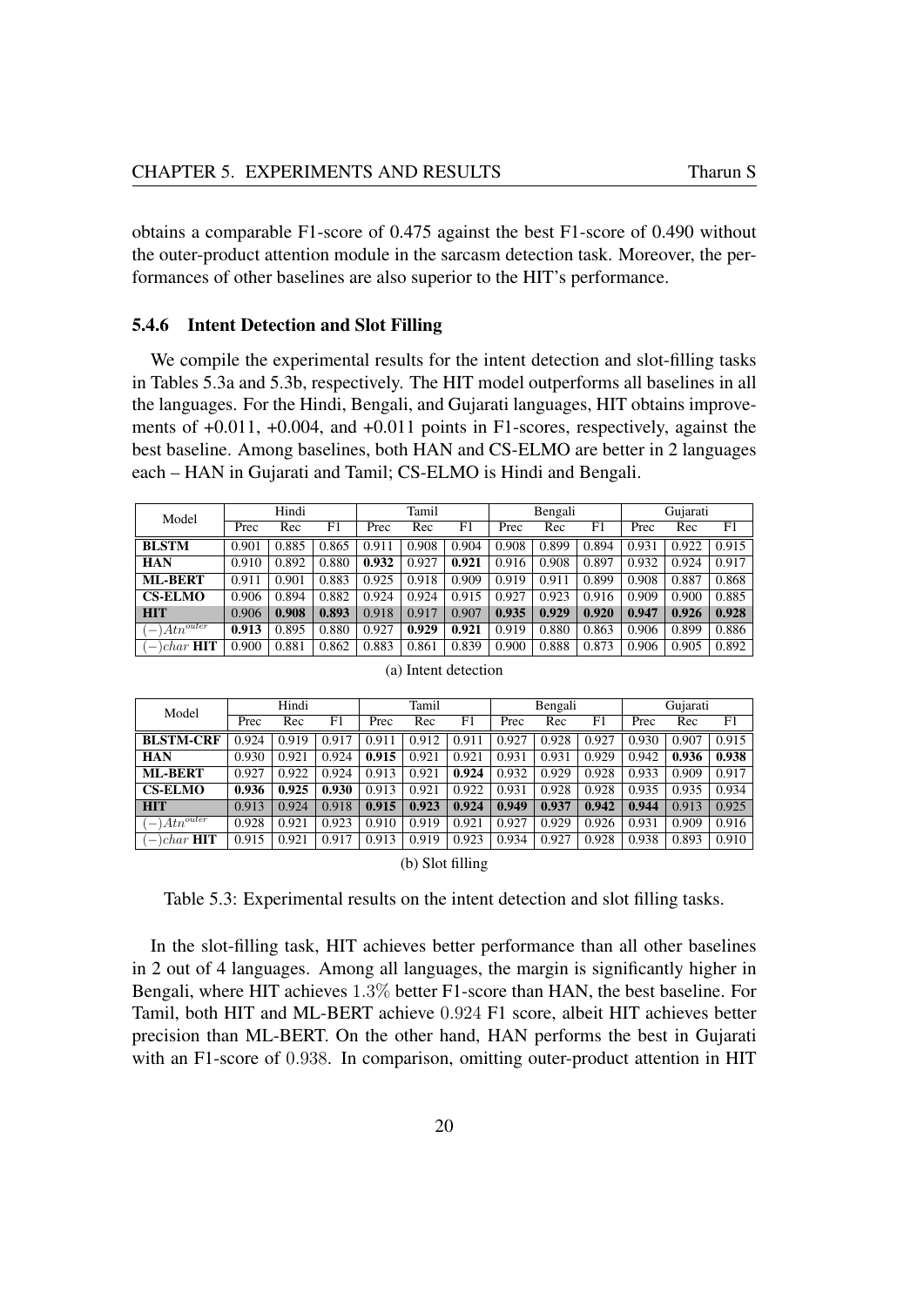obtains a comparable F1-score of 0.475 against the best F1-score of 0.490 without the outer-product attention module in the sarcasm detection task. Moreover, the performances of other baselines are also superior to the HIT's performance.

### 5.4.6 Intent Detection and Slot Filling

We compile the experimental results for the intent detection and slot-filling tasks in Tables 5.3a and 5.3b, respectively. The HIT model outperforms all baselines in all the languages. For the Hindi, Bengali, and Gujarati languages, HIT obtains improvements of +0.011, +0.004, and +0.011 points in F1-scores, respectively, against the best baseline. Among baselines, both HAN and CS-ELMO are better in 2 languages each – HAN in Gujarati and Tamil; CS-ELMO is Hindi and Bengali.

| Model | Hindi | | | Tamil | | | Bengali | | | Gujarati | | |
|---|---|---|---|---|---|---|---|---|---|---|---|---|
| | Prec | Rec | F1 | Prec | Rec | F1 | Prec | Rec | F1 | Prec | Rec | F1 |
| **BLSTM** | 0.901 | 0.885 | 0.865 | 0.911 | 0.908 | 0.904 | 0.908 | 0.899 | 0.894 | 0.931 | 0.922 | 0.915 |
| **HAN** | 0.910 | 0.892 | 0.880 | **0.932** | 0.927 | **0.921** | 0.916 | 0.908 | 0.897 | 0.932 | 0.924 | 0.917 |
| **ML-BERT** | 0.911 | 0.901 | 0.883 | 0.925 | 0.918 | 0.909 | 0.919 | 0.911 | 0.899 | 0.908 | 0.887 | 0.868 |
| **CS-ELMO** | 0.906 | 0.894 | 0.882 | 0.924 | 0.924 | 0.915 | 0.927 | 0.923 | 0.916 | 0.909 | 0.900 | 0.885 |
| **HIT** | 0.906 | **0.908** | **0.893** | 0.918 | 0.917 | 0.907 | **0.935** | **0.929** | **0.920** | **0.947** | **0.926** | **0.928** |
| $(-)Atn^{outer}$ | **0.913** | 0.895 | 0.880 | 0.927 | **0.929** | **0.921** | 0.919 | 0.880 | 0.863 | 0.906 | 0.899 | 0.886 |
| $(-)char$ **HIT** | 0.900 | 0.881 | 0.862 | 0.883 | 0.861 | 0.839 | 0.900 | 0.888 | 0.873 | 0.906 | 0.905 | 0.892 |

(a) Intent detection

| Model | Hindi | | | Tamil | | | Bengali | | | Gujarati | | |
|---|---|---|---|---|---|---|---|---|---|---|---|---|
| | Prec | Rec | F1 | Prec | Rec | F1 | Prec | Rec | F1 | Prec | Rec | F1 |
| **BLSTM-CRF** | 0.924 | 0.919 | 0.917 | 0.911 | 0.912 | 0.911 | 0.927 | 0.928 | 0.927 | 0.930 | 0.907 | 0.915 |
| **HAN** | 0.930 | 0.921 | 0.924 | **0.915** | 0.921 | 0.921 | 0.931 | 0.931 | 0.929 | 0.942 | **0.936** | **0.938** |
| **ML-BERT** | 0.927 | 0.922 | 0.924 | 0.913 | 0.921 | **0.924** | 0.932 | 0.929 | 0.928 | 0.933 | 0.909 | 0.917 |
| **CS-ELMO** | **0.936** | **0.925** | **0.930** | 0.913 | 0.921 | 0.922 | 0.931 | 0.928 | 0.928 | 0.935 | 0.935 | 0.934 |
| **HIT** | 0.913 | 0.924 | 0.918 | **0.915** | **0.923** | **0.924** | **0.949** | **0.937** | **0.942** | **0.944** | 0.913 | 0.925 |
| $(-)Atn^{outer}$ | 0.928 | 0.921 | 0.923 | 0.910 | 0.919 | 0.921 | 0.927 | 0.929 | 0.926 | 0.931 | 0.909 | 0.916 |
| $(-)char$ **HIT** | 0.915 | 0.921 | 0.917 | 0.913 | 0.919 | 0.923 | 0.934 | 0.927 | 0.928 | 0.938 | 0.893 | 0.910 |

(b) Slot filling

Table 5.3: Experimental results on the intent detection and slot filling tasks.

In the slot-filling task, HIT achieves better performance than all other baselines in 2 out of 4 languages. Among all languages, the margin is significantly higher in Bengali, where HIT achieves $1.3\%$ better F1-score than HAN, the best baseline. For Tamil, both HIT and ML-BERT achieve $0.924$ F1 score, albeit HIT achieves better precision than ML-BERT. On the other hand, HAN performs the best in Gujarati with an F1-score of $0.938$. In comparison, omitting outer-product attention in HIT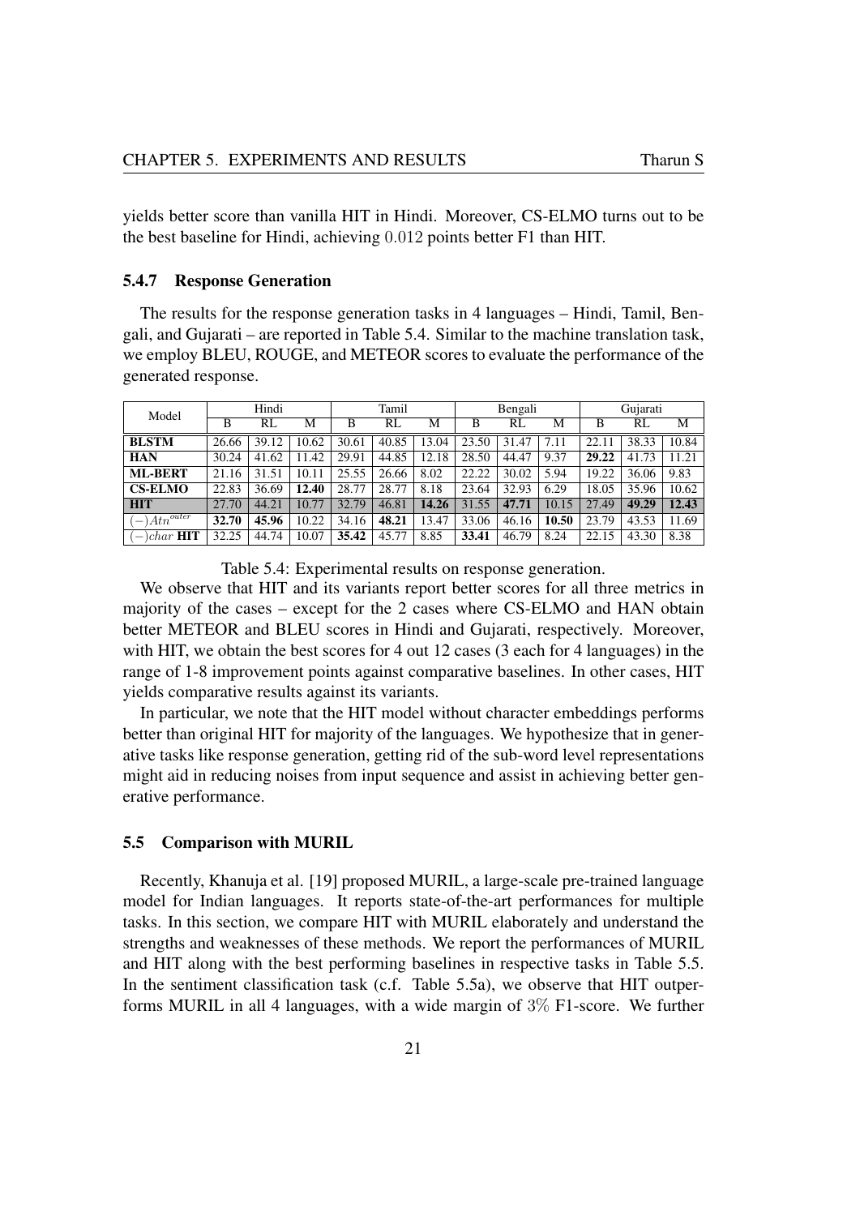yields better score than vanilla HIT in Hindi. Moreover, CS-ELMO turns out to be the best baseline for Hindi, achieving $0.012$ points better F1 than HIT.

### 5.4.7 Response Generation

The results for the response generation tasks in 4 languages – Hindi, Tamil, Bengali, and Gujarati – are reported in Table 5.4. Similar to the machine translation task, we employ BLEU, ROUGE, and METEOR scores to evaluate the performance of the generated response.

| Model | Hindi | | | Tamil | | | Bengali | | | Gujarati | | |
|---|---|---|---|---|---|---|---|---|---|---|---|---|
| | B | RL | M | B | RL | M | B | RL | M | B | RL | M |
| **BLSTM** | 26.66 | 39.12 | 10.62 | 30.61 | 40.85 | 13.04 | 23.50 | 31.47 | 7.11 | 22.11 | 38.33 | 10.84 |
| **HAN** | 30.24 | 41.62 | 11.42 | 29.91 | 44.85 | 12.18 | 28.50 | 44.47 | 9.37 | **29.22** | 41.73 | 11.21 |
| **ML-BERT** | 21.16 | 31.51 | 10.11 | 25.55 | 26.66 | 8.02 | 22.22 | 30.02 | 5.94 | 19.22 | 36.06 | 9.83 |
| **CS-ELMO** | 22.83 | 36.69 | **12.40** | 28.77 | 28.77 | 8.18 | 23.64 | 32.93 | 6.29 | 18.05 | 35.96 | 10.62 |
| **HIT** | 27.70 | 44.21 | 10.77 | 32.79 | 46.81 | **14.26** | 31.55 | **47.71** | 10.15 | 27.49 | **49.29** | **12.43** |
| $(-)Atn^{outer}$ | **32.70** | **45.96** | 10.22 | 34.16 | **48.21** | 13.47 | 33.06 | 46.16 | **10.50** | 23.79 | 43.53 | 11.69 |
| $(-)char$ **HIT** | 32.25 | 44.74 | 10.07 | **35.42** | 45.77 | 8.85 | **33.41** | 46.79 | 8.24 | 22.15 | 43.30 | 8.38 |

Table 5.4: Experimental results on response generation.

We observe that HIT and its variants report better scores for all three metrics in majority of the cases – except for the 2 cases where CS-ELMO and HAN obtain better METEOR and BLEU scores in Hindi and Gujarati, respectively. Moreover, with HIT, we obtain the best scores for 4 out 12 cases (3 each for 4 languages) in the range of 1-8 improvement points against comparative baselines. In other cases, HIT yields comparative results against its variants.

In particular, we note that the HIT model without character embeddings performs better than original HIT for majority of the languages. We hypothesize that in generative tasks like response generation, getting rid of the sub-word level representations might aid in reducing noises from input sequence and assist in achieving better generative performance.

## 5.5 Comparison with MURIL

Recently, Khanuja et al. [19] proposed MURIL, a large-scale pre-trained language model for Indian languages. It reports state-of-the-art performances for multiple tasks. In this section, we compare HIT with MURIL elaborately and understand the strengths and weaknesses of these methods. We report the performances of MURIL and HIT along with the best performing baselines in respective tasks in Table 5.5. In the sentiment classification task (c.f. Table 5.5a), we observe that HIT outperforms MURIL in all 4 languages, with a wide margin of $3\%$ F1-score. We further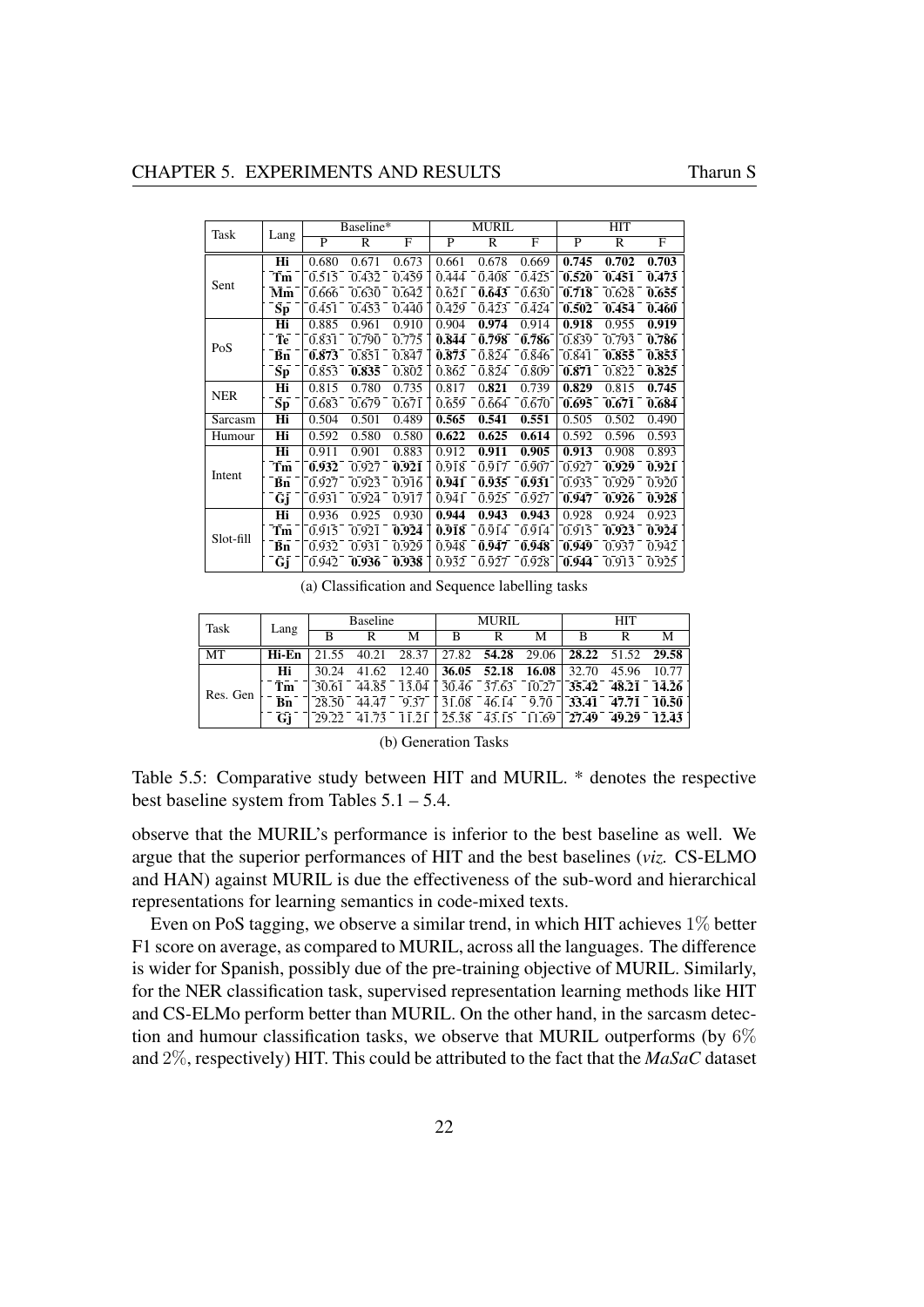| Task | Lang | Baseline* | | | MURIL | | | HIT | | |
|---|---|---|---|---|---|---|---|---|---|---|
| | | P | R | F | P | R | F | P | R | F |
| Sent | **Hi** | 0.680 | 0.671 | 0.673 | 0.661 | 0.678 | 0.669 | **0.745** | **0.702** | **0.703** |
| | **Tm** | 0.515 | 0.432 | 0.459 | 0.444 | 0.408 | 0.425 | **0.520** | **0.451** | **0.473** |
| | **Mm** | 0.666 | 0.630 | 0.642 | 0.621 | **0.643** | 0.630 | **0.718** | 0.628 | **0.655** |
| | **Sp** | 0.451 | 0.453 | 0.440 | 0.429 | 0.423 | 0.424 | **0.502** | **0.454** | **0.460** |
| PoS | **Hi** | 0.885 | 0.961 | 0.910 | 0.904 | **0.974** | 0.914 | **0.918** | 0.955 | **0.919** |
| | **Te** | 0.831 | 0.790 | 0.775 | **0.844** | **0.798** | **0.786** | 0.839 | 0.793 | **0.786** |
| | **Bn** | **0.873** | 0.851 | 0.847 | **0.873** | 0.824 | 0.846 | 0.841 | **0.855** | **0.853** |
| | **Sp** | 0.853 | **0.835** | 0.802 | 0.862 | 0.824 | 0.809 | **0.871** | 0.822 | **0.825** |
| NER | **Hi** | 0.815 | 0.780 | 0.735 | 0.817 | **0.821** | 0.739 | **0.829** | 0.815 | **0.745** |
| | **Sp** | 0.683 | 0.679 | 0.671 | 0.659 | 0.664 | 0.670 | **0.695** | **0.671** | **0.684** |
| Sarcasm | **Hi** | 0.504 | 0.501 | 0.489 | **0.565** | **0.541** | **0.551** | 0.505 | 0.502 | 0.490 |
| Humour | **Hi** | 0.592 | 0.580 | 0.580 | **0.622** | **0.625** | **0.614** | 0.592 | 0.596 | 0.593 |
| Intent | **Hi** | 0.911 | 0.901 | 0.883 | 0.912 | **0.911** | **0.905** | **0.913** | 0.908 | 0.893 |
| | **Tm** | **0.932** | 0.927 | **0.921** | 0.918 | 0.917 | 0.907 | 0.927 | **0.929** | **0.921** |
| | **Bn** | 0.927 | 0.923 | 0.916 | **0.941** | **0.935** | **0.931** | 0.935 | 0.929 | 0.920 |
| | **Gj** | 0.931 | 0.924 | 0.917 | 0.941 | 0.925 | 0.927 | **0.947** | **0.926** | **0.928** |
| Slot-fill | **Hi** | 0.936 | 0.925 | 0.930 | **0.944** | **0.943** | **0.943** | 0.928 | 0.924 | 0.923 |
| | **Tm** | 0.915 | 0.921 | **0.924** | **0.918** | 0.914 | 0.914 | 0.915 | **0.923** | **0.924** |
| | **Bn** | 0.932 | 0.931 | 0.929 | 0.948 | **0.947** | **0.948** | **0.949** | 0.937 | 0.942 |
| | **Gj** | 0.942 | **0.936** | **0.938** | 0.932 | 0.927 | 0.928 | **0.944** | 0.913 | 0.925 |

(a) Classification and Sequence labelling tasks

| Task | Lang | Baseline | | | MURIL | | | HIT | | |
|---|---|---|---|---|---|---|---|---|---|---|
| | | B | R | M | B | R | M | B | R | M |
| MT | **Hi-En** | 21.55 | 40.21 | 28.37 | 27.82 | **54.28** | 29.06 | **28.22** | 51.52 | **29.58** |
| Res. Gen | **Hi** | 30.24 | 41.62 | 12.40 | **36.05** | **52.18** | **16.08** | 32.70 | 45.96 | 10.77 |
| | **Tm** | 30.61 | 44.85 | 13.04 | 30.46 | 37.63 | 10.27 | **35.42** | **48.21** | **14.26** |
| | **Bn** | 28.50 | 44.47 | 9.37 | 31.08 | 46.14 | 9.70 | **33.41** | **47.71** | **10.50** |
| | **Gj** | 29.22 | 41.73 | 11.21 | 25.38 | 43.15 | 11.69 | **27.49** | **49.29** | **12.43** |

(b) Generation Tasks

Table 5.5: Comparative study between HIT and MURIL. * denotes the respective best baseline system from Tables 5.1 – 5.4.

observe that the MURIL's performance is inferior to the best baseline as well. We argue that the superior performances of HIT and the best baselines (*viz.* CS-ELMO and HAN) against MURIL is due the effectiveness of the sub-word and hierarchical representations for learning semantics in code-mixed texts.

Even on PoS tagging, we observe a similar trend, in which HIT achieves 1% better F1 score on average, as compared to MURIL, across all the languages. The difference is wider for Spanish, possibly due of the pre-training objective of MURIL. Similarly, for the NER classification task, supervised representation learning methods like HIT and CS-ELMo perform better than MURIL. On the other hand, in the sarcasm detection and humour classification tasks, we observe that MURIL outperforms (by 6% and 2%, respectively) HIT. This could be attributed to the fact that the *MaSaC* dataset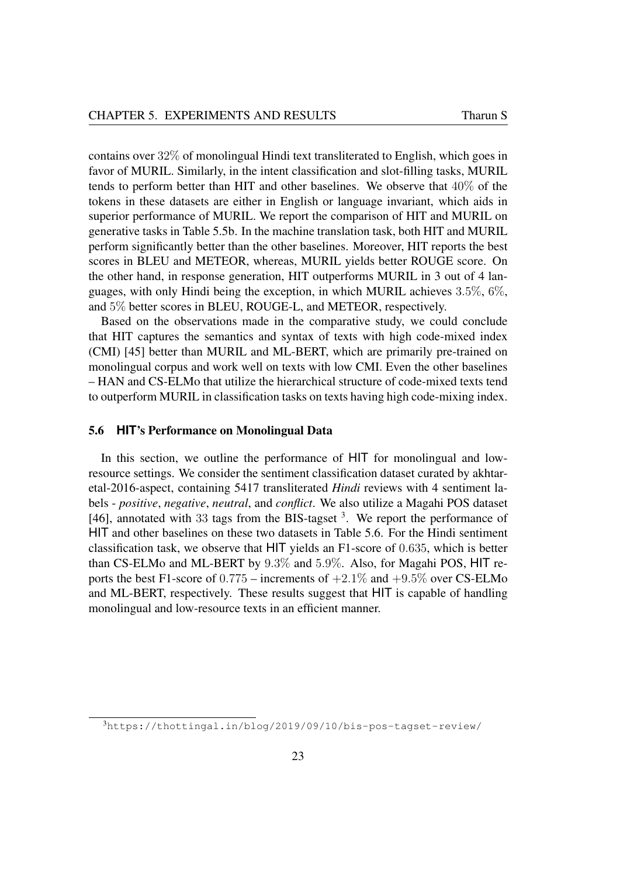contains over $32\%$ of monolingual Hindi text transliterated to English, which goes in favor of MURIL. Similarly, in the intent classification and slot-filling tasks, MURIL tends to perform better than HIT and other baselines. We observe that $40\%$ of the tokens in these datasets are either in English or language invariant, which aids in superior performance of MURIL. We report the comparison of HIT and MURIL on generative tasks in Table 5.5b. In the machine translation task, both HIT and MURIL perform significantly better than the other baselines. Moreover, HIT reports the best scores in BLEU and METEOR, whereas, MURIL yields better ROUGE score. On the other hand, in response generation, HIT outperforms MURIL in 3 out of 4 languages, with only Hindi being the exception, in which MURIL achieves $3.5\%$, $6\%$, and $5\%$ better scores in BLEU, ROUGE-L, and METEOR, respectively.

Based on the observations made in the comparative study, we could conclude that HIT captures the semantics and syntax of texts with high code-mixed index (CMI) [45] better than MURIL and ML-BERT, which are primarily pre-trained on monolingual corpus and work well on texts with low CMI. Even the other baselines – HAN and CS-ELMo that utilize the hierarchical structure of code-mixed texts tend to outperform MURIL in classification tasks on texts having high code-mixing index.

### 5.6 HIT's Performance on Monolingual Data

In this section, we outline the performance of HIT for monolingual and low-resource settings. We consider the sentiment classification dataset curated by akhtar-etal-2016-aspect, containing 5417 transliterated *Hindi* reviews with 4 sentiment labels - *positive*, *negative*, *neutral*, and *conflict*. We also utilize a Magahi POS dataset [46], annotated with $33$ tags from the BIS-tagset [3]. We report the performance of HIT and other baselines on these two datasets in Table 5.6. For the Hindi sentiment classification task, we observe that HIT yields an F1-score of $0.635$, which is better than CS-ELMo and ML-BERT by $9.3\%$ and $5.9\%$. Also, for Magahi POS, HIT reports the best F1-score of $0.775$ – increments of $+2.1\%$ and $+9.5\%$ over CS-ELMo and ML-BERT, respectively. These results suggest that HIT is capable of handling monolingual and low-resource texts in an efficient manner.

[3] https://thottingal.in/blog/2019/09/10/bis-pos-tagset-review/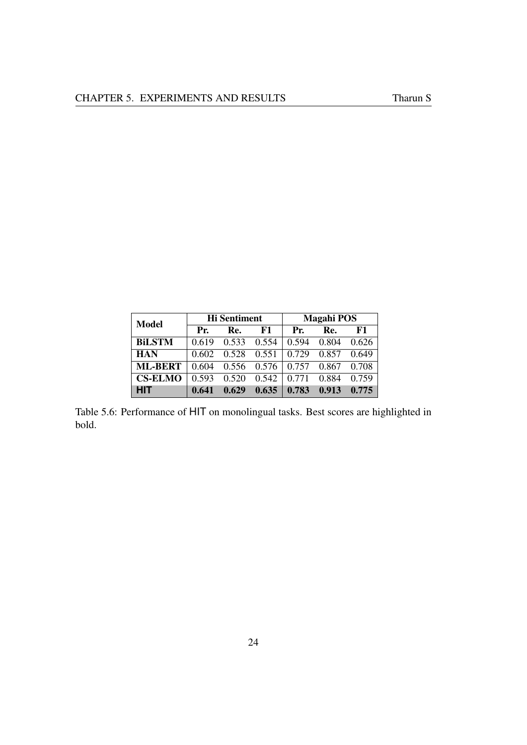| Model | Hi Sentiment | | | Magahi POS | | |
|---|---|---|---|---|---|---|
| | Pr. | Re. | F1 | Pr. | Re. | F1 |
| **BiLSTM** | 0.619 | 0.533 | 0.554 | 0.594 | 0.804 | 0.626 |
| **HAN** | 0.602 | 0.528 | 0.551 | 0.729 | 0.857 | 0.649 |
| **ML-BERT** | 0.604 | 0.556 | 0.576 | 0.757 | 0.867 | 0.708 |
| **CS-ELMO** | 0.593 | 0.520 | 0.542 | 0.771 | 0.884 | 0.759 |
| **HIT** | **0.641** | **0.629** | **0.635** | **0.783** | **0.913** | **0.775** |

Table 5.6: Performance of HIT on monolingual tasks. Best scores are highlighted in bold.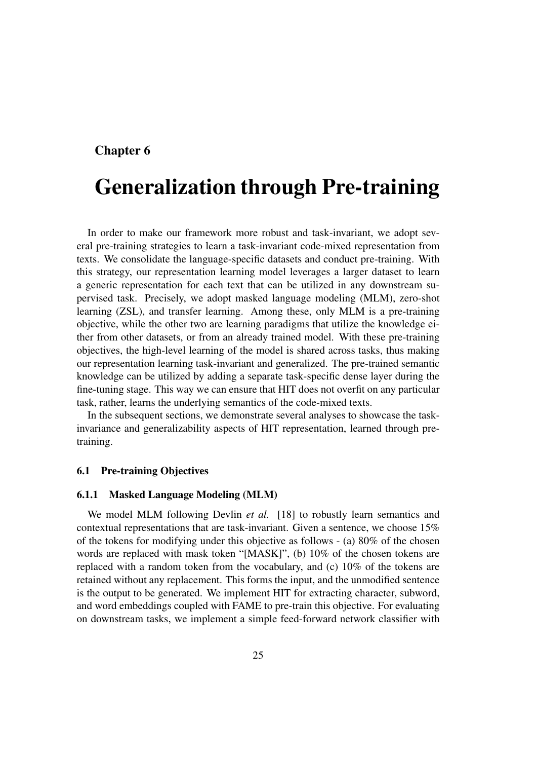Chapter 6

# Generalization through Pre-training

In order to make our framework more robust and task-invariant, we adopt several pre-training strategies to learn a task-invariant code-mixed representation from texts. We consolidate the language-specific datasets and conduct pre-training. With this strategy, our representation learning model leverages a larger dataset to learn a generic representation for each text that can be utilized in any downstream supervised task. Precisely, we adopt masked language modeling (MLM), zero-shot learning (ZSL), and transfer learning. Among these, only MLM is a pre-training objective, while the other two are learning paradigms that utilize the knowledge either from other datasets, or from an already trained model. With these pre-training objectives, the high-level learning of the model is shared across tasks, thus making our representation learning task-invariant and generalized. The pre-trained semantic knowledge can be utilized by adding a separate task-specific dense layer during the fine-tuning stage. This way we can ensure that HIT does not overfit on any particular task, rather, learns the underlying semantics of the code-mixed texts.

In the subsequent sections, we demonstrate several analyses to showcase the task-invariance and generalizability aspects of HIT representation, learned through pre-training.

## 6.1 Pre-training Objectives

### 6.1.1 Masked Language Modeling (MLM)

We model MLM following Devlin *et al.* [18] to robustly learn semantics and contextual representations that are task-invariant. Given a sentence, we choose 15% of the tokens for modifying under this objective as follows - (a) 80% of the chosen words are replaced with mask token "[MASK]", (b) 10% of the chosen tokens are replaced with a random token from the vocabulary, and (c) 10% of the tokens are retained without any replacement. This forms the input, and the unmodified sentence is the output to be generated. We implement HIT for extracting character, subword, and word embeddings coupled with FAME to pre-train this objective. For evaluating on downstream tasks, we implement a simple feed-forward network classifier with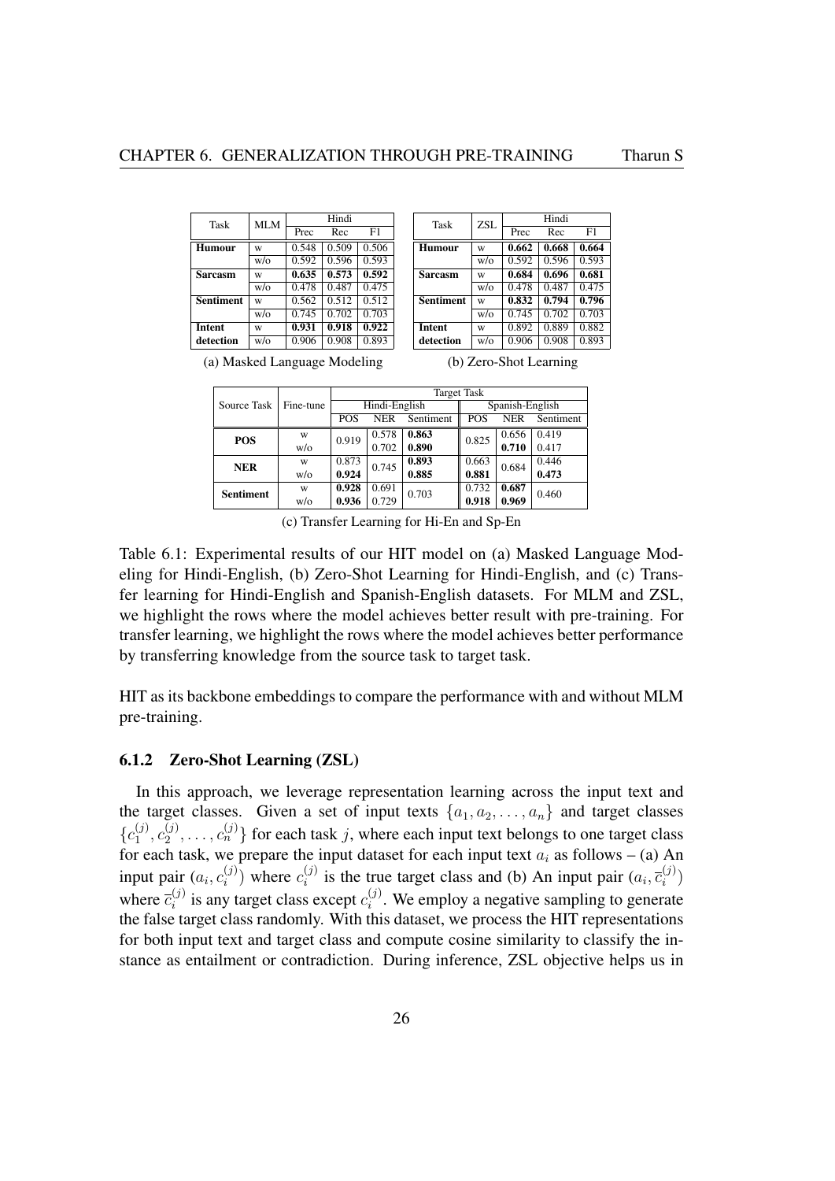| Task | MLM | Hindi | | |
|---|---|---|---|---|
| | | Prec | Rec | F1 |
| **Humour** | w | 0.548 | 0.509 | 0.506 |
| | w/o | 0.592 | 0.596 | 0.593 |
| **Sarcasm** | w | **0.635** | **0.573** | **0.592** |
| | w/o | 0.478 | 0.487 | 0.475 |
| **Sentiment** | w | 0.562 | 0.512 | 0.512 |
| | w/o | 0.745 | 0.702 | 0.703 |
| **Intent detection** | w | **0.931** | **0.918** | **0.922** |
| | w/o | 0.906 | 0.908 | 0.893 |

(a) Masked Language Modeling

| Task | ZSL | Hindi | | |
|---|---|---|---|---|
| | | Prec | Rec | F1 |
| **Humour** | w | **0.662** | **0.668** | **0.664** |
| | w/o | 0.592 | 0.596 | 0.593 |
| **Sarcasm** | w | **0.684** | **0.696** | **0.681** |
| | w/o | 0.478 | 0.487 | 0.475 |
| **Sentiment** | w | **0.832** | **0.794** | **0.796** |
| | w/o | 0.745 | 0.702 | 0.703 |
| **Intent detection** | w | 0.892 | 0.889 | 0.882 |
| | w/o | 0.906 | 0.908 | 0.893 |

(b) Zero-Shot Learning

| Source Task | Fine-tune | Target Task | | | | | |
|---|---|---|---|---|---|---|---|
| | | Hindi-English | | | Spanish-English | | |
| | | POS | NER | Sentiment | POS | NER | Sentiment |
| **POS** | w | 0.919 | 0.578 | **0.863** | 0.825 | 0.656 | 0.419 |
| | w/o | | 0.702 | **0.890** | | **0.710** | 0.417 |
| **NER** | w | 0.873 | 0.745 | **0.893** | 0.663 | 0.684 | 0.446 |
| | w/o | **0.924** | | 0.885 | **0.881** | | **0.473** |
| **Sentiment** | w | **0.928** | 0.691 | 0.703 | 0.732 | **0.687** | 0.460 |
| | w/o | **0.936** | 0.729 | | **0.918** | **0.969** | |

(c) Transfer Learning for Hi-En and Sp-En

Table 6.1: Experimental results of our HIT model on (a) Masked Language Modeling for Hindi-English, (b) Zero-Shot Learning for Hindi-English, and (c) Transfer learning for Hindi-English and Spanish-English datasets. For MLM and ZSL, we highlight the rows where the model achieves better result with pre-training. For transfer learning, we highlight the rows where the model achieves better performance by transferring knowledge from the source task to target task.

HIT as its backbone embeddings to compare the performance with and without MLM pre-training.

### 6.1.2 Zero-Shot Learning (ZSL)

In this approach, we leverage representation learning across the input text and the target classes. Given a set of input texts $\{a_1, a_2, \ldots, a_n\}$ and target classes $\{c_1^{(j)}, c_2^{(j)}, \ldots, c_n^{(j)}\}$ for each task $j$, where each input text belongs to one target class for each task, we prepare the input dataset for each input text $a_i$ as follows – (a) An input pair $(a_i, c_i^{(j)})$ where $c_i^{(j)}$ is the true target class and (b) An input pair $(a_i, \overline{c}_i^{(j)})$ where $\overline{c}_i^{(j)}$ is any target class except $c_i^{(j)}$. We employ a negative sampling to generate the false target class randomly. With this dataset, we process the HIT representations for both input text and target class and compute cosine similarity to classify the instance as entailment or contradiction. During inference, ZSL objective helps us in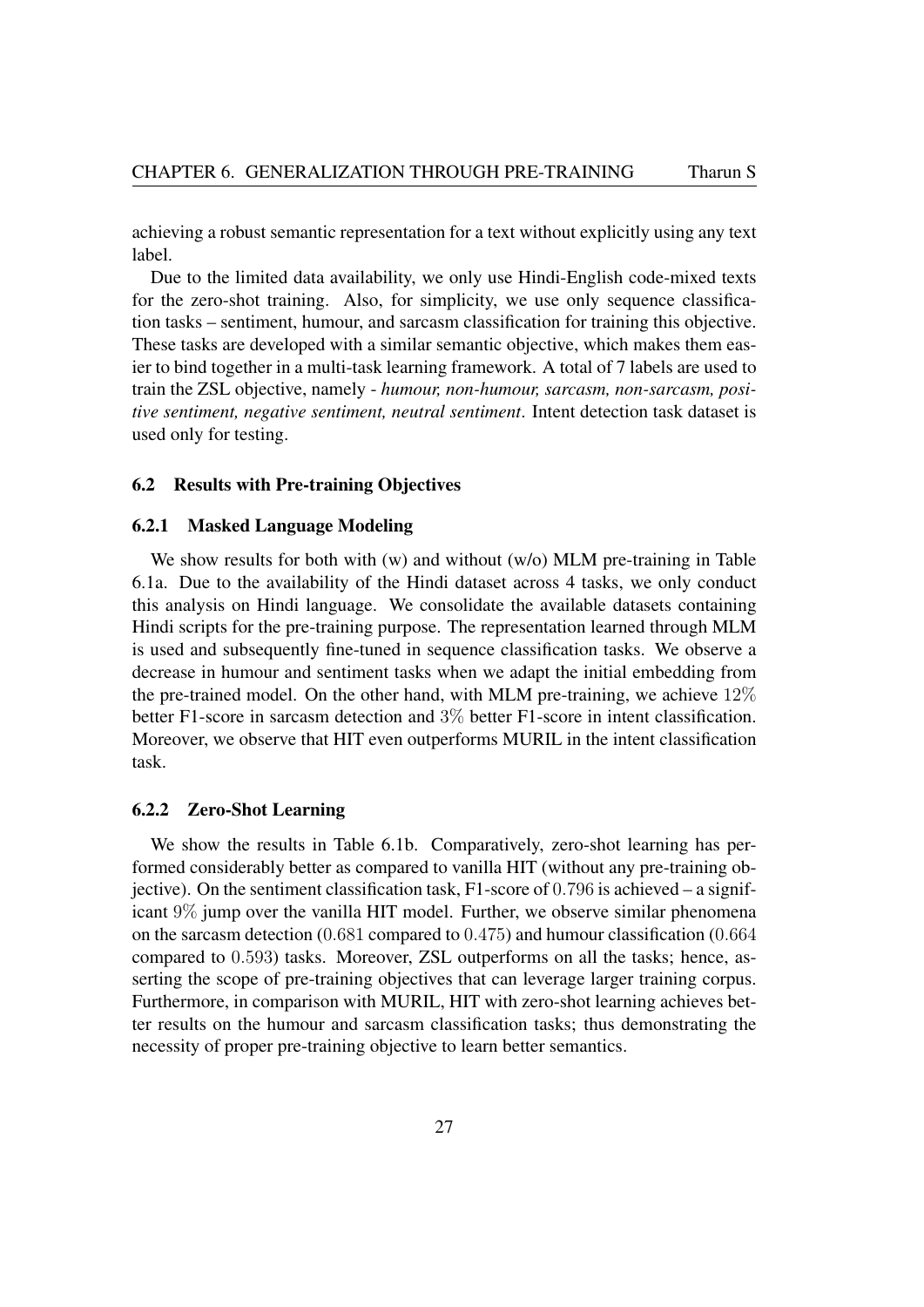achieving a robust semantic representation for a text without explicitly using any text label.

Due to the limited data availability, we only use Hindi-English code-mixed texts for the zero-shot training. Also, for simplicity, we use only sequence classification tasks – sentiment, humour, and sarcasm classification for training this objective. These tasks are developed with a similar semantic objective, which makes them easier to bind together in a multi-task learning framework. A total of 7 labels are used to train the ZSL objective, namely - *humour, non-humour, sarcasm, non-sarcasm, positive sentiment, negative sentiment, neutral sentiment*. Intent detection task dataset is used only for testing.

### 6.2 Results with Pre-training Objectives

#### 6.2.1 Masked Language Modeling

We show results for both with (w) and without (w/o) MLM pre-training in Table 6.1a. Due to the availability of the Hindi dataset across 4 tasks, we only conduct this analysis on Hindi language. We consolidate the available datasets containing Hindi scripts for the pre-training purpose. The representation learned through MLM is used and subsequently fine-tuned in sequence classification tasks. We observe a decrease in humour and sentiment tasks when we adapt the initial embedding from the pre-trained model. On the other hand, with MLM pre-training, we achieve $12\%$ better F1-score in sarcasm detection and $3\%$ better F1-score in intent classification. Moreover, we observe that HIT even outperforms MURIL in the intent classification task.

#### 6.2.2 Zero-Shot Learning

We show the results in Table 6.1b. Comparatively, zero-shot learning has performed considerably better as compared to vanilla HIT (without any pre-training objective). On the sentiment classification task, F1-score of $0.796$ is achieved – a significant $9\%$ jump over the vanilla HIT model. Further, we observe similar phenomena on the sarcasm detection ($0.681$ compared to $0.475$) and humour classification ($0.664$ compared to $0.593$) tasks. Moreover, ZSL outperforms on all the tasks; hence, asserting the scope of pre-training objectives that can leverage larger training corpus. Furthermore, in comparison with MURIL, HIT with zero-shot learning achieves better results on the humour and sarcasm classification tasks; thus demonstrating the necessity of proper pre-training objective to learn better semantics.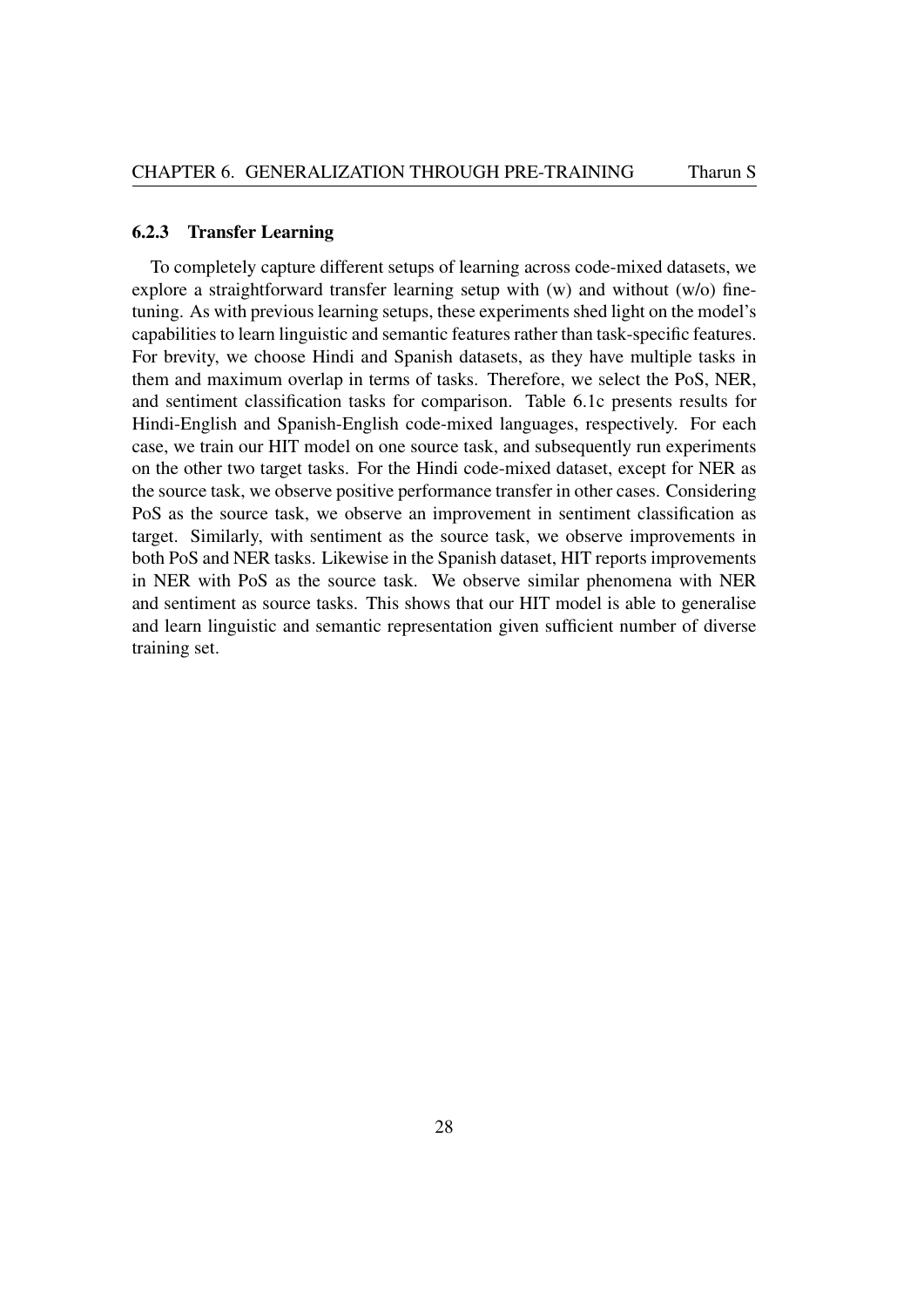### 6.2.3 Transfer Learning

To completely capture different setups of learning across code-mixed datasets, we explore a straightforward transfer learning setup with (w) and without (w/o) fine-tuning. As with previous learning setups, these experiments shed light on the model's capabilities to learn linguistic and semantic features rather than task-specific features. For brevity, we choose Hindi and Spanish datasets, as they have multiple tasks in them and maximum overlap in terms of tasks. Therefore, we select the PoS, NER, and sentiment classification tasks for comparison. Table 6.1c presents results for Hindi-English and Spanish-English code-mixed languages, respectively. For each case, we train our HIT model on one source task, and subsequently run experiments on the other two target tasks. For the Hindi code-mixed dataset, except for NER as the source task, we observe positive performance transfer in other cases. Considering PoS as the source task, we observe an improvement in sentiment classification as target. Similarly, with sentiment as the source task, we observe improvements in both PoS and NER tasks. Likewise in the Spanish dataset, HIT reports improvements in NER with PoS as the source task. We observe similar phenomena with NER and sentiment as source tasks. This shows that our HIT model is able to generalise and learn linguistic and semantic representation given sufficient number of diverse training set.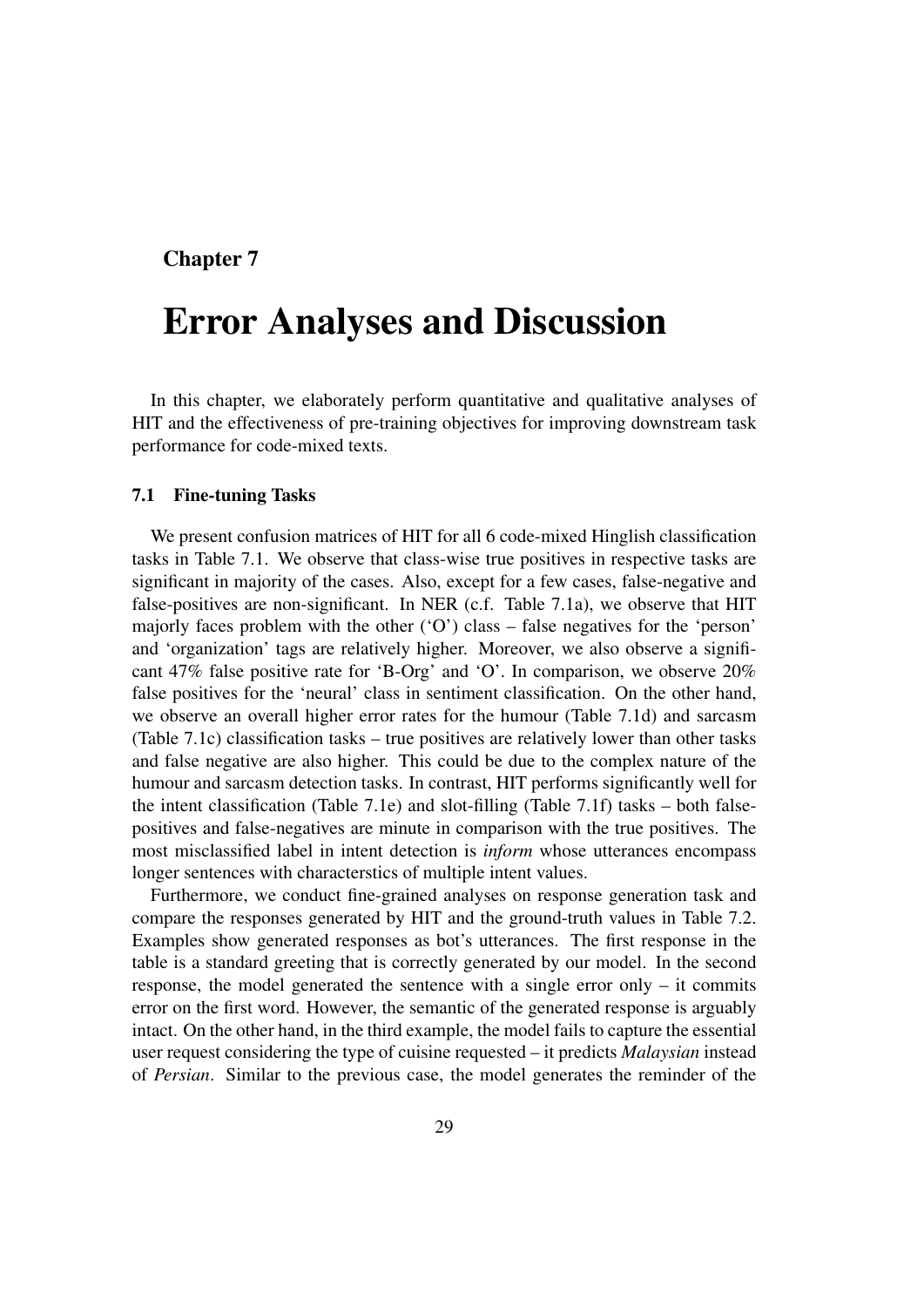## Chapter 7

# Error Analyses and Discussion

In this chapter, we elaborately perform quantitative and qualitative analyses of HIT and the effectiveness of pre-training objectives for improving downstream task performance for code-mixed texts.

### 7.1 Fine-tuning Tasks

We present confusion matrices of HIT for all 6 code-mixed Hinglish classification tasks in Table 7.1. We observe that class-wise true positives in respective tasks are significant in majority of the cases. Also, except for a few cases, false-negative and false-positives are non-significant. In NER (c.f. Table 7.1a), we observe that HIT majorly faces problem with the other ('O') class – false negatives for the 'person' and 'organization' tags are relatively higher. Moreover, we also observe a significant 47% false positive rate for 'B-Org' and 'O'. In comparison, we observe 20% false positives for the 'neural' class in sentiment classification. On the other hand, we observe an overall higher error rates for the humour (Table 7.1d) and sarcasm (Table 7.1c) classification tasks – true positives are relatively lower than other tasks and false negative are also higher. This could be due to the complex nature of the humour and sarcasm detection tasks. In contrast, HIT performs significantly well for the intent classification (Table 7.1e) and slot-filling (Table 7.1f) tasks – both false-positives and false-negatives are minute in comparison with the true positives. The most misclassified label in intent detection is *inform* whose utterances encompass longer sentences with characterstics of multiple intent values.

Furthermore, we conduct fine-grained analyses on response generation task and compare the responses generated by HIT and the ground-truth values in Table 7.2. Examples show generated responses as bot's utterances. The first response in the table is a standard greeting that is correctly generated by our model. In the second response, the model generated the sentence with a single error only – it commits error on the first word. However, the semantic of the generated response is arguably intact. On the other hand, in the third example, the model fails to capture the essential user request considering the type of cuisine requested – it predicts *Malaysian* instead of *Persian*. Similar to the previous case, the model generates the reminder of the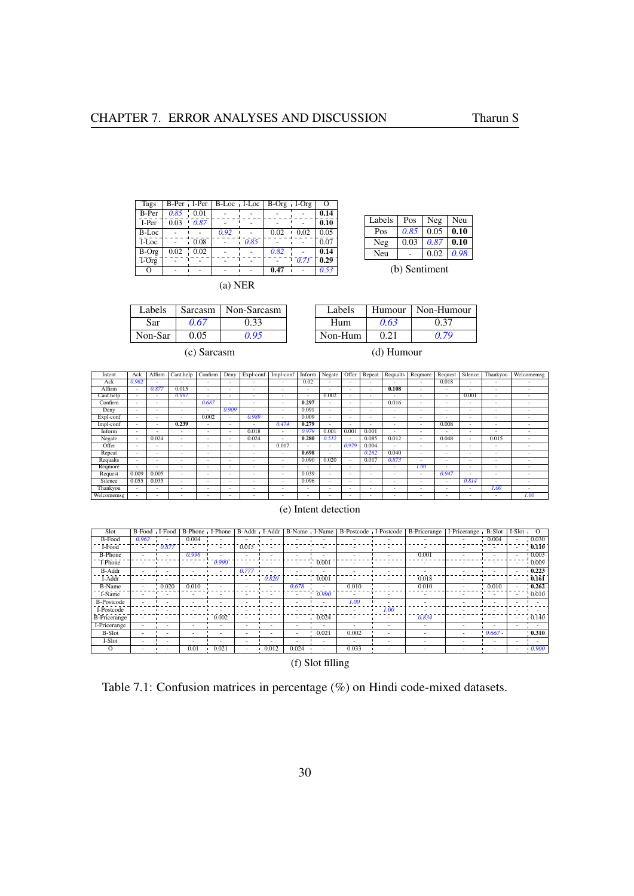| Tags | B-Per | I-Per | B-Loc | I-Loc | B-Org | I-Org | O |
|---|---|---|---|---|---|---|---|
| B-Per | *0.85* | 0.01 | - | - | - | - | **0.14** |
| I-Per | 0.03 | *0.87* | - | - | - | - | **0.10** |
| B-Loc | - | - | *0.92* | - | 0.02 | 0.02 | 0.05 |
| I-Loc | - | 0.08 | - | *0.85* | - | - | 0.07 |
| B-Org | 0.02 | 0.02 | - | - | *0.82* | - | **0.14** |
| I-Org | - | - | - | - | - | *0.71* | **0.29** |
| O | - | - | - | - | **0.47** | - | *0.53* |

(a) NER

| Labels | Pos | Neg | Neu |
|---|---|---|---|
| Pos | *0.85* | 0.05 | **0.10** |
| Neg | 0.03 | *0.87* | **0.10** |
| Neu | - | 0.02 | *0.98* |

(b) Sentiment

| Labels | Sarcasm | Non-Sarcasm |
|---|---|---|
| Sar | *0.67* | 0.33 |
| Non-Sar | 0.05 | *0.95* |

(c) Sarcasm

| Labels | Humour | Non-Humour |
|---|---|---|
| Hum | *0.63* | 0.37 |
| Non-Hum | 0.21 | *0.79* |

(d) Humour

| Intent | Ack | Affirm | Cant.help | Confirm | Deny | Expl-conf | Impl-conf | Inform | Negate | Offer | Repeat | Reqalts | Reqmore | Request | Silence | Thankyou | Welcomemsg |
|---|---|---|---|---|---|---|---|---|---|---|---|---|---|---|---|---|---|
| Ack | *0.962* | - | - | - | - | - | - | 0.02 | - | - | - | - | - | 0.018 | - | - | - |
| Affirm | - | *0.877* | 0.015 | - | - | - | - | - | - | - | - | **0.108** | - | - | - | - | - |
| Cant.help | - | - | *0.997* | - | - | - | - | - | 0.002 | - | - | - | - | - | 0.001 | - | - |
| Confirm | - | - | - | *0.687* | - | - | - | **0.297** | - | - | - | 0.016 | - | - | - | - | - |
| Deny | - | - | - | - | *0.909* | - | - | 0.091 | - | - | - | - | - | - | - | - | - |
| Expl-conf | - | - | - | 0.002 | - | *0.989* | - | 0.009 | - | - | - | - | - | - | - | - | - |
| Impl-conf | - | - | **0.239** | - | - | - | *0.474* | **0.279** | - | - | - | - | - | 0.008 | - | - | - |
| Inform | - | - | - | - | - | 0.018 | - | *0.979* | 0.001 | 0.001 | 0.001 | - | - | - | - | - | - |
| Negate | - | 0.024 | - | - | - | 0.024 | - | **0.280** | *0.512* | - | 0.085 | 0.012 | - | 0.048 | - | 0.015 | - |
| Offer | - | - | - | - | - | - | 0.017 | - | - | *0.979* | 0.004 | - | - | - | - | - | - |
| Repeat | - | - | - | - | - | - | - | **0.698** | - | - | *0.262* | 0.040 | - | - | - | - | - |
| Reqalts | - | - | - | - | - | - | - | 0.090 | 0.020 | - | 0.017 | *0.873* | - | - | - | - | - |
| Reqmore | - | - | - | - | - | - | - | - | - | - | - | - | *1.00* | - | - | - | - |
| Request | 0.009 | 0.005 | - | - | - | - | - | 0.039 | - | - | - | - | - | *0.947* | - | - | - |
| Silence | 0.055 | 0.035 | - | - | - | - | - | 0.096 | - | - | - | - | - | - | *0.814* | - | - |
| Thankyou | - | - | - | - | - | - | - | - | - | - | - | - | - | - | - | *1.00* | - |
| Welcomemsg | - | - | - | - | - | - | - | - | - | - | - | - | - | - | - | - | *1.00* |

(e) Intent detection

| Slot | B-Food | I-Food | B-Phone | I-Phone | B-Addr | I-Addr | B-Name | I-Name | B-Postcode | I-Postcode | B-Pricerange | I-Pricerange | B-Slot | I-Slot | O |
|---|---|---|---|---|---|---|---|---|---|---|---|---|---|---|---|
| B-Food | *0.962* | - | 0.004 | - | - | - | - | - | - | - | - | - | 0.004 | - | 0.030 |
| I-Food | - | *0.877* | - | - | 0.013 | - | - | - | - | - | - | - | - | - | **0.110** |
| B-Phone | - | - | *0.996* | - | - | - | - | - | - | - | 0.001 | - | - | - | 0.003 |
| I-Phone | - | - | - | *0.990* | - | - | - | 0.001 | - | - | - | - | - | - | 0.009 |
| B-Addr | - | - | - | - | *0.777* | - | - | - | - | - | - | - | - | - | **0.223** |
| I-Addr | - | - | - | - | - | *0.820* | - | 0.001 | - | - | 0.018 | - | - | - | **0.161** |
| B-Name | - | 0.020 | 0.010 | - | - | - | *0.678* | - | 0.010 | - | 0.010 | - | 0.010 | - | **0.262** |
| I-Name | - | - | - | - | - | - | - | *0.990* | - | - | - | - | - | - | 0.010 |
| B-Postcode | - | - | - | - | - | - | - | - | *1.00* | - | - | - | - | - | - |
| I-Postcode | - | - | - | - | - | - | - | - | - | *1.00* | - | - | - | - | - |
| B-Pricerange | - | - | - | 0.002 | - | - | - | 0.024 | - | - | *0.834* | - | - | - | 0.140 |
| I-Pricerange | - | - | - | - | - | - | - | - | - | - | - | - | - | - | - |
| B-Slot | - | - | - | - | - | - | - | 0.021 | 0.002 | - | - | - | *0.667* | - | **0.310** |
| I-Slot | - | - | - | - | - | - | - | - | - | - | - | - | - | - | - |
| O | - | - | 0.01 | 0.021 | - | 0.012 | 0.024 | - | 0.033 | - | - | - | - | - | *0.900* |

(f) Slot filling

Table 7.1: Confusion matrices in percentage (%) on Hindi code-mixed datasets.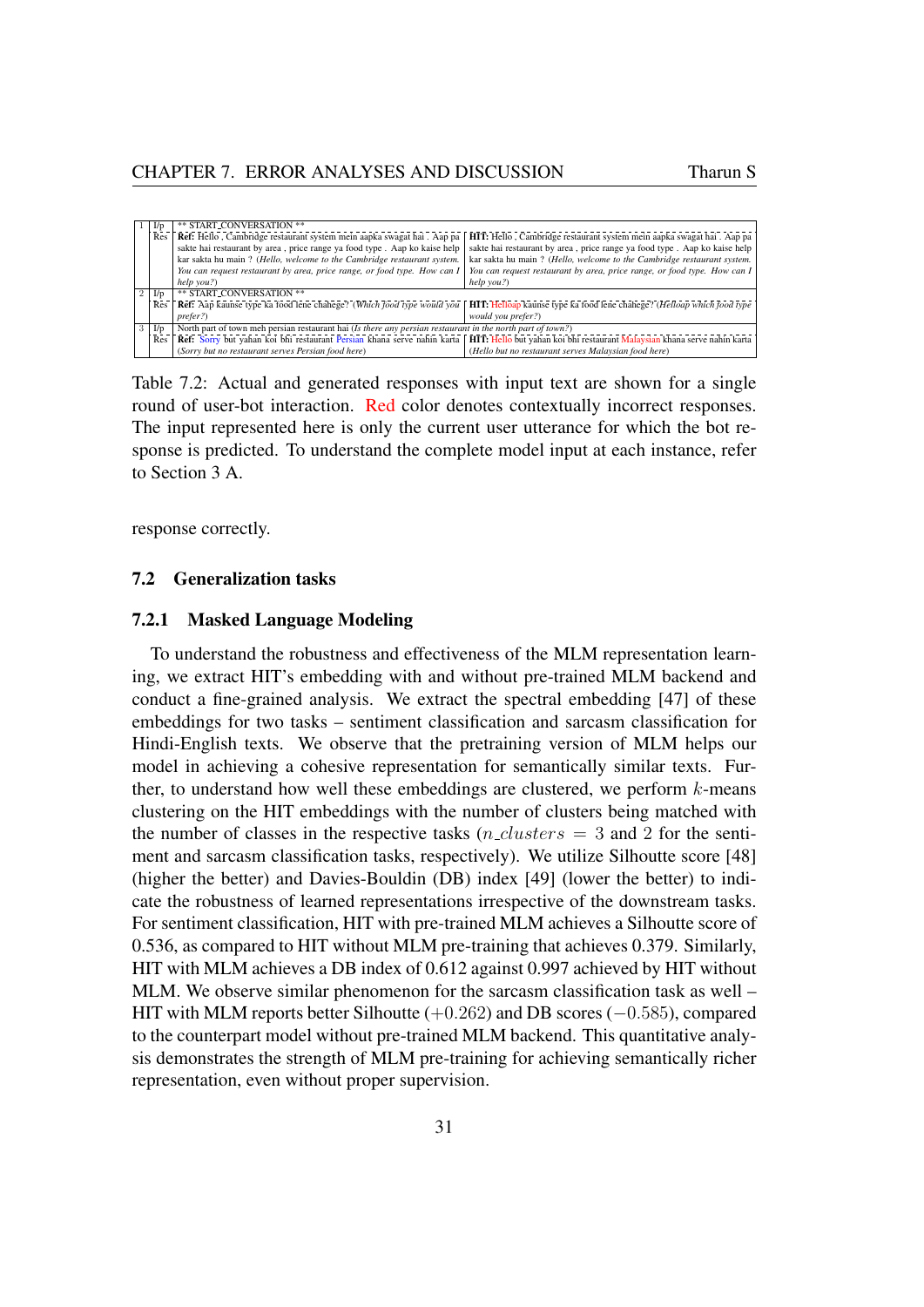| | | | |
|---|---|---|---|
| 1 | I/p | ** START_CONVERSATION ** | |
| | Res | **Ref:** Hello , Cambridge restaurant system mein aapka swagat hai . Aap pa sakte hai restaurant by area , price range ya food type . Aap ko kaise help kar sakta hu main ? (*Hello, welcome to the Cambridge restaurant system. You can request restaurant by area, price range, or food type. How can I help you?*) | **HIT:** Hello , Cambridge restaurant system mein aapka swagat hai . Aap pa sakte hai restaurant by area , price range ya food type . Aap ko kaise help kar sakta hu main ? (*Hello, welcome to the Cambridge restaurant system. You can request restaurant by area, price range, or food type. How can I help you?*) |
| 2 | I/p | ** START_CONVERSATION ** | |
| | Res | **Ref:** Aap kaunse type ka food lene chahege? (*Which food type would you prefer?*) | **HIT:** Helloap kaunse type ka food lene chahege? (*Helloap which food type would you prefer?*) |
| 3 | I/p | North part of town meh persian restaurant hai (*Is there any persian restaurant in the north part of town?*) | |
| | Res | **Ref:** Sorry but yahan koi bhi restaurant Persian khana serve nahin karta (*Sorry but no restaurant serves Persian food here*) | **HIT:** Hello but yahan koi bhi restaurant Malaysian khana serve nahin karta (*Hello but no restaurant serves Malaysian food here*) |

Table 7.2: Actual and generated responses with input text are shown for a single round of user-bot interaction. Red color denotes contextually incorrect responses. The input represented here is only the current user utterance for which the bot response is predicted. To understand the complete model input at each instance, refer to Section 3 A.

response correctly.

## 7.2 Generalization tasks

### 7.2.1 Masked Language Modeling

To understand the robustness and effectiveness of the MLM representation learning, we extract HIT's embedding with and without pre-trained MLM backend and conduct a fine-grained analysis. We extract the spectral embedding [47] of these embeddings for two tasks – sentiment classification and sarcasm classification for Hindi-English texts. We observe that the pretraining version of MLM helps our model in achieving a cohesive representation for semantically similar texts. Further, to understand how well these embeddings are clustered, we perform $k$-means clustering on the HIT embeddings with the number of clusters being matched with the number of classes in the respective tasks ($n\_clusters = 3$ and 2 for the sentiment and sarcasm classification tasks, respectively). We utilize Silhoutte score [48] (higher the better) and Davies-Bouldin (DB) index [49] (lower the better) to indicate the robustness of learned representations irrespective of the downstream tasks. For sentiment classification, HIT with pre-trained MLM achieves a Silhoutte score of 0.536, as compared to HIT without MLM pre-training that achieves 0.379. Similarly, HIT with MLM achieves a DB index of 0.612 against 0.997 achieved by HIT without MLM. We observe similar phenomenon for the sarcasm classification task as well – HIT with MLM reports better Silhoutte ($+0.262$) and DB scores ($-0.585$), compared to the counterpart model without pre-trained MLM backend. This quantitative analysis demonstrates the strength of MLM pre-training for achieving semantically richer representation, even without proper supervision.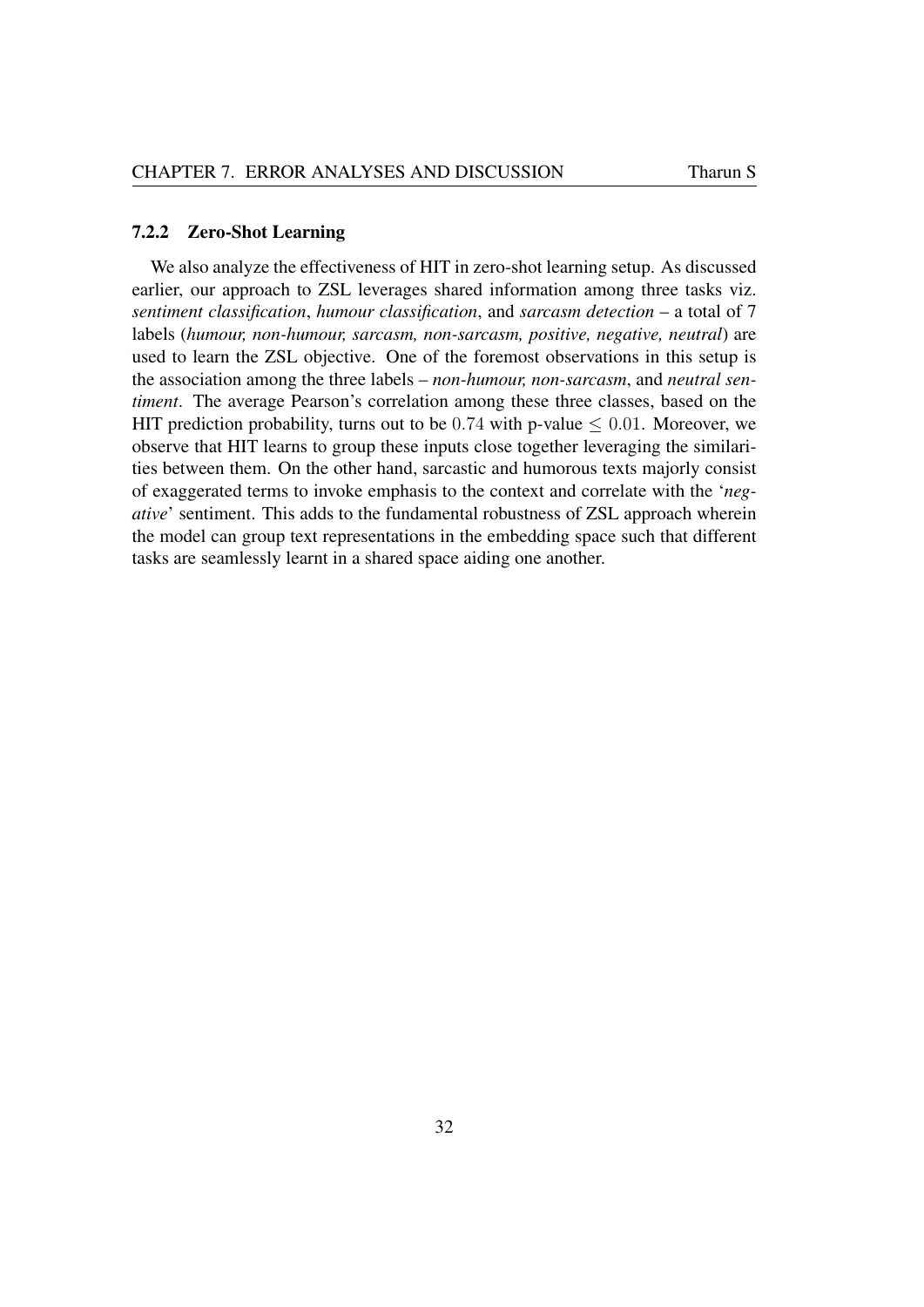### 7.2.2 Zero-Shot Learning

We also analyze the effectiveness of HIT in zero-shot learning setup. As discussed earlier, our approach to ZSL leverages shared information among three tasks viz. *sentiment classification*, *humour classification*, and *sarcasm detection* – a total of 7 labels (*humour, non-humour, sarcasm, non-sarcasm, positive, negative, neutral*) are used to learn the ZSL objective. One of the foremost observations in this setup is the association among the three labels – *non-humour, non-sarcasm*, and *neutral sentiment*. The average Pearson's correlation among these three classes, based on the HIT prediction probability, turns out to be $0.74$ with p-value $\leq 0.01$. Moreover, we observe that HIT learns to group these inputs close together leveraging the similarities between them. On the other hand, sarcastic and humorous texts majorly consist of exaggerated terms to invoke emphasis to the context and correlate with the '*negative*' sentiment. This adds to the fundamental robustness of ZSL approach wherein the model can group text representations in the embedding space such that different tasks are seamlessly learnt in a shared space aiding one another.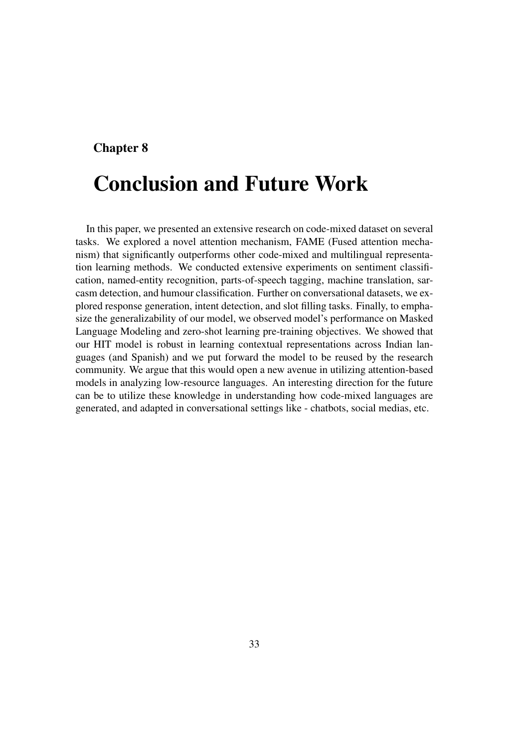**Chapter 8**

# Conclusion and Future Work

In this paper, we presented an extensive research on code-mixed dataset on several tasks. We explored a novel attention mechanism, FAME (Fused attention mechanism) that significantly outperforms other code-mixed and multilingual representation learning methods. We conducted extensive experiments on sentiment classification, named-entity recognition, parts-of-speech tagging, machine translation, sarcasm detection, and humour classification. Further on conversational datasets, we explored response generation, intent detection, and slot filling tasks. Finally, to emphasize the generalizability of our model, we observed model's performance on Masked Language Modeling and zero-shot learning pre-training objectives. We showed that our HIT model is robust in learning contextual representations across Indian languages (and Spanish) and we put forward the model to be reused by the research community. We argue that this would open a new avenue in utilizing attention-based models in analyzing low-resource languages. An interesting direction for the future can be to utilize these knowledge in understanding how code-mixed languages are generated, and adapted in conversational settings like - chatbots, social medias, etc.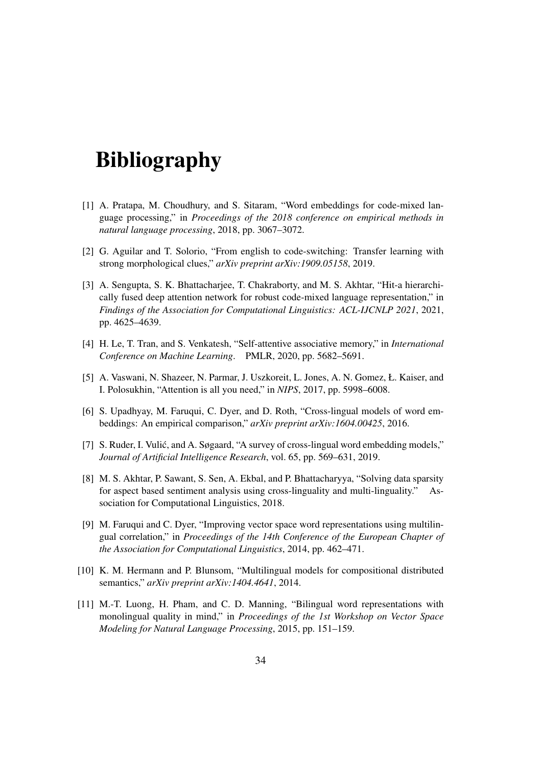# Bibliography

[1] A. Pratapa, M. Choudhury, and S. Sitaram, "Word embeddings for code-mixed language processing," in *Proceedings of the 2018 conference on empirical methods in natural language processing*, 2018, pp. 3067–3072.

[2] G. Aguilar and T. Solorio, "From english to code-switching: Transfer learning with strong morphological clues," *arXiv preprint arXiv:1909.05158*, 2019.

[3] A. Sengupta, S. K. Bhattacharjee, T. Chakraborty, and M. S. Akhtar, "Hit-a hierarchically fused deep attention network for robust code-mixed language representation," in *Findings of the Association for Computational Linguistics: ACL-IJCNLP 2021*, 2021, pp. 4625–4639.

[4] H. Le, T. Tran, and S. Venkatesh, "Self-attentive associative memory," in *International Conference on Machine Learning*. PMLR, 2020, pp. 5682–5691.

[5] A. Vaswani, N. Shazeer, N. Parmar, J. Uszkoreit, L. Jones, A. N. Gomez, Ł. Kaiser, and I. Polosukhin, "Attention is all you need," in *NIPS*, 2017, pp. 5998–6008.

[6] S. Upadhyay, M. Faruqui, C. Dyer, and D. Roth, "Cross-lingual models of word embeddings: An empirical comparison," *arXiv preprint arXiv:1604.00425*, 2016.

[7] S. Ruder, I. Vulić, and A. Søgaard, "A survey of cross-lingual word embedding models," *Journal of Artificial Intelligence Research*, vol. 65, pp. 569–631, 2019.

[8] M. S. Akhtar, P. Sawant, S. Sen, A. Ekbal, and P. Bhattacharyya, "Solving data sparsity for aspect based sentiment analysis using cross-linguality and multi-linguality." Association for Computational Linguistics, 2018.

[9] M. Faruqui and C. Dyer, "Improving vector space word representations using multilingual correlation," in *Proceedings of the 14th Conference of the European Chapter of the Association for Computational Linguistics*, 2014, pp. 462–471.

[10] K. M. Hermann and P. Blunsom, "Multilingual models for compositional distributed semantics," *arXiv preprint arXiv:1404.4641*, 2014.

[11] M.-T. Luong, H. Pham, and C. D. Manning, "Bilingual word representations with monolingual quality in mind," in *Proceedings of the 1st Workshop on Vector Space Modeling for Natural Language Processing*, 2015, pp. 151–159.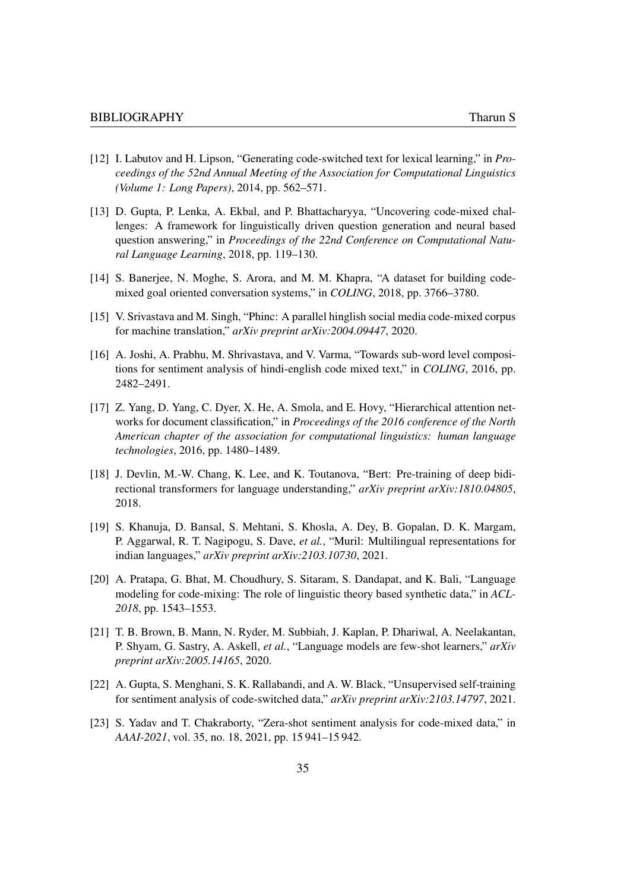[12] I. Labutov and H. Lipson, "Generating code-switched text for lexical learning," in *Proceedings of the 52nd Annual Meeting of the Association for Computational Linguistics (Volume 1: Long Papers)*, 2014, pp. 562–571.

[13] D. Gupta, P. Lenka, A. Ekbal, and P. Bhattacharyya, "Uncovering code-mixed challenges: A framework for linguistically driven question generation and neural based question answering," in *Proceedings of the 22nd Conference on Computational Natural Language Learning*, 2018, pp. 119–130.

[14] S. Banerjee, N. Moghe, S. Arora, and M. M. Khapra, "A dataset for building code-mixed goal oriented conversation systems," in *COLING*, 2018, pp. 3766–3780.

[15] V. Srivastava and M. Singh, "Phinc: A parallel hinglish social media code-mixed corpus for machine translation," *arXiv preprint arXiv:2004.09447*, 2020.

[16] A. Joshi, A. Prabhu, M. Shrivastava, and V. Varma, "Towards sub-word level compositions for sentiment analysis of hindi-english code mixed text," in *COLING*, 2016, pp. 2482–2491.

[17] Z. Yang, D. Yang, C. Dyer, X. He, A. Smola, and E. Hovy, "Hierarchical attention networks for document classification," in *Proceedings of the 2016 conference of the North American chapter of the association for computational linguistics: human language technologies*, 2016, pp. 1480–1489.

[18] J. Devlin, M.-W. Chang, K. Lee, and K. Toutanova, "Bert: Pre-training of deep bidirectional transformers for language understanding," *arXiv preprint arXiv:1810.04805*, 2018.

[19] S. Khanuja, D. Bansal, S. Mehtani, S. Khosla, A. Dey, B. Gopalan, D. K. Margam, P. Aggarwal, R. T. Nagipogu, S. Dave, *et al.*, "Muril: Multilingual representations for indian languages," *arXiv preprint arXiv:2103.10730*, 2021.

[20] A. Pratapa, G. Bhat, M. Choudhury, S. Sitaram, S. Dandapat, and K. Bali, "Language modeling for code-mixing: The role of linguistic theory based synthetic data," in *ACL-2018*, pp. 1543–1553.

[21] T. B. Brown, B. Mann, N. Ryder, M. Subbiah, J. Kaplan, P. Dhariwal, A. Neelakantan, P. Shyam, G. Sastry, A. Askell, *et al.*, "Language models are few-shot learners," *arXiv preprint arXiv:2005.14165*, 2020.

[22] A. Gupta, S. Menghani, S. K. Rallabandi, and A. W. Black, "Unsupervised self-training for sentiment analysis of code-switched data," *arXiv preprint arXiv:2103.14797*, 2021.

[23] S. Yadav and T. Chakraborty, "Zera-shot sentiment analysis for code-mixed data," in *AAAI-2021*, vol. 35, no. 18, 2021, pp. 15 941–15 942.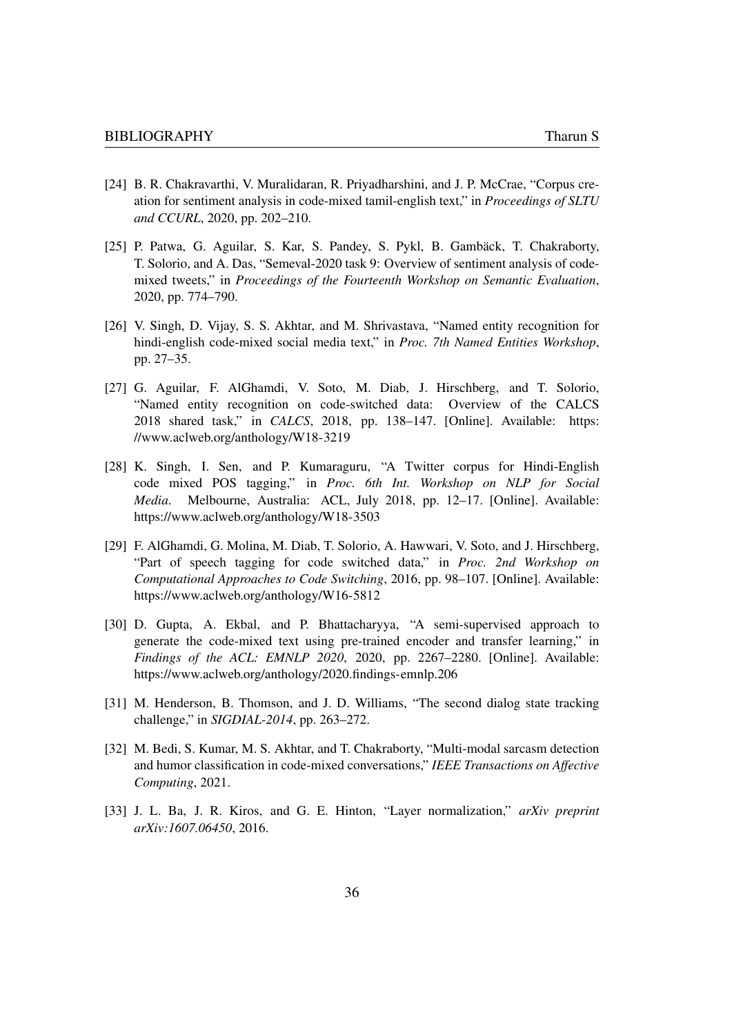[24] B. R. Chakravarthi, V. Muralidaran, R. Priyadharshini, and J. P. McCrae, "Corpus creation for sentiment analysis in code-mixed tamil-english text," in *Proceedings of SLTU and CCURL*, 2020, pp. 202–210.

[25] P. Patwa, G. Aguilar, S. Kar, S. Pandey, S. Pykl, B. Gambäck, T. Chakraborty, T. Solorio, and A. Das, "Semeval-2020 task 9: Overview of sentiment analysis of code-mixed tweets," in *Proceedings of the Fourteenth Workshop on Semantic Evaluation*, 2020, pp. 774–790.

[26] V. Singh, D. Vijay, S. S. Akhtar, and M. Shrivastava, "Named entity recognition for hindi-english code-mixed social media text," in *Proc. 7th Named Entities Workshop*, pp. 27–35.

[27] G. Aguilar, F. AlGhamdi, V. Soto, M. Diab, J. Hirschberg, and T. Solorio, "Named entity recognition on code-switched data: Overview of the CALCS 2018 shared task," in *CALCS*, 2018, pp. 138–147. [Online]. Available: https://www.aclweb.org/anthology/W18-3219

[28] K. Singh, I. Sen, and P. Kumaraguru, "A Twitter corpus for Hindi-English code mixed POS tagging," in *Proc. 6th Int. Workshop on NLP for Social Media*. Melbourne, Australia: ACL, July 2018, pp. 12–17. [Online]. Available: https://www.aclweb.org/anthology/W18-3503

[29] F. AlGhamdi, G. Molina, M. Diab, T. Solorio, A. Hawwari, V. Soto, and J. Hirschberg, "Part of speech tagging for code switched data," in *Proc. 2nd Workshop on Computational Approaches to Code Switching*, 2016, pp. 98–107. [Online]. Available: https://www.aclweb.org/anthology/W16-5812

[30] D. Gupta, A. Ekbal, and P. Bhattacharyya, "A semi-supervised approach to generate the code-mixed text using pre-trained encoder and transfer learning," in *Findings of the ACL: EMNLP 2020*, 2020, pp. 2267–2280. [Online]. Available: https://www.aclweb.org/anthology/2020.findings-emnlp.206

[31] M. Henderson, B. Thomson, and J. D. Williams, "The second dialog state tracking challenge," in *SIGDIAL-2014*, pp. 263–272.

[32] M. Bedi, S. Kumar, M. S. Akhtar, and T. Chakraborty, "Multi-modal sarcasm detection and humor classification in code-mixed conversations," *IEEE Transactions on Affective Computing*, 2021.

[33] J. L. Ba, J. R. Kiros, and G. E. Hinton, "Layer normalization," *arXiv preprint arXiv:1607.06450*, 2016.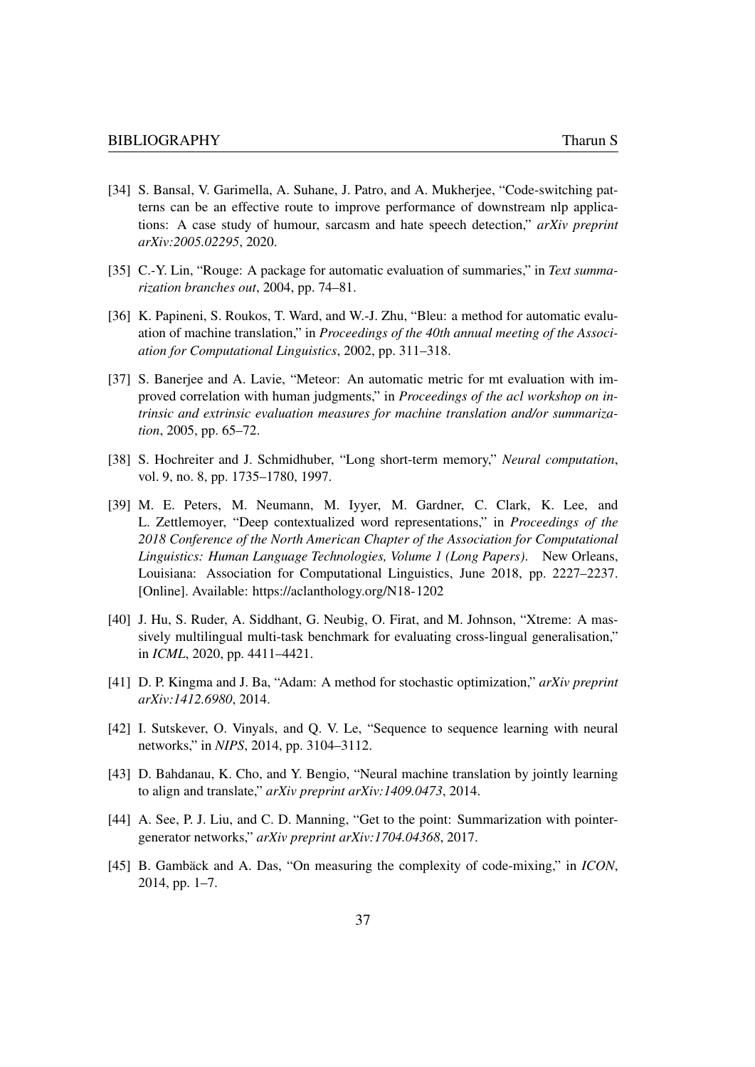[34] S. Bansal, V. Garimella, A. Suhane, J. Patro, and A. Mukherjee, "Code-switching patterns can be an effective route to improve performance of downstream nlp applications: A case study of humour, sarcasm and hate speech detection," *arXiv preprint arXiv:2005.02295*, 2020.

[35] C.-Y. Lin, "Rouge: A package for automatic evaluation of summaries," in *Text summarization branches out*, 2004, pp. 74–81.

[36] K. Papineni, S. Roukos, T. Ward, and W.-J. Zhu, "Bleu: a method for automatic evaluation of machine translation," in *Proceedings of the 40th annual meeting of the Association for Computational Linguistics*, 2002, pp. 311–318.

[37] S. Banerjee and A. Lavie, "Meteor: An automatic metric for mt evaluation with improved correlation with human judgments," in *Proceedings of the acl workshop on intrinsic and extrinsic evaluation measures for machine translation and/or summarization*, 2005, pp. 65–72.

[38] S. Hochreiter and J. Schmidhuber, "Long short-term memory," *Neural computation*, vol. 9, no. 8, pp. 1735–1780, 1997.

[39] M. E. Peters, M. Neumann, M. Iyyer, M. Gardner, C. Clark, K. Lee, and L. Zettlemoyer, "Deep contextualized word representations," in *Proceedings of the 2018 Conference of the North American Chapter of the Association for Computational Linguistics: Human Language Technologies, Volume 1 (Long Papers)*. New Orleans, Louisiana: Association for Computational Linguistics, June 2018, pp. 2227–2237. [Online]. Available: https://aclanthology.org/N18-1202

[40] J. Hu, S. Ruder, A. Siddhant, G. Neubig, O. Firat, and M. Johnson, "Xtreme: A massively multilingual multi-task benchmark for evaluating cross-lingual generalisation," in *ICML*, 2020, pp. 4411–4421.

[41] D. P. Kingma and J. Ba, "Adam: A method for stochastic optimization," *arXiv preprint arXiv:1412.6980*, 2014.

[42] I. Sutskever, O. Vinyals, and Q. V. Le, "Sequence to sequence learning with neural networks," in *NIPS*, 2014, pp. 3104–3112.

[43] D. Bahdanau, K. Cho, and Y. Bengio, "Neural machine translation by jointly learning to align and translate," *arXiv preprint arXiv:1409.0473*, 2014.

[44] A. See, P. J. Liu, and C. D. Manning, "Get to the point: Summarization with pointer-generator networks," *arXiv preprint arXiv:1704.04368*, 2017.

[45] B. Gambäck and A. Das, "On measuring the complexity of code-mixing," in *ICON*, 2014, pp. 1–7.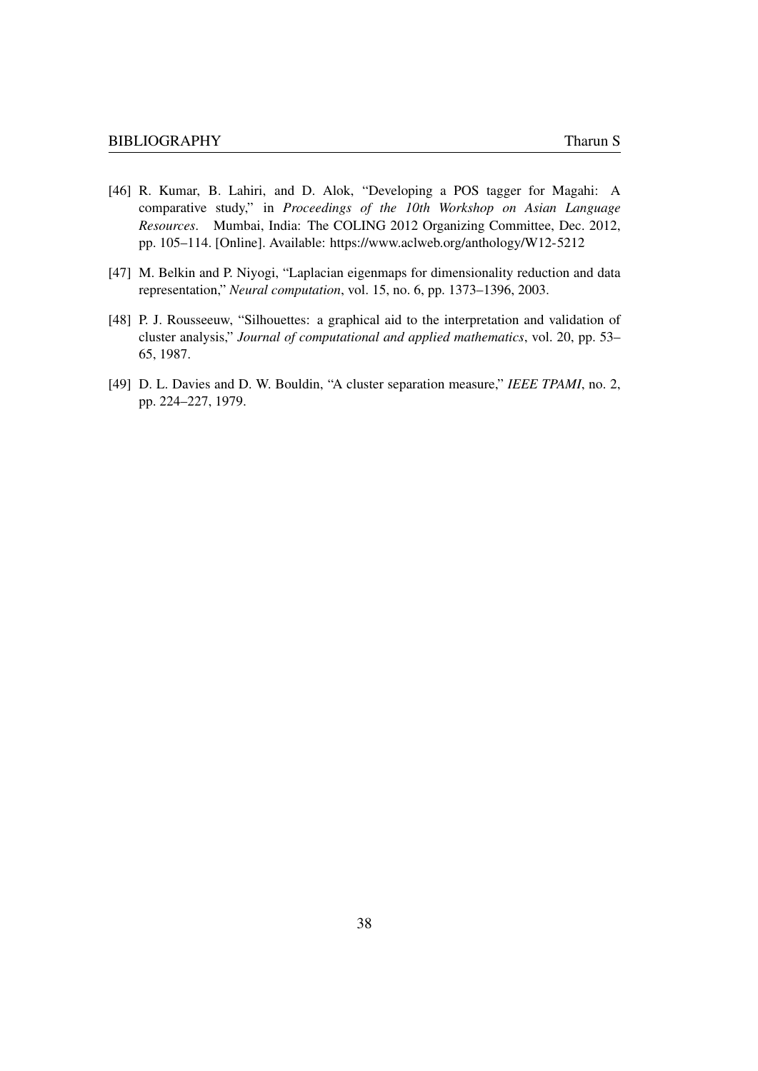[46] R. Kumar, B. Lahiri, and D. Alok, "Developing a POS tagger for Magahi: A comparative study," in *Proceedings of the 10th Workshop on Asian Language Resources*. Mumbai, India: The COLING 2012 Organizing Committee, Dec. 2012, pp. 105–114. [Online]. Available: https://www.aclweb.org/anthology/W12-5212

[47] M. Belkin and P. Niyogi, "Laplacian eigenmaps for dimensionality reduction and data representation," *Neural computation*, vol. 15, no. 6, pp. 1373–1396, 2003.

[48] P. J. Rousseeuw, "Silhouettes: a graphical aid to the interpretation and validation of cluster analysis," *Journal of computational and applied mathematics*, vol. 20, pp. 53–65, 1987.

[49] D. L. Davies and D. W. Bouldin, "A cluster separation measure," *IEEE TPAMI*, no. 2, pp. 224–227, 1979.